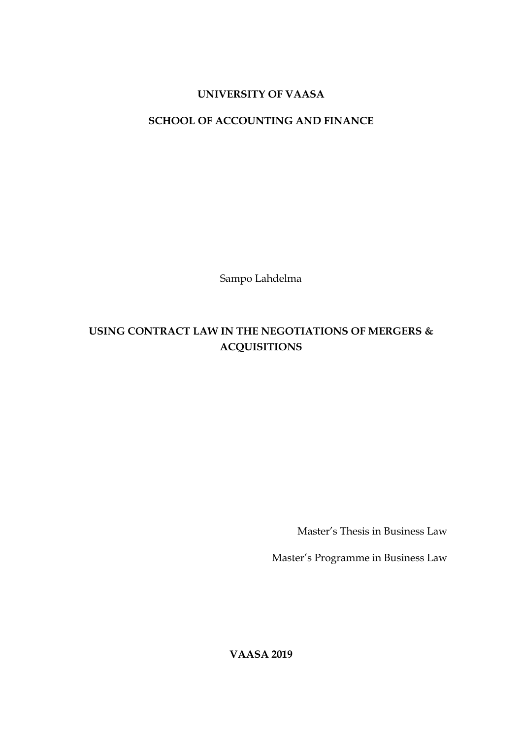**UNIVERSITY OF VAASA**

**SCHOOL OF ACCOUNTING AND FINANCE**

Sampo Lahdelma

# USING CONTRACT LAW IN THE NEGOTIATIONS OF MERGERS & ACQUISITIONS

Master's Thesis in Business Law

Master's Programme in Business Law

**VAASA 2019**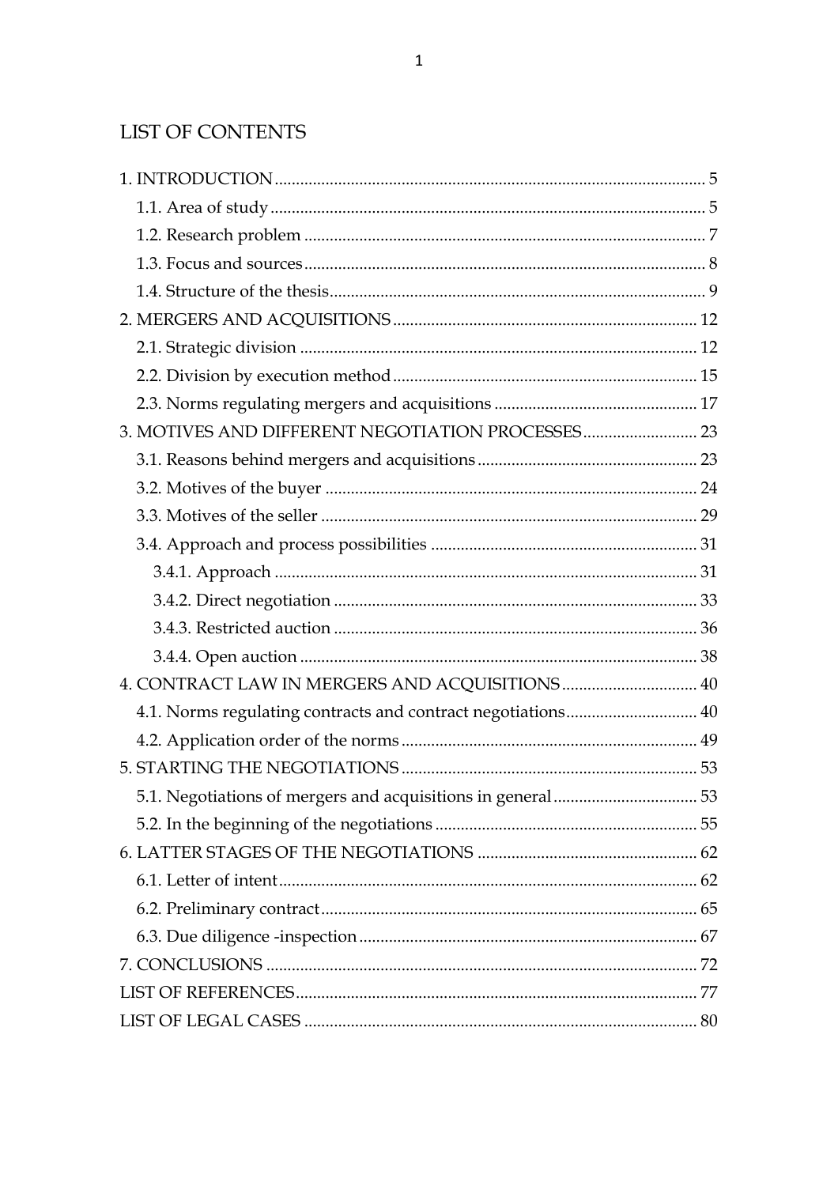# LIST OF CONTENTS

1. INTRODUCTION ........................................................................................ 5
   - 1.1. Area of study ........................................................................................ 5
   - 1.2. Research problem ........................................................................................ 7
   - 1.3. Focus and sources ........................................................................................ 8
   - 1.4. Structure of the thesis ........................................................................................ 9
2. MERGERS AND ACQUISITIONS ........................................................................................ 12
   - 2.1. Strategic division ........................................................................................ 12
   - 2.2. Division by execution method ........................................................................................ 15
   - 2.3. Norms regulating mergers and acquisitions ........................................................................................ 17
3. MOTIVES AND DIFFERENT NEGOTIATION PROCESSES ........................................................................................ 23
   - 3.1. Reasons behind mergers and acquisitions ........................................................................................ 23
   - 3.2. Motives of the buyer ........................................................................................ 24
   - 3.3. Motives of the seller ........................................................................................ 29
   - 3.4. Approach and process possibilities ........................................................................................ 31
     - 3.4.1. Approach ........................................................................................ 31
     - 3.4.2. Direct negotiation ........................................................................................ 33
     - 3.4.3. Restricted auction ........................................................................................ 36
     - 3.4.4. Open auction ........................................................................................ 38
4. CONTRACT LAW IN MERGERS AND ACQUISITIONS ........................................................................................ 40
   - 4.1. Norms regulating contracts and contract negotiations ........................................................................................ 40
   - 4.2. Application order of the norms ........................................................................................ 49
5. STARTING THE NEGOTIATIONS ........................................................................................ 53
   - 5.1. Negotiations of mergers and acquisitions in general ........................................................................................ 53
   - 5.2. In the beginning of the negotiations ........................................................................................ 55
6. LATTER STAGES OF THE NEGOTIATIONS ........................................................................................ 62
   - 6.1. Letter of intent ........................................................................................ 62
   - 6.2. Preliminary contract ........................................................................................ 65
   - 6.3. Due diligence -inspection ........................................................................................ 67
7. CONCLUSIONS ........................................................................................ 72

LIST OF REFERENCES ........................................................................................ 77

LIST OF LEGAL CASES ........................................................................................ 80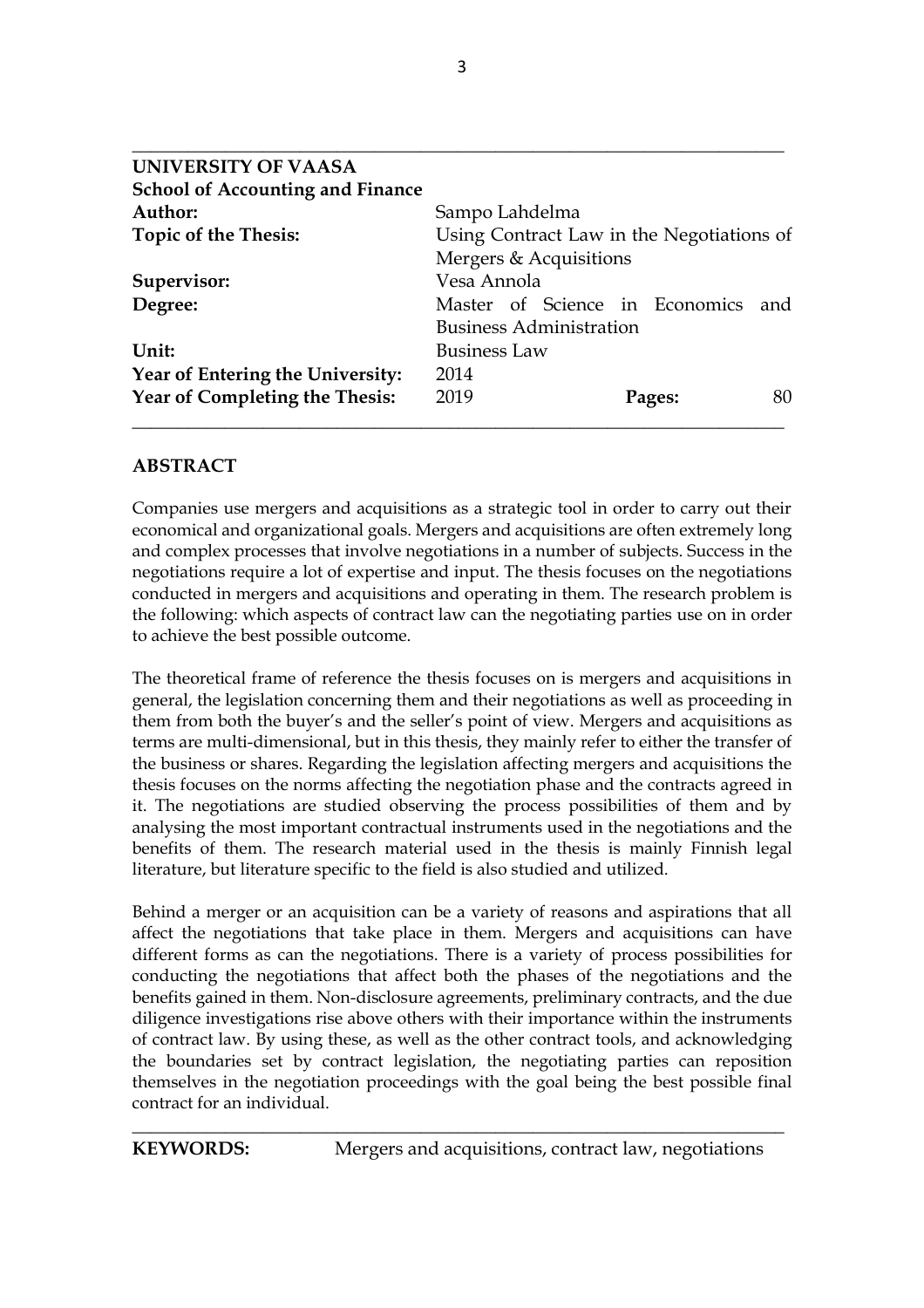**UNIVERSITY OF VAASA**
**School of Accounting and Finance**

| | | | |
|---|---|---|---|
| **Author:** | Sampo Lahdelma | | |
| **Topic of the Thesis:** | Using Contract Law in the Negotiations of Mergers & Acquisitions | | |
| **Supervisor:** | Vesa Annola | | |
| **Degree:** | Master of Science in Economics and Business Administration | | |
| **Unit:** | Business Law | | |
| **Year of Entering the University:** | 2014 | | |
| **Year of Completing the Thesis:** | 2019 | **Pages:** | 80 |

## ABSTRACT

Companies use mergers and acquisitions as a strategic tool in order to carry out their economical and organizational goals. Mergers and acquisitions are often extremely long and complex processes that involve negotiations in a number of subjects. Success in the negotiations require a lot of expertise and input. The thesis focuses on the negotiations conducted in mergers and acquisitions and operating in them. The research problem is the following: which aspects of contract law can the negotiating parties use on in order to achieve the best possible outcome.

The theoretical frame of reference the thesis focuses on is mergers and acquisitions in general, the legislation concerning them and their negotiations as well as proceeding in them from both the buyer's and the seller's point of view. Mergers and acquisitions as terms are multi-dimensional, but in this thesis, they mainly refer to either the transfer of the business or shares. Regarding the legislation affecting mergers and acquisitions the thesis focuses on the norms affecting the negotiation phase and the contracts agreed in it. The negotiations are studied observing the process possibilities of them and by analysing the most important contractual instruments used in the negotiations and the benefits of them. The research material used in the thesis is mainly Finnish legal literature, but literature specific to the field is also studied and utilized.

Behind a merger or an acquisition can be a variety of reasons and aspirations that all affect the negotiations that take place in them. Mergers and acquisitions can have different forms as can the negotiations. There is a variety of process possibilities for conducting the negotiations that affect both the phases of the negotiations and the benefits gained in them. Non-disclosure agreements, preliminary contracts, and the due diligence investigations rise above others with their importance within the instruments of contract law. By using these, as well as the other contract tools, and acknowledging the boundaries set by contract legislation, the negotiating parties can reposition themselves in the negotiation proceedings with the goal being the best possible final contract for an individual.

**KEYWORDS:** Mergers and acquisitions, contract law, negotiations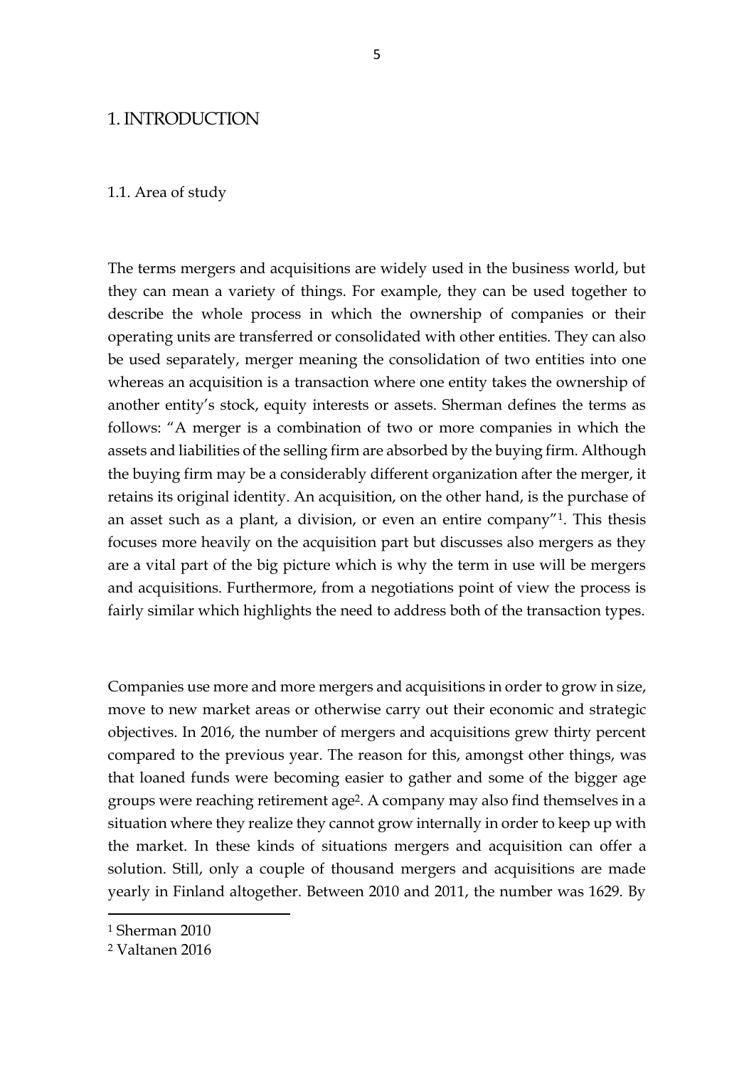# 1. INTRODUCTION

## 1.1. Area of study

The terms mergers and acquisitions are widely used in the business world, but they can mean a variety of things. For example, they can be used together to describe the whole process in which the ownership of companies or their operating units are transferred or consolidated with other entities. They can also be used separately, merger meaning the consolidation of two entities into one whereas an acquisition is a transaction where one entity takes the ownership of another entity's stock, equity interests or assets. Sherman defines the terms as follows: "A merger is a combination of two or more companies in which the assets and liabilities of the selling firm are absorbed by the buying firm. Although the buying firm may be a considerably different organization after the merger, it retains its original identity. An acquisition, on the other hand, is the purchase of an asset such as a plant, a division, or even an entire company"[1]. This thesis focuses more heavily on the acquisition part but discusses also mergers as they are a vital part of the big picture which is why the term in use will be mergers and acquisitions. Furthermore, from a negotiations point of view the process is fairly similar which highlights the need to address both of the transaction types.

Companies use more and more mergers and acquisitions in order to grow in size, move to new market areas or otherwise carry out their economic and strategic objectives. In 2016, the number of mergers and acquisitions grew thirty percent compared to the previous year. The reason for this, amongst other things, was that loaned funds were becoming easier to gather and some of the bigger age groups were reaching retirement age[2]. A company may also find themselves in a situation where they realize they cannot grow internally in order to keep up with the market. In these kinds of situations mergers and acquisition can offer a solution. Still, only a couple of thousand mergers and acquisitions are made yearly in Finland altogether. Between 2010 and 2011, the number was 1629. By

[1] Sherman 2010

[2] Valtanen 2016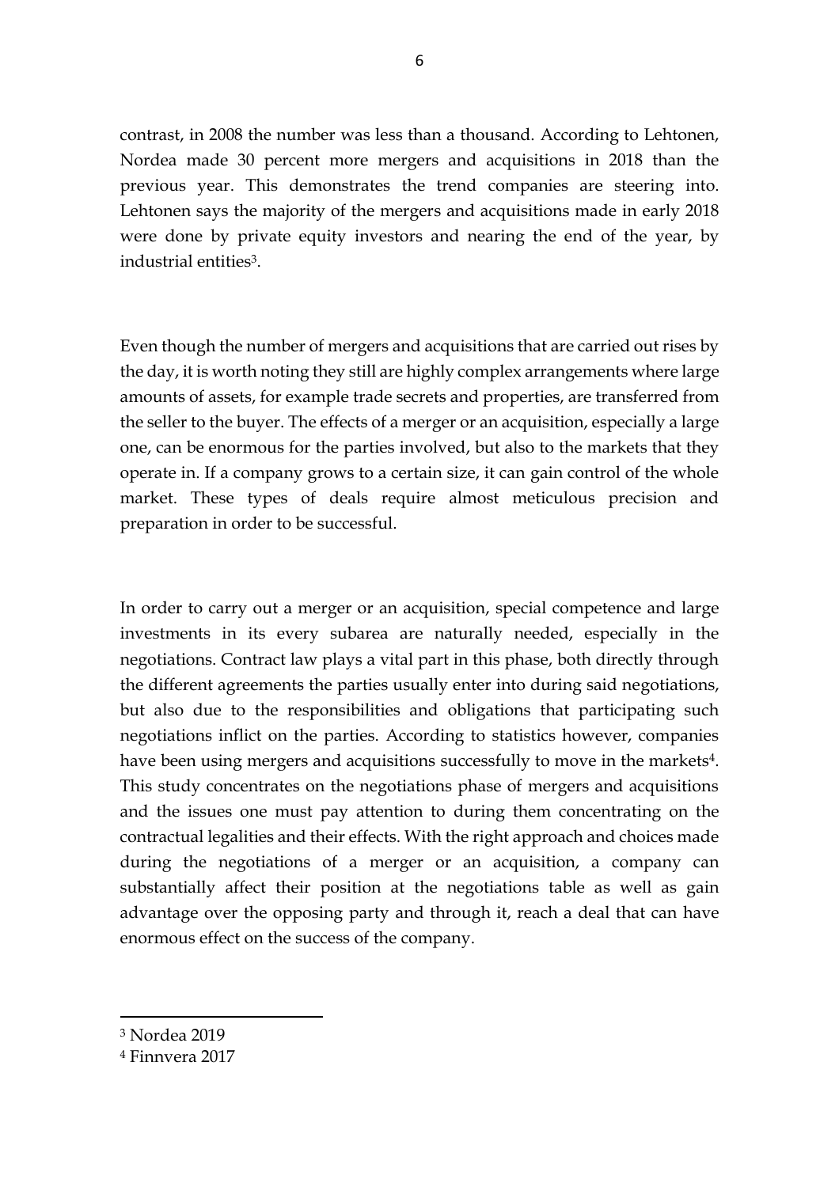contrast, in 2008 the number was less than a thousand. According to Lehtonen, Nordea made 30 percent more mergers and acquisitions in 2018 than the previous year. This demonstrates the trend companies are steering into. Lehtonen says the majority of the mergers and acquisitions made in early 2018 were done by private equity investors and nearing the end of the year, by industrial entities[3].

Even though the number of mergers and acquisitions that are carried out rises by the day, it is worth noting they still are highly complex arrangements where large amounts of assets, for example trade secrets and properties, are transferred from the seller to the buyer. The effects of a merger or an acquisition, especially a large one, can be enormous for the parties involved, but also to the markets that they operate in. If a company grows to a certain size, it can gain control of the whole market. These types of deals require almost meticulous precision and preparation in order to be successful.

In order to carry out a merger or an acquisition, special competence and large investments in its every subarea are naturally needed, especially in the negotiations. Contract law plays a vital part in this phase, both directly through the different agreements the parties usually enter into during said negotiations, but also due to the responsibilities and obligations that participating such negotiations inflict on the parties. According to statistics however, companies have been using mergers and acquisitions successfully to move in the markets[4]. This study concentrates on the negotiations phase of mergers and acquisitions and the issues one must pay attention to during them concentrating on the contractual legalities and their effects. With the right approach and choices made during the negotiations of a merger or an acquisition, a company can substantially affect their position at the negotiations table as well as gain advantage over the opposing party and through it, reach a deal that can have enormous effect on the success of the company.

[3] Nordea 2019

[4] Finnvera 2017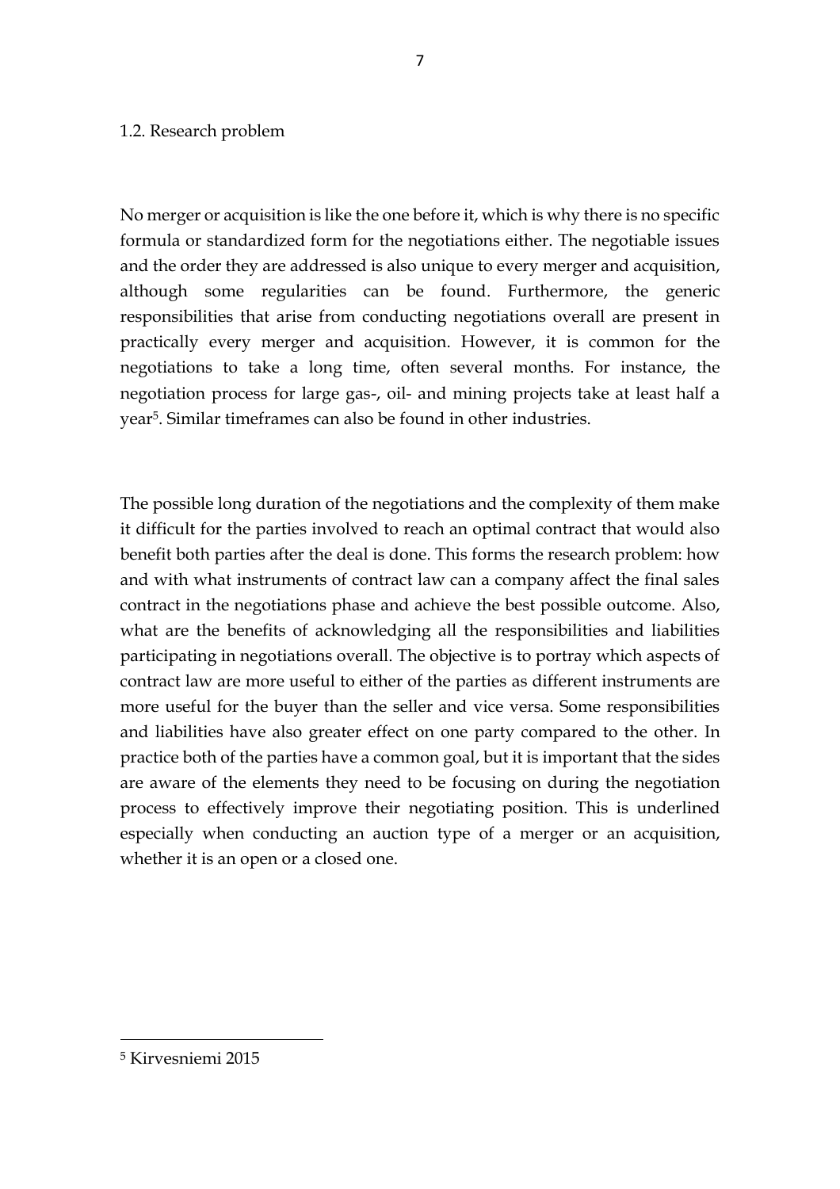## 1.2. Research problem

No merger or acquisition is like the one before it, which is why there is no specific formula or standardized form for the negotiations either. The negotiable issues and the order they are addressed is also unique to every merger and acquisition, although some regularities can be found. Furthermore, the generic responsibilities that arise from conducting negotiations overall are present in practically every merger and acquisition. However, it is common for the negotiations to take a long time, often several months. For instance, the negotiation process for large gas-, oil- and mining projects take at least half a year[5]. Similar timeframes can also be found in other industries.

The possible long duration of the negotiations and the complexity of them make it difficult for the parties involved to reach an optimal contract that would also benefit both parties after the deal is done. This forms the research problem: how and with what instruments of contract law can a company affect the final sales contract in the negotiations phase and achieve the best possible outcome. Also, what are the benefits of acknowledging all the responsibilities and liabilities participating in negotiations overall. The objective is to portray which aspects of contract law are more useful to either of the parties as different instruments are more useful for the buyer than the seller and vice versa. Some responsibilities and liabilities have also greater effect on one party compared to the other. In practice both of the parties have a common goal, but it is important that the sides are aware of the elements they need to be focusing on during the negotiation process to effectively improve their negotiating position. This is underlined especially when conducting an auction type of a merger or an acquisition, whether it is an open or a closed one.

---

[5] Kirvesniemi 2015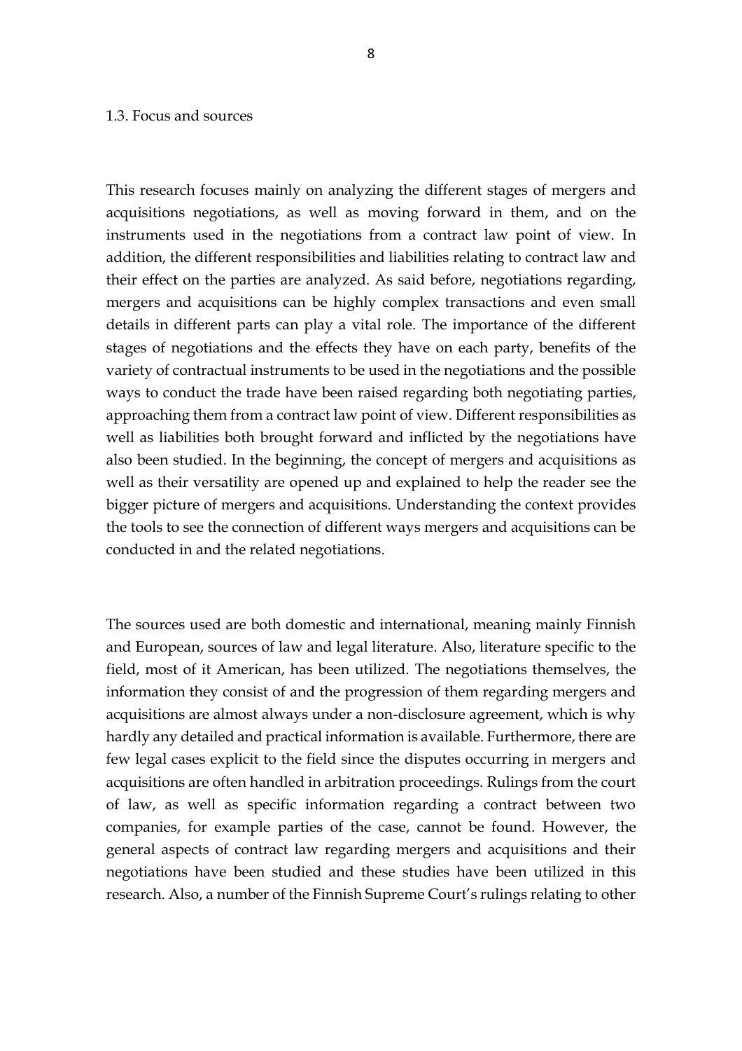## 1.3. Focus and sources

This research focuses mainly on analyzing the different stages of mergers and acquisitions negotiations, as well as moving forward in them, and on the instruments used in the negotiations from a contract law point of view. In addition, the different responsibilities and liabilities relating to contract law and their effect on the parties are analyzed. As said before, negotiations regarding, mergers and acquisitions can be highly complex transactions and even small details in different parts can play a vital role. The importance of the different stages of negotiations and the effects they have on each party, benefits of the variety of contractual instruments to be used in the negotiations and the possible ways to conduct the trade have been raised regarding both negotiating parties, approaching them from a contract law point of view. Different responsibilities as well as liabilities both brought forward and inflicted by the negotiations have also been studied. In the beginning, the concept of mergers and acquisitions as well as their versatility are opened up and explained to help the reader see the bigger picture of mergers and acquisitions. Understanding the context provides the tools to see the connection of different ways mergers and acquisitions can be conducted in and the related negotiations.

The sources used are both domestic and international, meaning mainly Finnish and European, sources of law and legal literature. Also, literature specific to the field, most of it American, has been utilized. The negotiations themselves, the information they consist of and the progression of them regarding mergers and acquisitions are almost always under a non-disclosure agreement, which is why hardly any detailed and practical information is available. Furthermore, there are few legal cases explicit to the field since the disputes occurring in mergers and acquisitions are often handled in arbitration proceedings. Rulings from the court of law, as well as specific information regarding a contract between two companies, for example parties of the case, cannot be found. However, the general aspects of contract law regarding mergers and acquisitions and their negotiations have been studied and these studies have been utilized in this research. Also, a number of the Finnish Supreme Court's rulings relating to other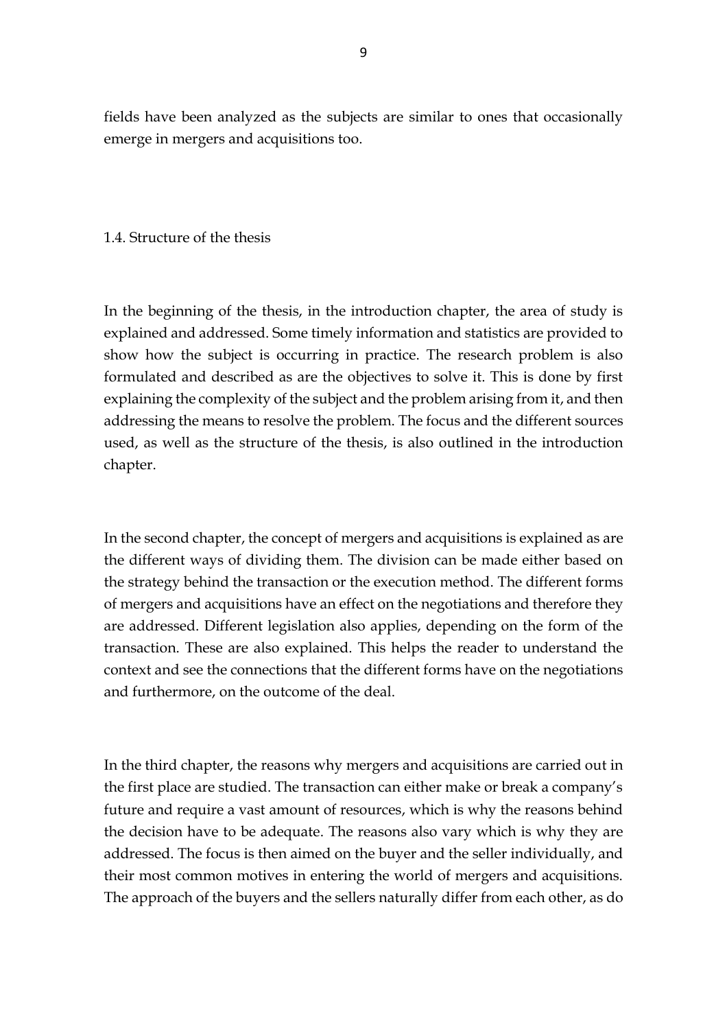fields have been analyzed as the subjects are similar to ones that occasionally emerge in mergers and acquisitions too.

## 1.4. Structure of the thesis

In the beginning of the thesis, in the introduction chapter, the area of study is explained and addressed. Some timely information and statistics are provided to show how the subject is occurring in practice. The research problem is also formulated and described as are the objectives to solve it. This is done by first explaining the complexity of the subject and the problem arising from it, and then addressing the means to resolve the problem. The focus and the different sources used, as well as the structure of the thesis, is also outlined in the introduction chapter.

In the second chapter, the concept of mergers and acquisitions is explained as are the different ways of dividing them. The division can be made either based on the strategy behind the transaction or the execution method. The different forms of mergers and acquisitions have an effect on the negotiations and therefore they are addressed. Different legislation also applies, depending on the form of the transaction. These are also explained. This helps the reader to understand the context and see the connections that the different forms have on the negotiations and furthermore, on the outcome of the deal.

In the third chapter, the reasons why mergers and acquisitions are carried out in the first place are studied. The transaction can either make or break a company's future and require a vast amount of resources, which is why the reasons behind the decision have to be adequate. The reasons also vary which is why they are addressed. The focus is then aimed on the buyer and the seller individually, and their most common motives in entering the world of mergers and acquisitions. The approach of the buyers and the sellers naturally differ from each other, as do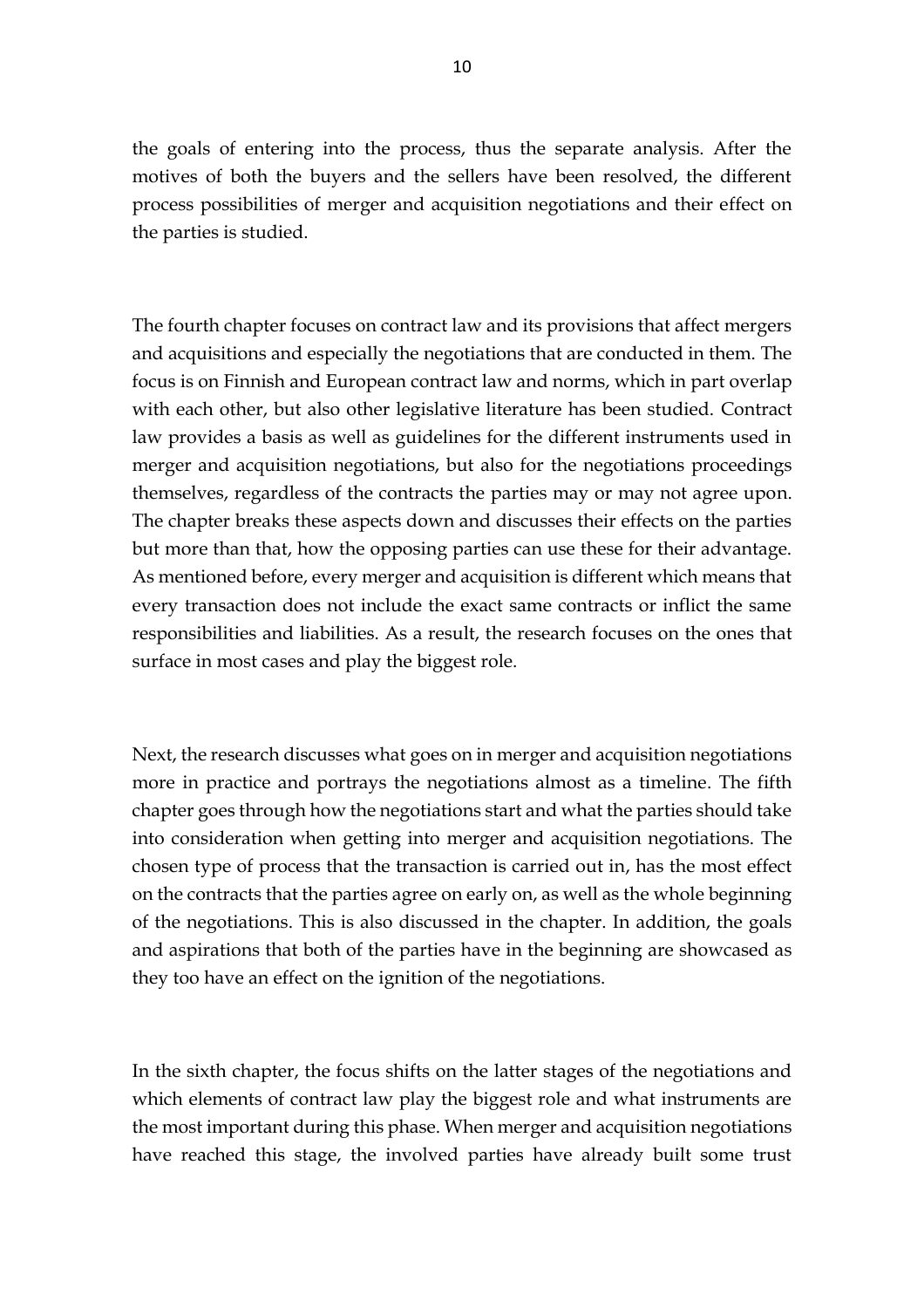the goals of entering into the process, thus the separate analysis. After the motives of both the buyers and the sellers have been resolved, the different process possibilities of merger and acquisition negotiations and their effect on the parties is studied.

The fourth chapter focuses on contract law and its provisions that affect mergers and acquisitions and especially the negotiations that are conducted in them. The focus is on Finnish and European contract law and norms, which in part overlap with each other, but also other legislative literature has been studied. Contract law provides a basis as well as guidelines for the different instruments used in merger and acquisition negotiations, but also for the negotiations proceedings themselves, regardless of the contracts the parties may or may not agree upon. The chapter breaks these aspects down and discusses their effects on the parties but more than that, how the opposing parties can use these for their advantage. As mentioned before, every merger and acquisition is different which means that every transaction does not include the exact same contracts or inflict the same responsibilities and liabilities. As a result, the research focuses on the ones that surface in most cases and play the biggest role.

Next, the research discusses what goes on in merger and acquisition negotiations more in practice and portrays the negotiations almost as a timeline. The fifth chapter goes through how the negotiations start and what the parties should take into consideration when getting into merger and acquisition negotiations. The chosen type of process that the transaction is carried out in, has the most effect on the contracts that the parties agree on early on, as well as the whole beginning of the negotiations. This is also discussed in the chapter. In addition, the goals and aspirations that both of the parties have in the beginning are showcased as they too have an effect on the ignition of the negotiations.

In the sixth chapter, the focus shifts on the latter stages of the negotiations and which elements of contract law play the biggest role and what instruments are the most important during this phase. When merger and acquisition negotiations have reached this stage, the involved parties have already built some trust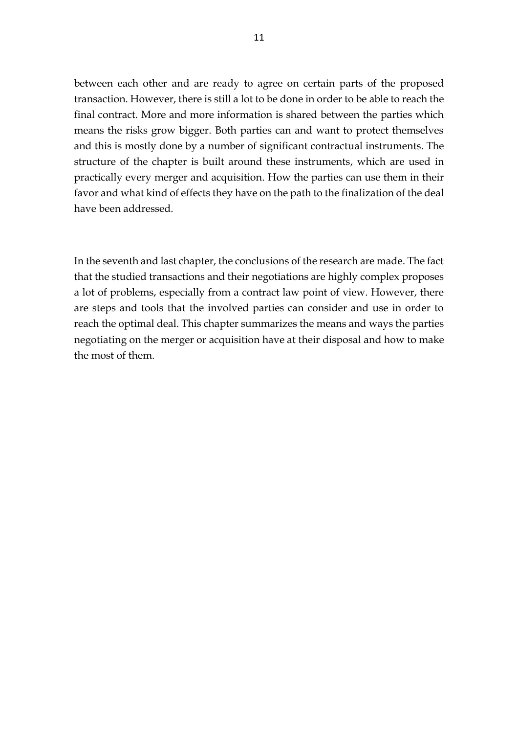between each other and are ready to agree on certain parts of the proposed transaction. However, there is still a lot to be done in order to be able to reach the final contract. More and more information is shared between the parties which means the risks grow bigger. Both parties can and want to protect themselves and this is mostly done by a number of significant contractual instruments. The structure of the chapter is built around these instruments, which are used in practically every merger and acquisition. How the parties can use them in their favor and what kind of effects they have on the path to the finalization of the deal have been addressed.

In the seventh and last chapter, the conclusions of the research are made. The fact that the studied transactions and their negotiations are highly complex proposes a lot of problems, especially from a contract law point of view. However, there are steps and tools that the involved parties can consider and use in order to reach the optimal deal. This chapter summarizes the means and ways the parties negotiating on the merger or acquisition have at their disposal and how to make the most of them.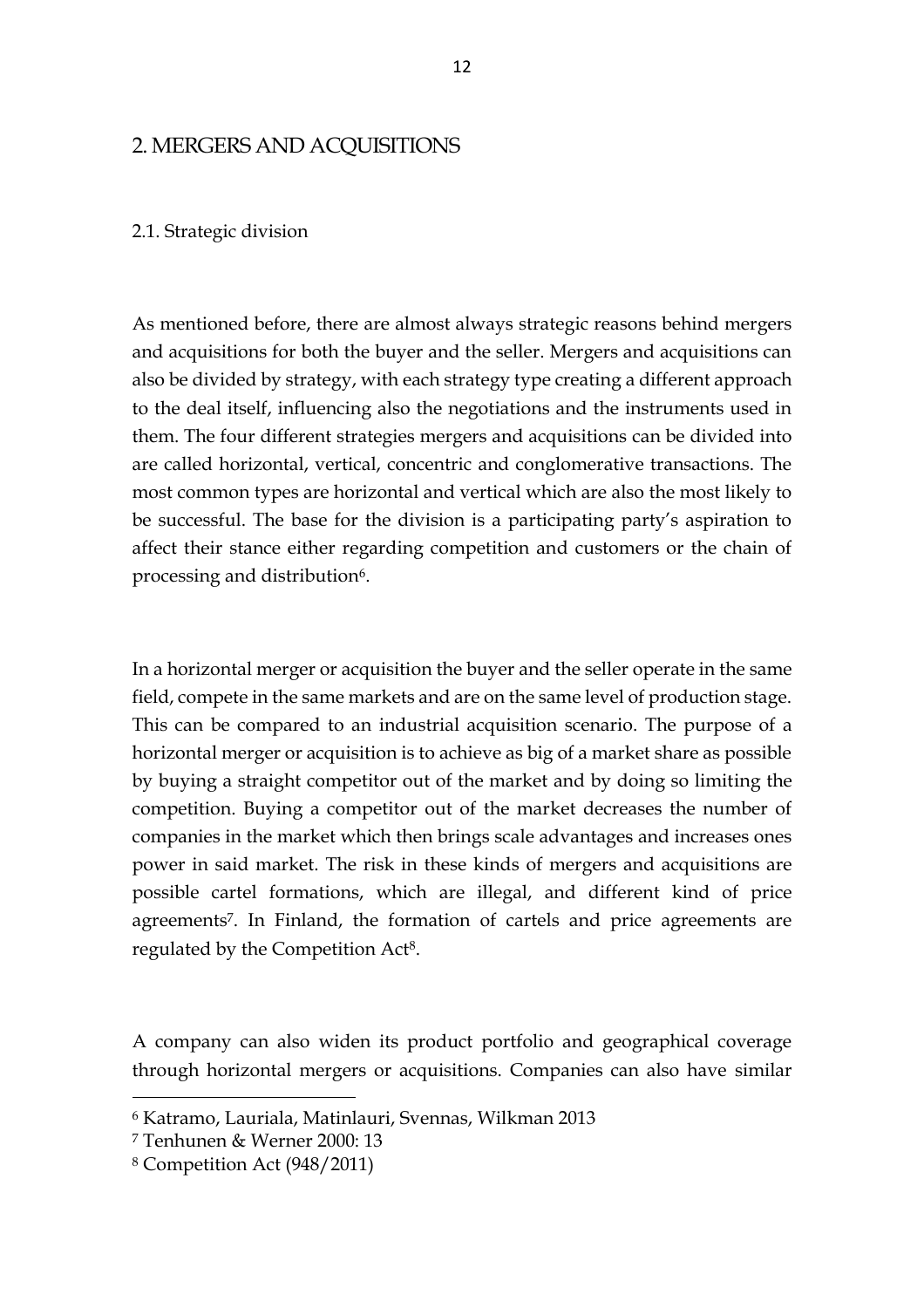## 2. MERGERS AND ACQUISITIONS

### 2.1. Strategic division

As mentioned before, there are almost always strategic reasons behind mergers and acquisitions for both the buyer and the seller. Mergers and acquisitions can also be divided by strategy, with each strategy type creating a different approach to the deal itself, influencing also the negotiations and the instruments used in them. The four different strategies mergers and acquisitions can be divided into are called horizontal, vertical, concentric and conglomerative transactions. The most common types are horizontal and vertical which are also the most likely to be successful. The base for the division is a participating party's aspiration to affect their stance either regarding competition and customers or the chain of processing and distribution[6].

In a horizontal merger or acquisition the buyer and the seller operate in the same field, compete in the same markets and are on the same level of production stage. This can be compared to an industrial acquisition scenario. The purpose of a horizontal merger or acquisition is to achieve as big of a market share as possible by buying a straight competitor out of the market and by doing so limiting the competition. Buying a competitor out of the market decreases the number of companies in the market which then brings scale advantages and increases ones power in said market. The risk in these kinds of mergers and acquisitions are possible cartel formations, which are illegal, and different kind of price agreements[7]. In Finland, the formation of cartels and price agreements are regulated by the Competition Act[8].

A company can also widen its product portfolio and geographical coverage through horizontal mergers or acquisitions. Companies can also have similar

---

[6] Katramo, Lauriala, Matinlauri, Svennas, Wilkman 2013

[7] Tenhunen & Werner 2000: 13

[8] Competition Act (948/2011)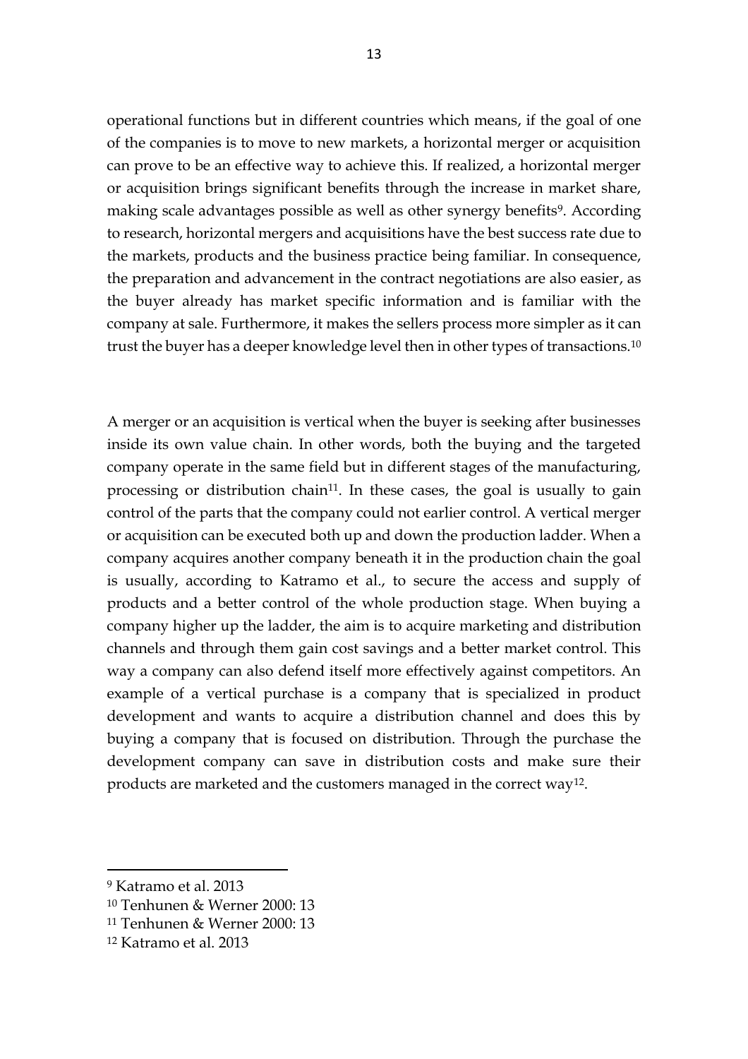operational functions but in different countries which means, if the goal of one of the companies is to move to new markets, a horizontal merger or acquisition can prove to be an effective way to achieve this. If realized, a horizontal merger or acquisition brings significant benefits through the increase in market share, making scale advantages possible as well as other synergy benefits[9]. According to research, horizontal mergers and acquisitions have the best success rate due to the markets, products and the business practice being familiar. In consequence, the preparation and advancement in the contract negotiations are also easier, as the buyer already has market specific information and is familiar with the company at sale. Furthermore, it makes the sellers process more simpler as it can trust the buyer has a deeper knowledge level then in other types of transactions.[10]

A merger or an acquisition is vertical when the buyer is seeking after businesses inside its own value chain. In other words, both the buying and the targeted company operate in the same field but in different stages of the manufacturing, processing or distribution chain[11]. In these cases, the goal is usually to gain control of the parts that the company could not earlier control. A vertical merger or acquisition can be executed both up and down the production ladder. When a company acquires another company beneath it in the production chain the goal is usually, according to Katramo et al., to secure the access and supply of products and a better control of the whole production stage. When buying a company higher up the ladder, the aim is to acquire marketing and distribution channels and through them gain cost savings and a better market control. This way a company can also defend itself more effectively against competitors. An example of a vertical purchase is a company that is specialized in product development and wants to acquire a distribution channel and does this by buying a company that is focused on distribution. Through the purchase the development company can save in distribution costs and make sure their products are marketed and the customers managed in the correct way[12].

[9] Katramo et al. 2013

[10] Tenhunen & Werner 2000: 13

[11] Tenhunen & Werner 2000: 13

[12] Katramo et al. 2013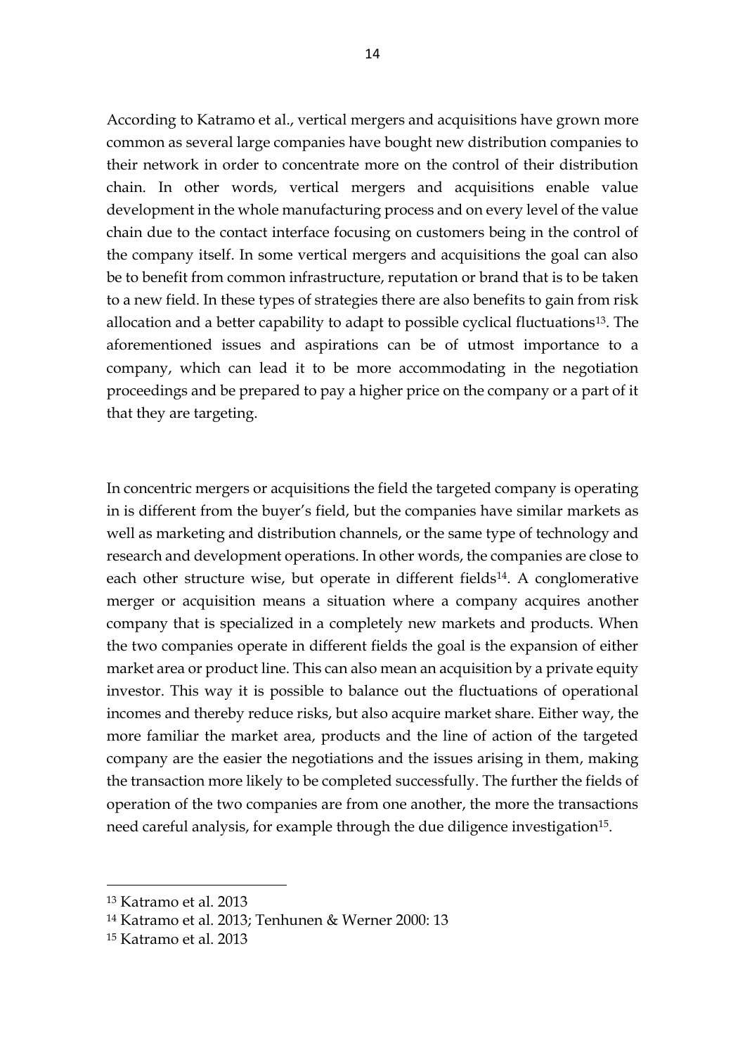According to Katramo et al., vertical mergers and acquisitions have grown more common as several large companies have bought new distribution companies to their network in order to concentrate more on the control of their distribution chain. In other words, vertical mergers and acquisitions enable value development in the whole manufacturing process and on every level of the value chain due to the contact interface focusing on customers being in the control of the company itself. In some vertical mergers and acquisitions the goal can also be to benefit from common infrastructure, reputation or brand that is to be taken to a new field. In these types of strategies there are also benefits to gain from risk allocation and a better capability to adapt to possible cyclical fluctuations[13]. The aforementioned issues and aspirations can be of utmost importance to a company, which can lead it to be more accommodating in the negotiation proceedings and be prepared to pay a higher price on the company or a part of it that they are targeting.

In concentric mergers or acquisitions the field the targeted company is operating in is different from the buyer's field, but the companies have similar markets as well as marketing and distribution channels, or the same type of technology and research and development operations. In other words, the companies are close to each other structure wise, but operate in different fields[14]. A conglomerative merger or acquisition means a situation where a company acquires another company that is specialized in a completely new markets and products. When the two companies operate in different fields the goal is the expansion of either market area or product line. This can also mean an acquisition by a private equity investor. This way it is possible to balance out the fluctuations of operational incomes and thereby reduce risks, but also acquire market share. Either way, the more familiar the market area, products and the line of action of the targeted company are the easier the negotiations and the issues arising in them, making the transaction more likely to be completed successfully. The further the fields of operation of the two companies are from one another, the more the transactions need careful analysis, for example through the due diligence investigation[15].

---

[13] Katramo et al. 2013

[14] Katramo et al. 2013; Tenhunen & Werner 2000: 13

[15] Katramo et al. 2013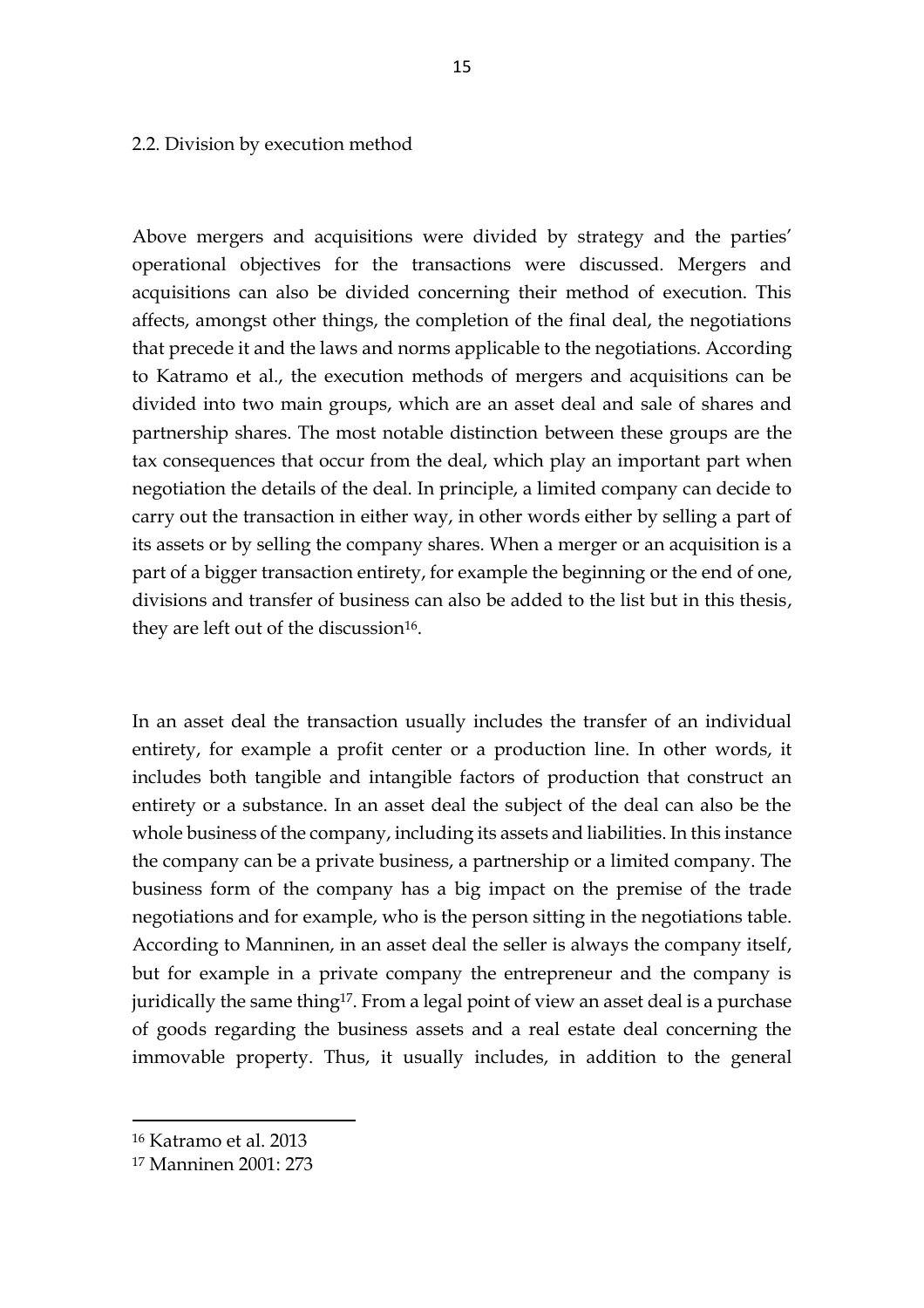## 2.2. Division by execution method

Above mergers and acquisitions were divided by strategy and the parties' operational objectives for the transactions were discussed. Mergers and acquisitions can also be divided concerning their method of execution. This affects, amongst other things, the completion of the final deal, the negotiations that precede it and the laws and norms applicable to the negotiations. According to Katramo et al., the execution methods of mergers and acquisitions can be divided into two main groups, which are an asset deal and sale of shares and partnership shares. The most notable distinction between these groups are the tax consequences that occur from the deal, which play an important part when negotiation the details of the deal. In principle, a limited company can decide to carry out the transaction in either way, in other words either by selling a part of its assets or by selling the company shares. When a merger or an acquisition is a part of a bigger transaction entirety, for example the beginning or the end of one, divisions and transfer of business can also be added to the list but in this thesis, they are left out of the discussion[16].

In an asset deal the transaction usually includes the transfer of an individual entirety, for example a profit center or a production line. In other words, it includes both tangible and intangible factors of production that construct an entirety or a substance. In an asset deal the subject of the deal can also be the whole business of the company, including its assets and liabilities. In this instance the company can be a private business, a partnership or a limited company. The business form of the company has a big impact on the premise of the trade negotiations and for example, who is the person sitting in the negotiations table. According to Manninen, in an asset deal the seller is always the company itself, but for example in a private company the entrepreneur and the company is juridically the same thing[17]. From a legal point of view an asset deal is a purchase of goods regarding the business assets and a real estate deal concerning the immovable property. Thus, it usually includes, in addition to the general

[16] Katramo et al. 2013

[17] Manninen 2001: 273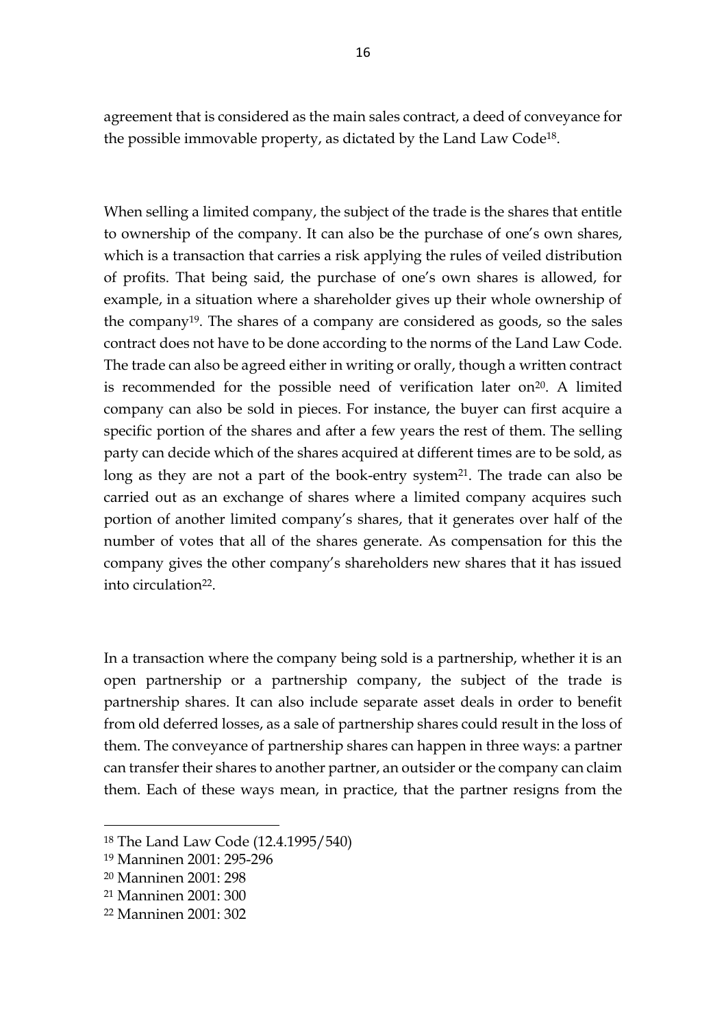agreement that is considered as the main sales contract, a deed of conveyance for the possible immovable property, as dictated by the Land Law Code[18].

When selling a limited company, the subject of the trade is the shares that entitle to ownership of the company. It can also be the purchase of one's own shares, which is a transaction that carries a risk applying the rules of veiled distribution of profits. That being said, the purchase of one's own shares is allowed, for example, in a situation where a shareholder gives up their whole ownership of the company[19]. The shares of a company are considered as goods, so the sales contract does not have to be done according to the norms of the Land Law Code. The trade can also be agreed either in writing or orally, though a written contract is recommended for the possible need of verification later on[20]. A limited company can also be sold in pieces. For instance, the buyer can first acquire a specific portion of the shares and after a few years the rest of them. The selling party can decide which of the shares acquired at different times are to be sold, as long as they are not a part of the book-entry system[21]. The trade can also be carried out as an exchange of shares where a limited company acquires such portion of another limited company's shares, that it generates over half of the number of votes that all of the shares generate. As compensation for this the company gives the other company's shareholders new shares that it has issued into circulation[22].

In a transaction where the company being sold is a partnership, whether it is an open partnership or a partnership company, the subject of the trade is partnership shares. It can also include separate asset deals in order to benefit from old deferred losses, as a sale of partnership shares could result in the loss of them. The conveyance of partnership shares can happen in three ways: a partner can transfer their shares to another partner, an outsider or the company can claim them. Each of these ways mean, in practice, that the partner resigns from the

---

[18] The Land Law Code (12.4.1995/540)

[19] Manninen 2001: 295-296

[20] Manninen 2001: 298

[21] Manninen 2001: 300

[22] Manninen 2001: 302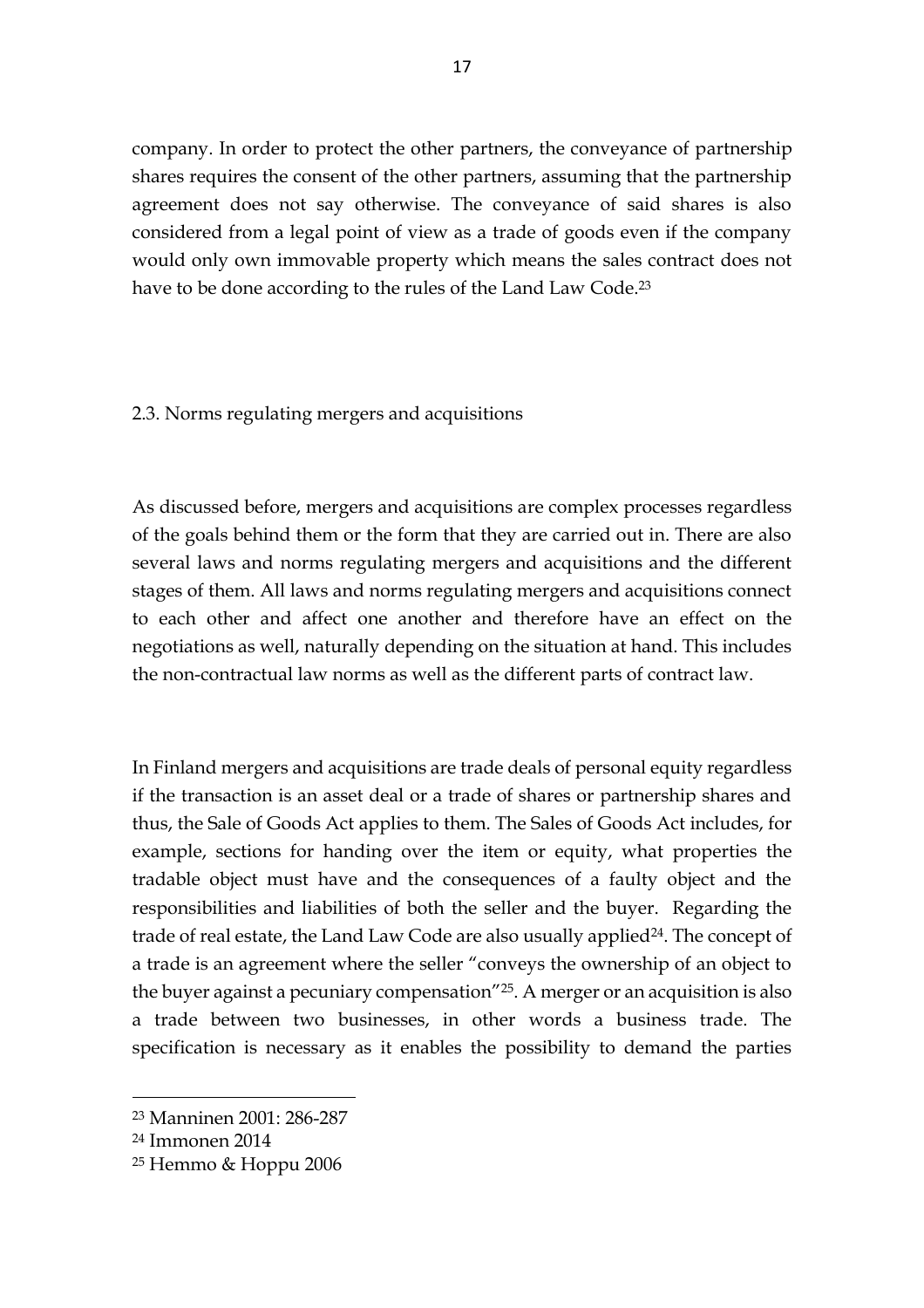company. In order to protect the other partners, the conveyance of partnership shares requires the consent of the other partners, assuming that the partnership agreement does not say otherwise. The conveyance of said shares is also considered from a legal point of view as a trade of goods even if the company would only own immovable property which means the sales contract does not have to be done according to the rules of the Land Law Code.[23]

## 2.3. Norms regulating mergers and acquisitions

As discussed before, mergers and acquisitions are complex processes regardless of the goals behind them or the form that they are carried out in. There are also several laws and norms regulating mergers and acquisitions and the different stages of them. All laws and norms regulating mergers and acquisitions connect to each other and affect one another and therefore have an effect on the negotiations as well, naturally depending on the situation at hand. This includes the non-contractual law norms as well as the different parts of contract law.

In Finland mergers and acquisitions are trade deals of personal equity regardless if the transaction is an asset deal or a trade of shares or partnership shares and thus, the Sale of Goods Act applies to them. The Sales of Goods Act includes, for example, sections for handing over the item or equity, what properties the tradable object must have and the consequences of a faulty object and the responsibilities and liabilities of both the seller and the buyer. Regarding the trade of real estate, the Land Law Code are also usually applied[24]. The concept of a trade is an agreement where the seller "conveys the ownership of an object to the buyer against a pecuniary compensation"[25]. A merger or an acquisition is also a trade between two businesses, in other words a business trade. The specification is necessary as it enables the possibility to demand the parties

[23] Manninen 2001: 286-287

[24] Immonen 2014

[25] Hemmo & Hoppu 2006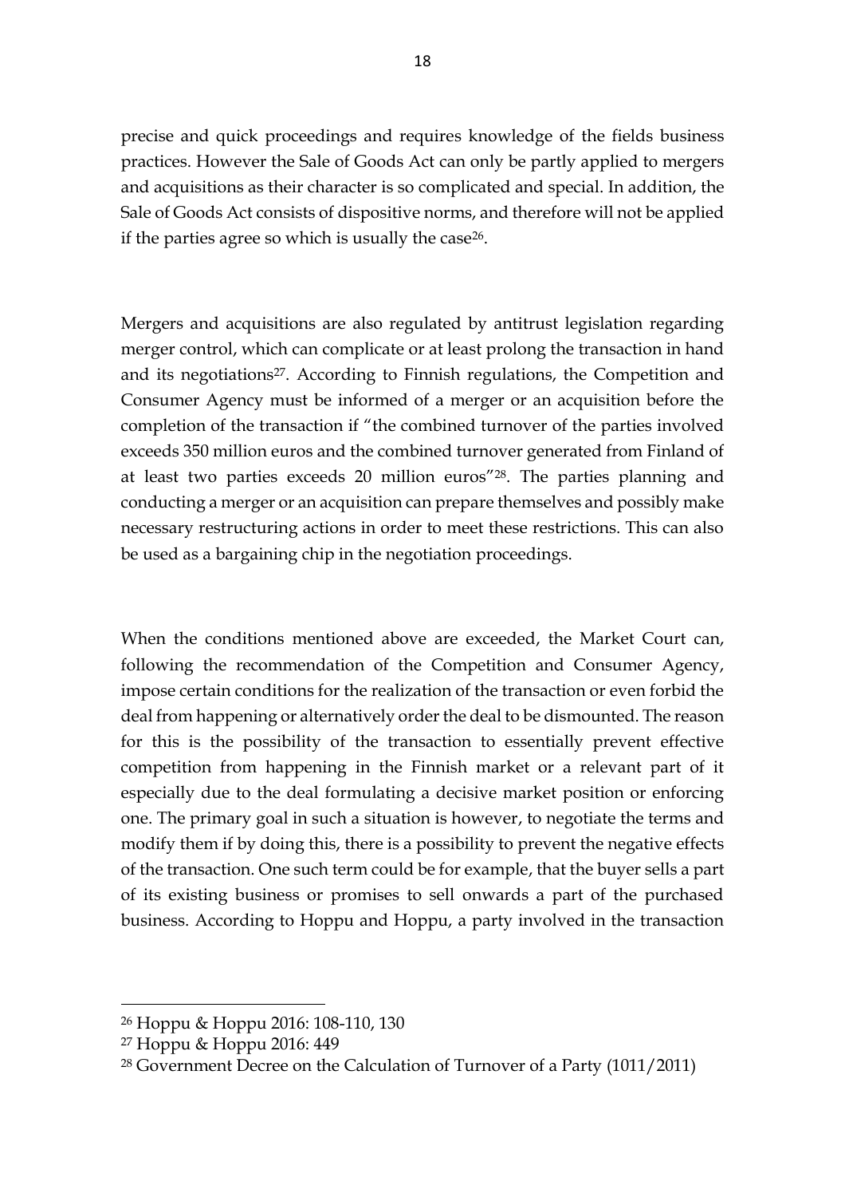precise and quick proceedings and requires knowledge of the fields business practices. However the Sale of Goods Act can only be partly applied to mergers and acquisitions as their character is so complicated and special. In addition, the Sale of Goods Act consists of dispositive norms, and therefore will not be applied if the parties agree so which is usually the case[26].

Mergers and acquisitions are also regulated by antitrust legislation regarding merger control, which can complicate or at least prolong the transaction in hand and its negotiations[27]. According to Finnish regulations, the Competition and Consumer Agency must be informed of a merger or an acquisition before the completion of the transaction if "the combined turnover of the parties involved exceeds 350 million euros and the combined turnover generated from Finland of at least two parties exceeds 20 million euros"[28]. The parties planning and conducting a merger or an acquisition can prepare themselves and possibly make necessary restructuring actions in order to meet these restrictions. This can also be used as a bargaining chip in the negotiation proceedings.

When the conditions mentioned above are exceeded, the Market Court can, following the recommendation of the Competition and Consumer Agency, impose certain conditions for the realization of the transaction or even forbid the deal from happening or alternatively order the deal to be dismounted. The reason for this is the possibility of the transaction to essentially prevent effective competition from happening in the Finnish market or a relevant part of it especially due to the deal formulating a decisive market position or enforcing one. The primary goal in such a situation is however, to negotiate the terms and modify them if by doing this, there is a possibility to prevent the negative effects of the transaction. One such term could be for example, that the buyer sells a part of its existing business or promises to sell onwards a part of the purchased business. According to Hoppu and Hoppu, a party involved in the transaction

---

[26] Hoppu & Hoppu 2016: 108-110, 130

[27] Hoppu & Hoppu 2016: 449

[28] Government Decree on the Calculation of Turnover of a Party (1011/2011)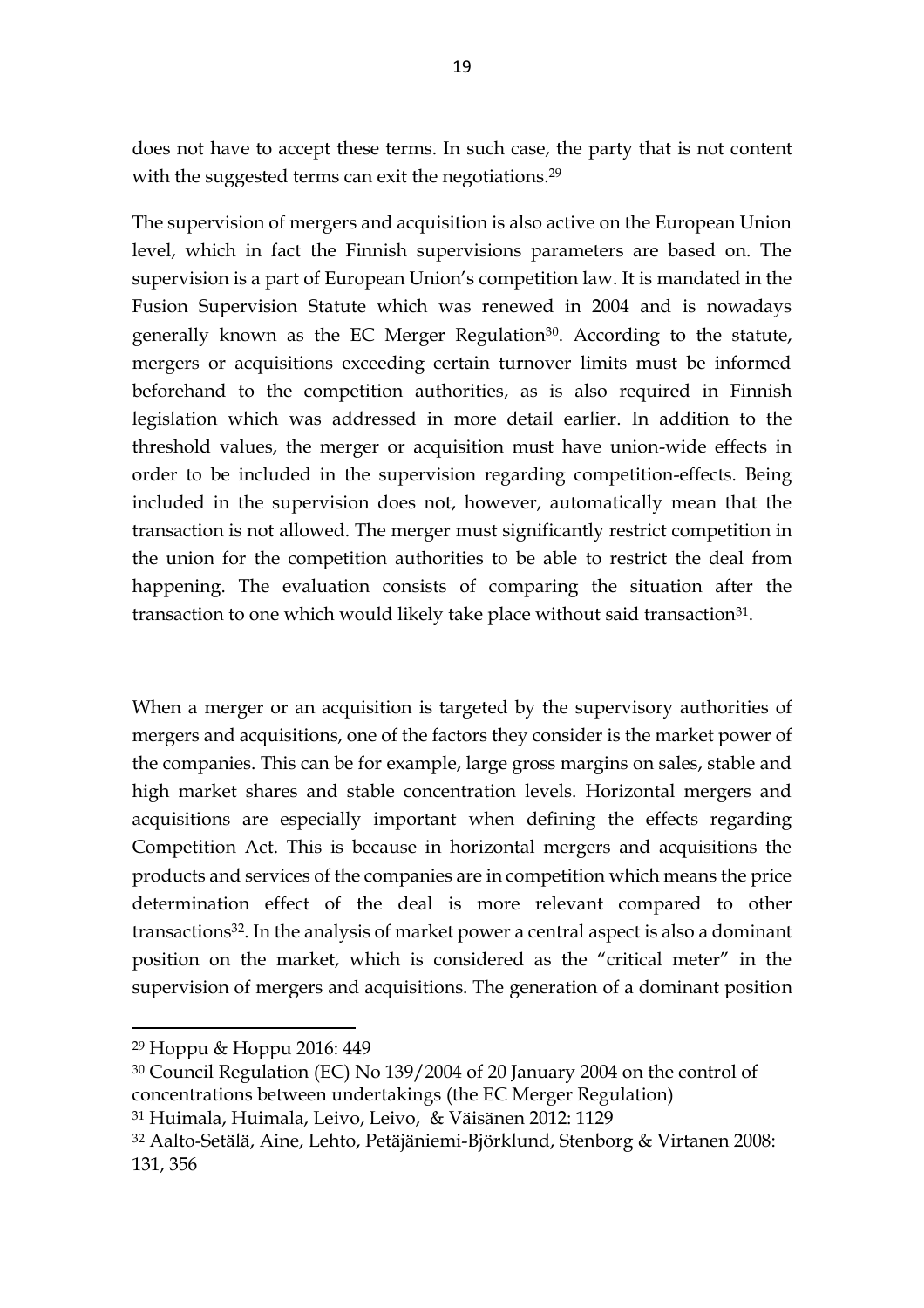does not have to accept these terms. In such case, the party that is not content with the suggested terms can exit the negotiations.[29]

The supervision of mergers and acquisition is also active on the European Union level, which in fact the Finnish supervisions parameters are based on. The supervision is a part of European Union's competition law. It is mandated in the Fusion Supervision Statute which was renewed in 2004 and is nowadays generally known as the EC Merger Regulation[30]. According to the statute, mergers or acquisitions exceeding certain turnover limits must be informed beforehand to the competition authorities, as is also required in Finnish legislation which was addressed in more detail earlier. In addition to the threshold values, the merger or acquisition must have union-wide effects in order to be included in the supervision regarding competition-effects. Being included in the supervision does not, however, automatically mean that the transaction is not allowed. The merger must significantly restrict competition in the union for the competition authorities to be able to restrict the deal from happening. The evaluation consists of comparing the situation after the transaction to one which would likely take place without said transaction[31].

When a merger or an acquisition is targeted by the supervisory authorities of mergers and acquisitions, one of the factors they consider is the market power of the companies. This can be for example, large gross margins on sales, stable and high market shares and stable concentration levels. Horizontal mergers and acquisitions are especially important when defining the effects regarding Competition Act. This is because in horizontal mergers and acquisitions the products and services of the companies are in competition which means the price determination effect of the deal is more relevant compared to other transactions[32]. In the analysis of market power a central aspect is also a dominant position on the market, which is considered as the "critical meter" in the supervision of mergers and acquisitions. The generation of a dominant position

---

[29] Hoppu & Hoppu 2016: 449

[30] Council Regulation (EC) No 139/2004 of 20 January 2004 on the control of concentrations between undertakings (the EC Merger Regulation)

[31] Huimala, Huimala, Leivo, Leivo, & Väisänen 2012: 1129

[32] Aalto-Setälä, Aine, Lehto, Petäjäniemi-Björklund, Stenborg & Virtanen 2008: 131, 356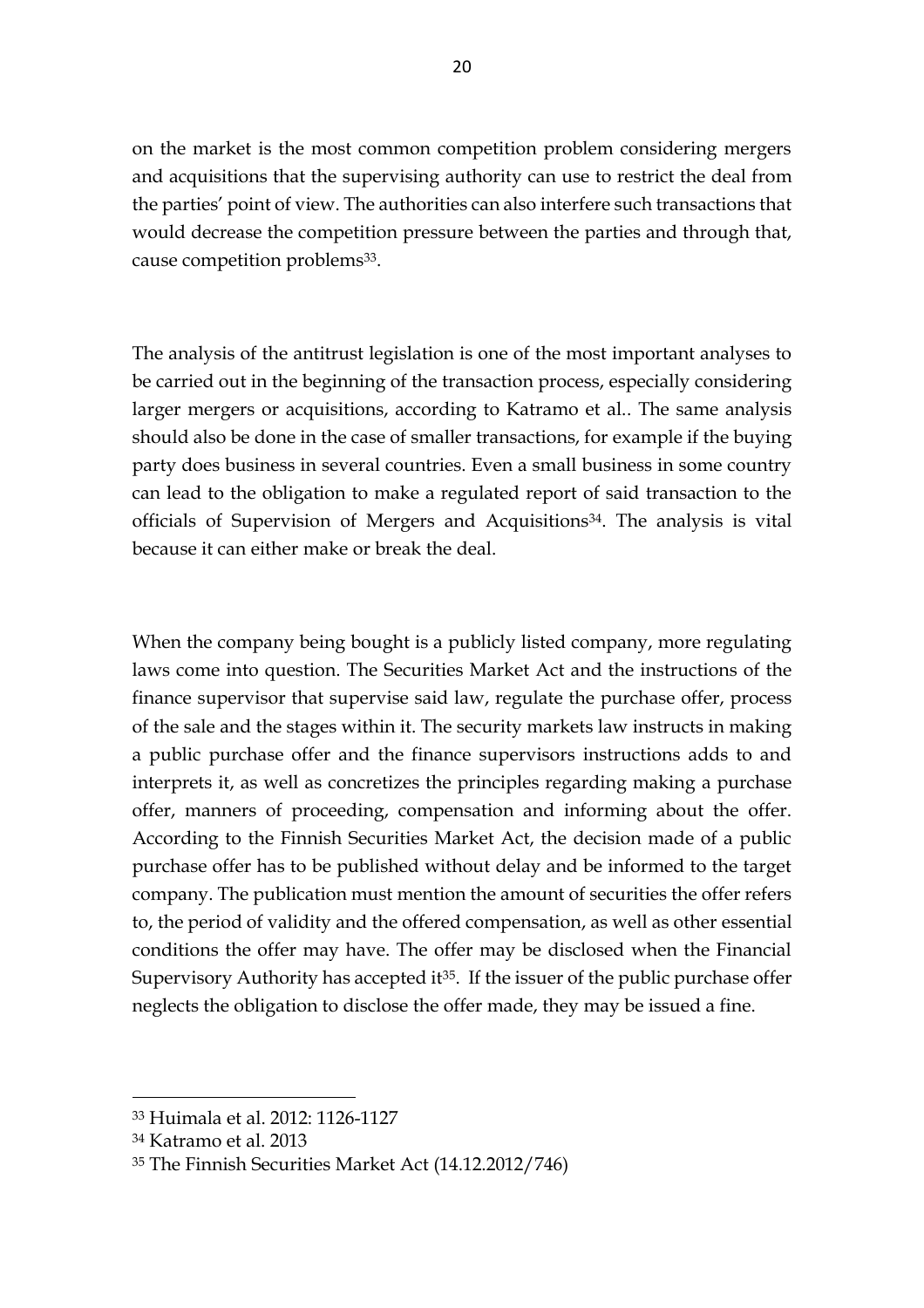on the market is the most common competition problem considering mergers and acquisitions that the supervising authority can use to restrict the deal from the parties' point of view. The authorities can also interfere such transactions that would decrease the competition pressure between the parties and through that, cause competition problems[33].

The analysis of the antitrust legislation is one of the most important analyses to be carried out in the beginning of the transaction process, especially considering larger mergers or acquisitions, according to Katramo et al.. The same analysis should also be done in the case of smaller transactions, for example if the buying party does business in several countries. Even a small business in some country can lead to the obligation to make a regulated report of said transaction to the officials of Supervision of Mergers and Acquisitions[34]. The analysis is vital because it can either make or break the deal.

When the company being bought is a publicly listed company, more regulating laws come into question. The Securities Market Act and the instructions of the finance supervisor that supervise said law, regulate the purchase offer, process of the sale and the stages within it. The security markets law instructs in making a public purchase offer and the finance supervisors instructions adds to and interprets it, as well as concretizes the principles regarding making a purchase offer, manners of proceeding, compensation and informing about the offer. According to the Finnish Securities Market Act, the decision made of a public purchase offer has to be published without delay and be informed to the target company. The publication must mention the amount of securities the offer refers to, the period of validity and the offered compensation, as well as other essential conditions the offer may have. The offer may be disclosed when the Financial Supervisory Authority has accepted it[35]. If the issuer of the public purchase offer neglects the obligation to disclose the offer made, they may be issued a fine.

[33] Huimala et al. 2012: 1126-1127

[34] Katramo et al. 2013

[35] The Finnish Securities Market Act (14.12.2012/746)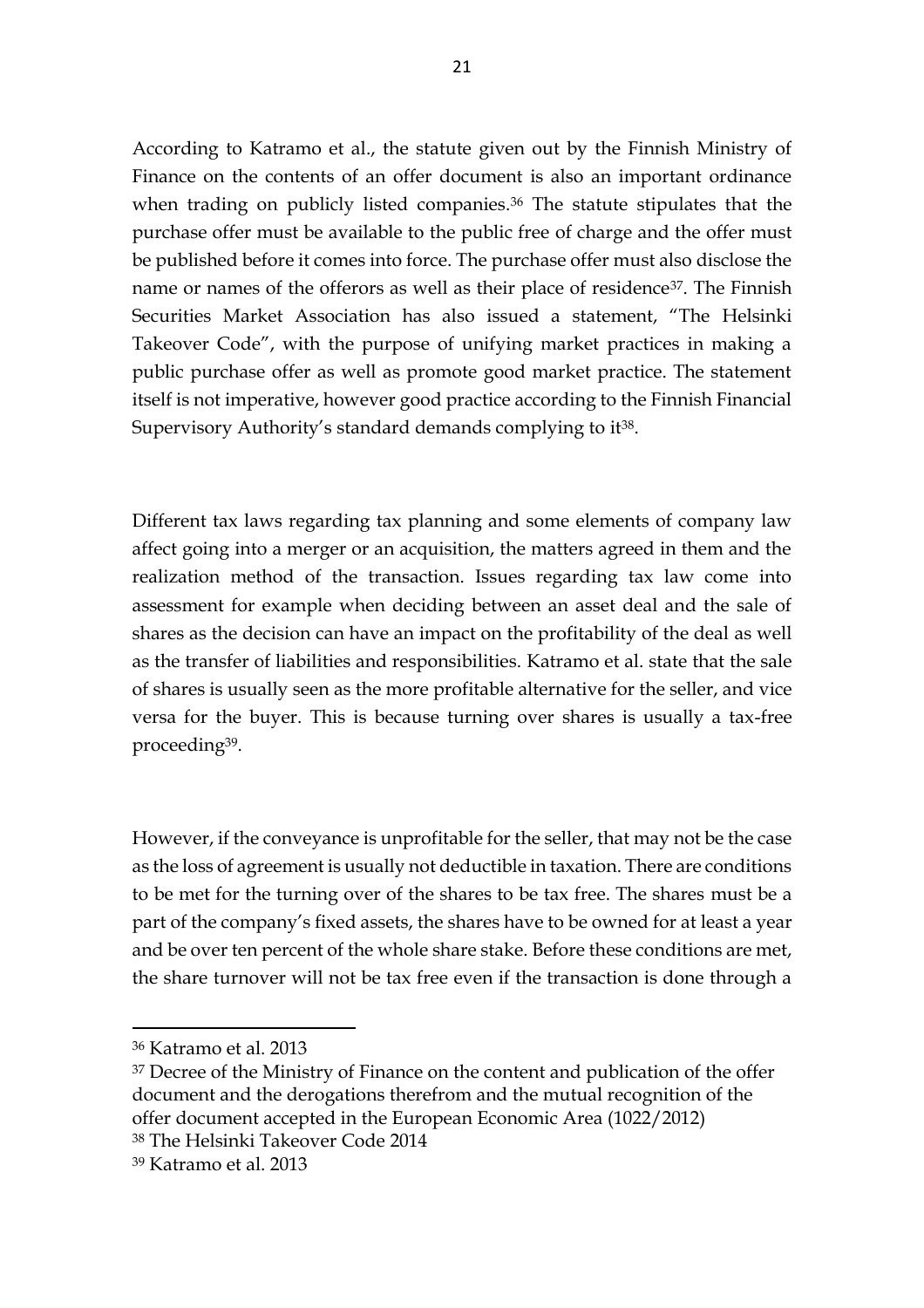According to Katramo et al., the statute given out by the Finnish Ministry of Finance on the contents of an offer document is also an important ordinance when trading on publicly listed companies.[36] The statute stipulates that the purchase offer must be available to the public free of charge and the offer must be published before it comes into force. The purchase offer must also disclose the name or names of the offerors as well as their place of residence[37]. The Finnish Securities Market Association has also issued a statement, "The Helsinki Takeover Code", with the purpose of unifying market practices in making a public purchase offer as well as promote good market practice. The statement itself is not imperative, however good practice according to the Finnish Financial Supervisory Authority's standard demands complying to it[38].

Different tax laws regarding tax planning and some elements of company law affect going into a merger or an acquisition, the matters agreed in them and the realization method of the transaction. Issues regarding tax law come into assessment for example when deciding between an asset deal and the sale of shares as the decision can have an impact on the profitability of the deal as well as the transfer of liabilities and responsibilities. Katramo et al. state that the sale of shares is usually seen as the more profitable alternative for the seller, and vice versa for the buyer. This is because turning over shares is usually a tax-free proceeding[39].

However, if the conveyance is unprofitable for the seller, that may not be the case as the loss of agreement is usually not deductible in taxation. There are conditions to be met for the turning over of the shares to be tax free. The shares must be a part of the company's fixed assets, the shares have to be owned for at least a year and be over ten percent of the whole share stake. Before these conditions are met, the share turnover will not be tax free even if the transaction is done through a

---

[36] Katramo et al. 2013

[37] Decree of the Ministry of Finance on the content and publication of the offer document and the derogations therefrom and the mutual recognition of the offer document accepted in the European Economic Area (1022/2012)

[38] The Helsinki Takeover Code 2014

[39] Katramo et al. 2013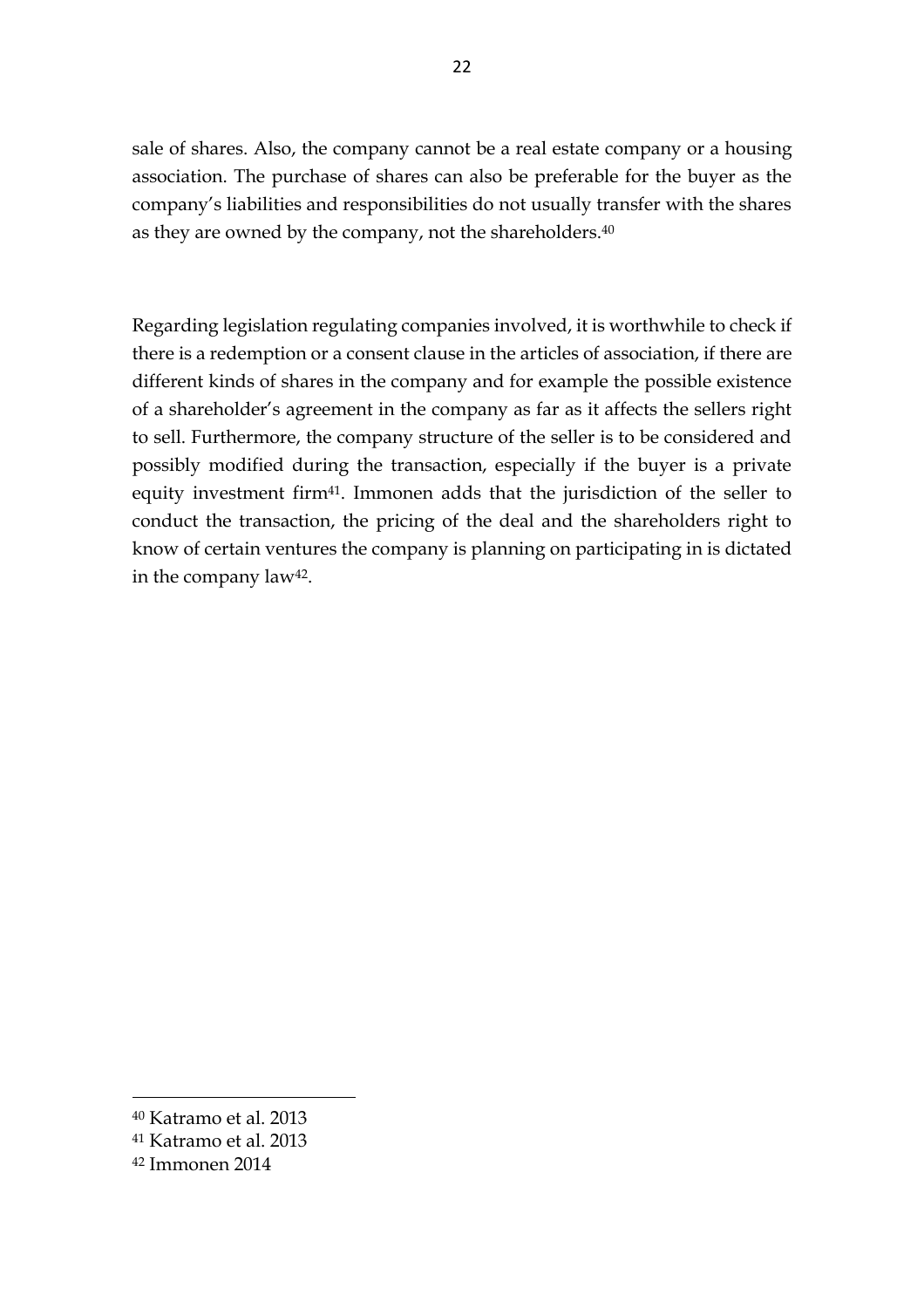sale of shares. Also, the company cannot be a real estate company or a housing association. The purchase of shares can also be preferable for the buyer as the company's liabilities and responsibilities do not usually transfer with the shares as they are owned by the company, not the shareholders.[40]

Regarding legislation regulating companies involved, it is worthwhile to check if there is a redemption or a consent clause in the articles of association, if there are different kinds of shares in the company and for example the possible existence of a shareholder's agreement in the company as far as it affects the sellers right to sell. Furthermore, the company structure of the seller is to be considered and possibly modified during the transaction, especially if the buyer is a private equity investment firm[41]. Immonen adds that the jurisdiction of the seller to conduct the transaction, the pricing of the deal and the shareholders right to know of certain ventures the company is planning on participating in is dictated in the company law[42].

---

[40] Katramo et al. 2013

[41] Katramo et al. 2013

[42] Immonen 2014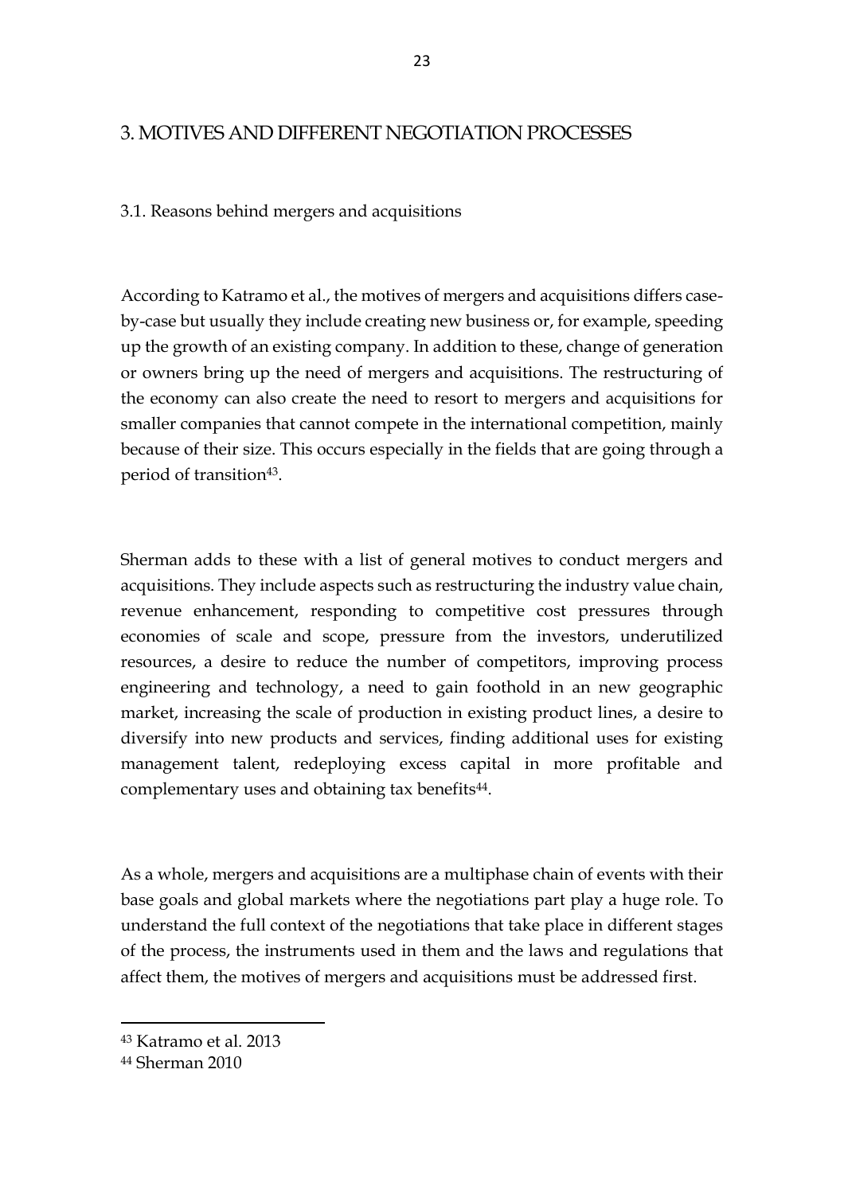# 3. MOTIVES AND DIFFERENT NEGOTIATION PROCESSES

## 3.1. Reasons behind mergers and acquisitions

According to Katramo et al., the motives of mergers and acquisitions differs case-by-case but usually they include creating new business or, for example, speeding up the growth of an existing company. In addition to these, change of generation or owners bring up the need of mergers and acquisitions. The restructuring of the economy can also create the need to resort to mergers and acquisitions for smaller companies that cannot compete in the international competition, mainly because of their size. This occurs especially in the fields that are going through a period of transition[43].

Sherman adds to these with a list of general motives to conduct mergers and acquisitions. They include aspects such as restructuring the industry value chain, revenue enhancement, responding to competitive cost pressures through economies of scale and scope, pressure from the investors, underutilized resources, a desire to reduce the number of competitors, improving process engineering and technology, a need to gain foothold in an new geographic market, increasing the scale of production in existing product lines, a desire to diversify into new products and services, finding additional uses for existing management talent, redeploying excess capital in more profitable and complementary uses and obtaining tax benefits[44].

As a whole, mergers and acquisitions are a multiphase chain of events with their base goals and global markets where the negotiations part play a huge role. To understand the full context of the negotiations that take place in different stages of the process, the instruments used in them and the laws and regulations that affect them, the motives of mergers and acquisitions must be addressed first.

---

[43] Katramo et al. 2013

[44] Sherman 2010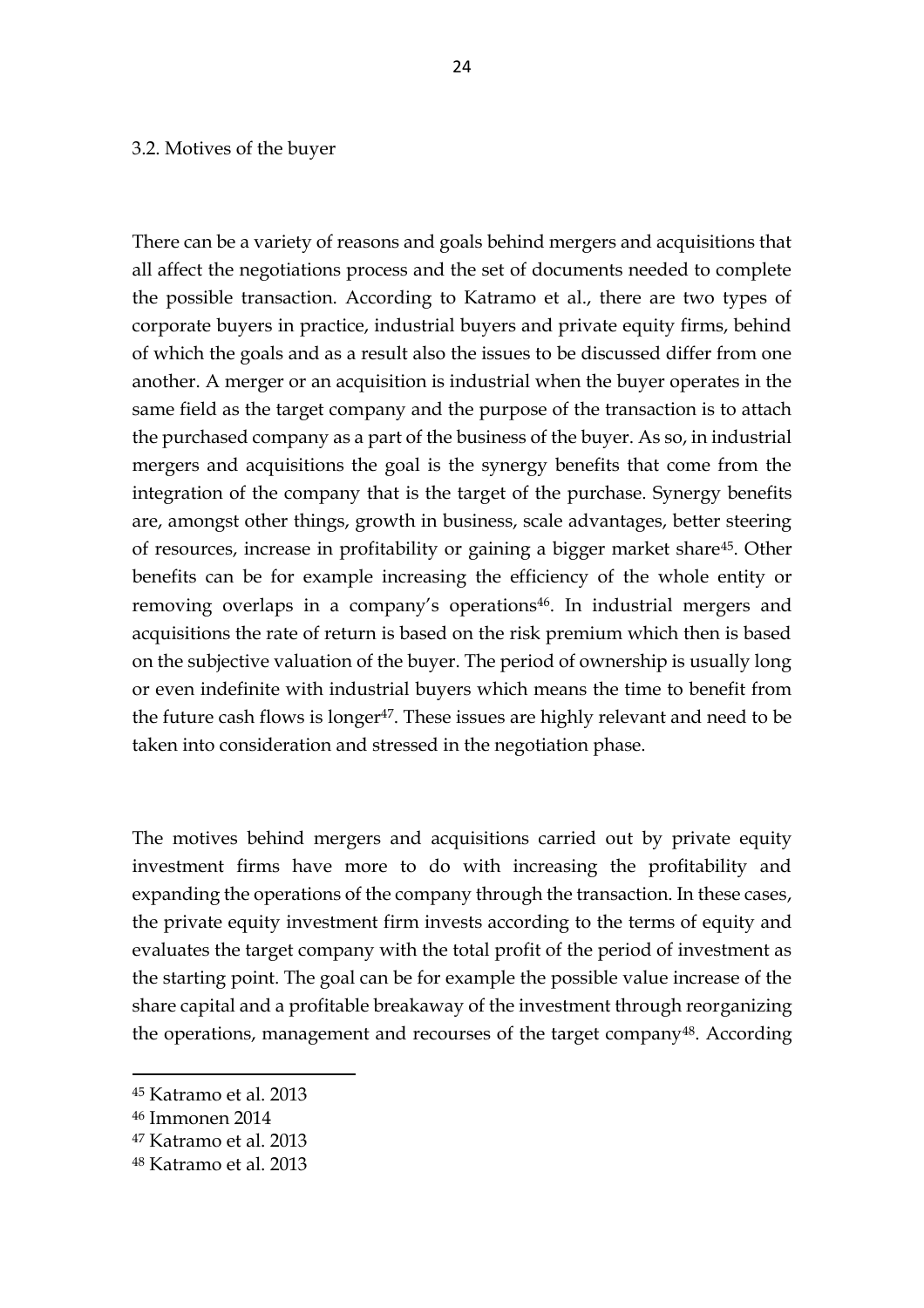### 3.2. Motives of the buyer

There can be a variety of reasons and goals behind mergers and acquisitions that all affect the negotiations process and the set of documents needed to complete the possible transaction. According to Katramo et al., there are two types of corporate buyers in practice, industrial buyers and private equity firms, behind of which the goals and as a result also the issues to be discussed differ from one another. A merger or an acquisition is industrial when the buyer operates in the same field as the target company and the purpose of the transaction is to attach the purchased company as a part of the business of the buyer. As so, in industrial mergers and acquisitions the goal is the synergy benefits that come from the integration of the company that is the target of the purchase. Synergy benefits are, amongst other things, growth in business, scale advantages, better steering of resources, increase in profitability or gaining a bigger market share[45]. Other benefits can be for example increasing the efficiency of the whole entity or removing overlaps in a company's operations[46]. In industrial mergers and acquisitions the rate of return is based on the risk premium which then is based on the subjective valuation of the buyer. The period of ownership is usually long or even indefinite with industrial buyers which means the time to benefit from the future cash flows is longer[47]. These issues are highly relevant and need to be taken into consideration and stressed in the negotiation phase.

The motives behind mergers and acquisitions carried out by private equity investment firms have more to do with increasing the profitability and expanding the operations of the company through the transaction. In these cases, the private equity investment firm invests according to the terms of equity and evaluates the target company with the total profit of the period of investment as the starting point. The goal can be for example the possible value increase of the share capital and a profitable breakaway of the investment through reorganizing the operations, management and recourses of the target company[48]. According

[45] Katramo et al. 2013

[46] Immonen 2014

[47] Katramo et al. 2013

[48] Katramo et al. 2013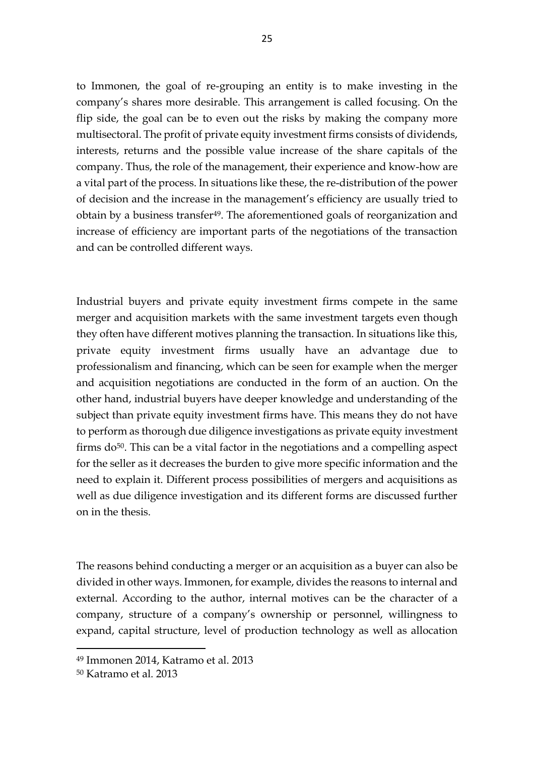to Immonen, the goal of re-grouping an entity is to make investing in the company's shares more desirable. This arrangement is called focusing. On the flip side, the goal can be to even out the risks by making the company more multisectoral. The profit of private equity investment firms consists of dividends, interests, returns and the possible value increase of the share capitals of the company. Thus, the role of the management, their experience and know-how are a vital part of the process. In situations like these, the re-distribution of the power of decision and the increase in the management's efficiency are usually tried to obtain by a business transfer[49]. The aforementioned goals of reorganization and increase of efficiency are important parts of the negotiations of the transaction and can be controlled different ways.

Industrial buyers and private equity investment firms compete in the same merger and acquisition markets with the same investment targets even though they often have different motives planning the transaction. In situations like this, private equity investment firms usually have an advantage due to professionalism and financing, which can be seen for example when the merger and acquisition negotiations are conducted in the form of an auction. On the other hand, industrial buyers have deeper knowledge and understanding of the subject than private equity investment firms have. This means they do not have to perform as thorough due diligence investigations as private equity investment firms do[50]. This can be a vital factor in the negotiations and a compelling aspect for the seller as it decreases the burden to give more specific information and the need to explain it. Different process possibilities of mergers and acquisitions as well as due diligence investigation and its different forms are discussed further on in the thesis.

The reasons behind conducting a merger or an acquisition as a buyer can also be divided in other ways. Immonen, for example, divides the reasons to internal and external. According to the author, internal motives can be the character of a company, structure of a company's ownership or personnel, willingness to expand, capital structure, level of production technology as well as allocation

[49] Immonen 2014, Katramo et al. 2013

[50] Katramo et al. 2013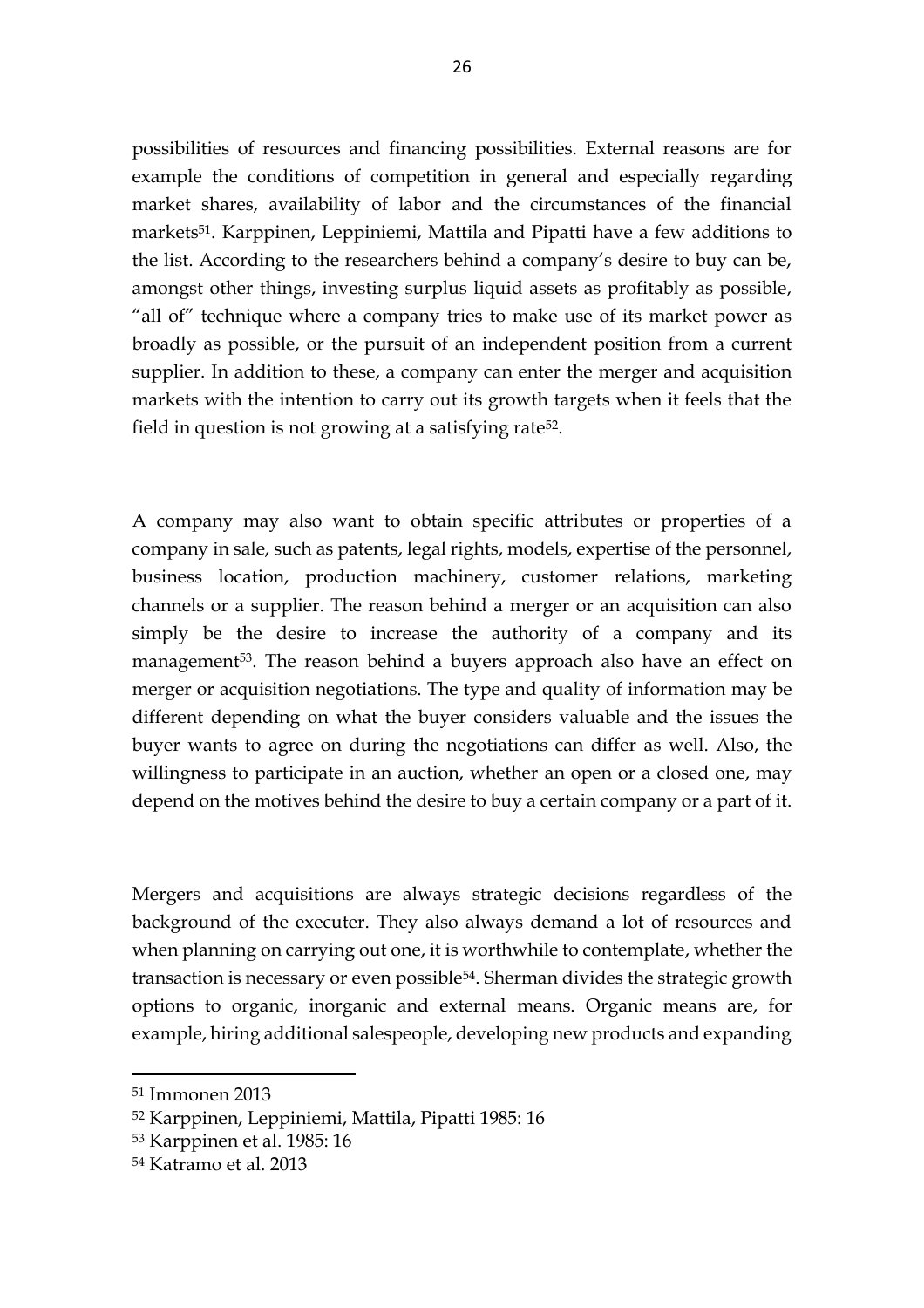possibilities of resources and financing possibilities. External reasons are for example the conditions of competition in general and especially regarding market shares, availability of labor and the circumstances of the financial markets[51]. Karppinen, Leppiniemi, Mattila and Pipatti have a few additions to the list. According to the researchers behind a company's desire to buy can be, amongst other things, investing surplus liquid assets as profitably as possible, "all of" technique where a company tries to make use of its market power as broadly as possible, or the pursuit of an independent position from a current supplier. In addition to these, a company can enter the merger and acquisition markets with the intention to carry out its growth targets when it feels that the field in question is not growing at a satisfying rate[52].

A company may also want to obtain specific attributes or properties of a company in sale, such as patents, legal rights, models, expertise of the personnel, business location, production machinery, customer relations, marketing channels or a supplier. The reason behind a merger or an acquisition can also simply be the desire to increase the authority of a company and its management[53]. The reason behind a buyers approach also have an effect on merger or acquisition negotiations. The type and quality of information may be different depending on what the buyer considers valuable and the issues the buyer wants to agree on during the negotiations can differ as well. Also, the willingness to participate in an auction, whether an open or a closed one, may depend on the motives behind the desire to buy a certain company or a part of it.

Mergers and acquisitions are always strategic decisions regardless of the background of the executer. They also always demand a lot of resources and when planning on carrying out one, it is worthwhile to contemplate, whether the transaction is necessary or even possible[54]. Sherman divides the strategic growth options to organic, inorganic and external means. Organic means are, for example, hiring additional salespeople, developing new products and expanding

---

[51] Immonen 2013

[52] Karppinen, Leppiniemi, Mattila, Pipatti 1985: 16

[53] Karppinen et al. 1985: 16

[54] Katramo et al. 2013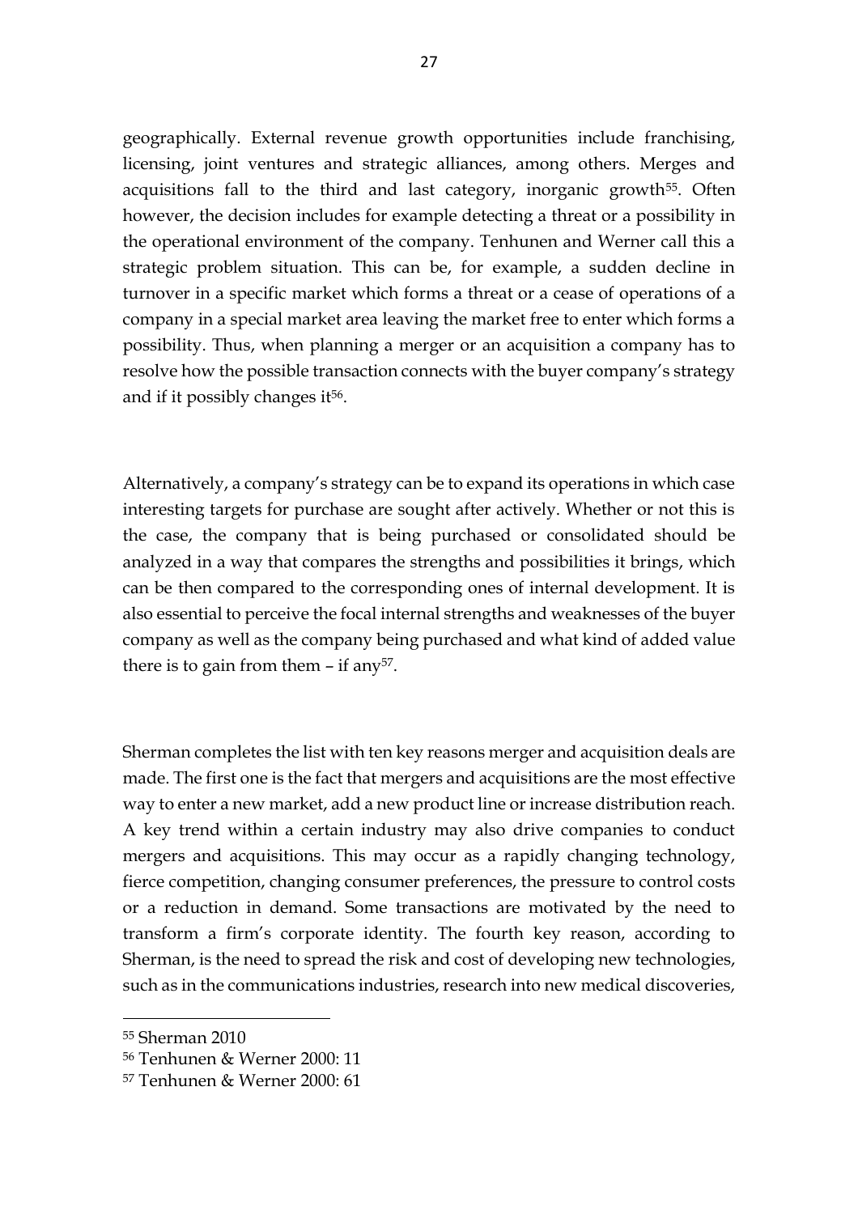geographically. External revenue growth opportunities include franchising, licensing, joint ventures and strategic alliances, among others. Merges and acquisitions fall to the third and last category, inorganic growth[55]. Often however, the decision includes for example detecting a threat or a possibility in the operational environment of the company. Tenhunen and Werner call this a strategic problem situation. This can be, for example, a sudden decline in turnover in a specific market which forms a threat or a cease of operations of a company in a special market area leaving the market free to enter which forms a possibility. Thus, when planning a merger or an acquisition a company has to resolve how the possible transaction connects with the buyer company's strategy and if it possibly changes it[56].

Alternatively, a company's strategy can be to expand its operations in which case interesting targets for purchase are sought after actively. Whether or not this is the case, the company that is being purchased or consolidated should be analyzed in a way that compares the strengths and possibilities it brings, which can be then compared to the corresponding ones of internal development. It is also essential to perceive the focal internal strengths and weaknesses of the buyer company as well as the company being purchased and what kind of added value there is to gain from them – if any[57].

Sherman completes the list with ten key reasons merger and acquisition deals are made. The first one is the fact that mergers and acquisitions are the most effective way to enter a new market, add a new product line or increase distribution reach. A key trend within a certain industry may also drive companies to conduct mergers and acquisitions. This may occur as a rapidly changing technology, fierce competition, changing consumer preferences, the pressure to control costs or a reduction in demand. Some transactions are motivated by the need to transform a firm's corporate identity. The fourth key reason, according to Sherman, is the need to spread the risk and cost of developing new technologies, such as in the communications industries, research into new medical discoveries,

---

[55] Sherman 2010

[56] Tenhunen & Werner 2000: 11

[57] Tenhunen & Werner 2000: 61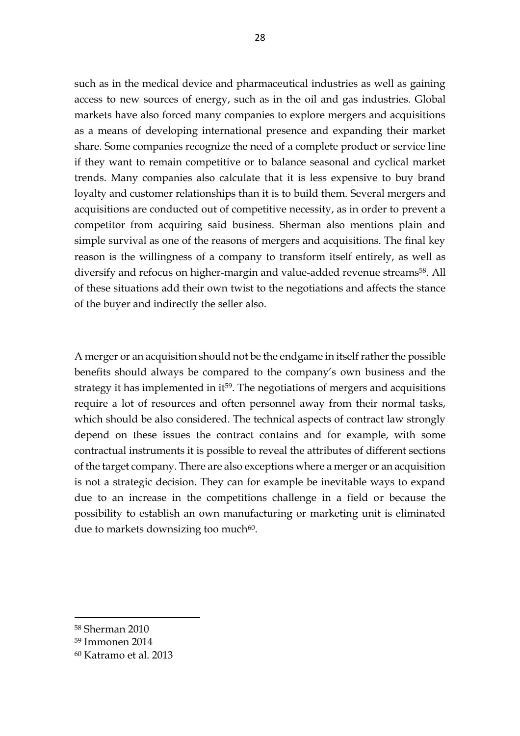such as in the medical device and pharmaceutical industries as well as gaining access to new sources of energy, such as in the oil and gas industries. Global markets have also forced many companies to explore mergers and acquisitions as a means of developing international presence and expanding their market share. Some companies recognize the need of a complete product or service line if they want to remain competitive or to balance seasonal and cyclical market trends. Many companies also calculate that it is less expensive to buy brand loyalty and customer relationships than it is to build them. Several mergers and acquisitions are conducted out of competitive necessity, as in order to prevent a competitor from acquiring said business. Sherman also mentions plain and simple survival as one of the reasons of mergers and acquisitions. The final key reason is the willingness of a company to transform itself entirely, as well as diversify and refocus on higher-margin and value-added revenue streams[58]. All of these situations add their own twist to the negotiations and affects the stance of the buyer and indirectly the seller also.

A merger or an acquisition should not be the endgame in itself rather the possible benefits should always be compared to the company's own business and the strategy it has implemented in it[59]. The negotiations of mergers and acquisitions require a lot of resources and often personnel away from their normal tasks, which should be also considered. The technical aspects of contract law strongly depend on these issues the contract contains and for example, with some contractual instruments it is possible to reveal the attributes of different sections of the target company. There are also exceptions where a merger or an acquisition is not a strategic decision. They can for example be inevitable ways to expand due to an increase in the competitions challenge in a field or because the possibility to establish an own manufacturing or marketing unit is eliminated due to markets downsizing too much[60].

---

[58] Sherman 2010

[59] Immonen 2014

[60] Katramo et al. 2013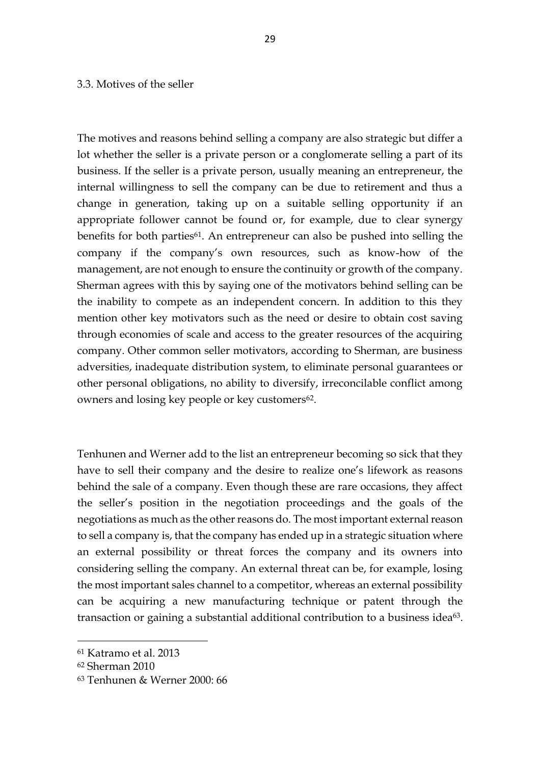### 3.3. Motives of the seller

The motives and reasons behind selling a company are also strategic but differ a lot whether the seller is a private person or a conglomerate selling a part of its business. If the seller is a private person, usually meaning an entrepreneur, the internal willingness to sell the company can be due to retirement and thus a change in generation, taking up on a suitable selling opportunity if an appropriate follower cannot be found or, for example, due to clear synergy benefits for both parties[61]. An entrepreneur can also be pushed into selling the company if the company's own resources, such as know-how of the management, are not enough to ensure the continuity or growth of the company. Sherman agrees with this by saying one of the motivators behind selling can be the inability to compete as an independent concern. In addition to this they mention other key motivators such as the need or desire to obtain cost saving through economies of scale and access to the greater resources of the acquiring company. Other common seller motivators, according to Sherman, are business adversities, inadequate distribution system, to eliminate personal guarantees or other personal obligations, no ability to diversify, irreconcilable conflict among owners and losing key people or key customers[62].

Tenhunen and Werner add to the list an entrepreneur becoming so sick that they have to sell their company and the desire to realize one's lifework as reasons behind the sale of a company. Even though these are rare occasions, they affect the seller's position in the negotiation proceedings and the goals of the negotiations as much as the other reasons do. The most important external reason to sell a company is, that the company has ended up in a strategic situation where an external possibility or threat forces the company and its owners into considering selling the company. An external threat can be, for example, losing the most important sales channel to a competitor, whereas an external possibility can be acquiring a new manufacturing technique or patent through the transaction or gaining a substantial additional contribution to a business idea[63].

---

[61] Katramo et al. 2013

[62] Sherman 2010

[63] Tenhunen & Werner 2000: 66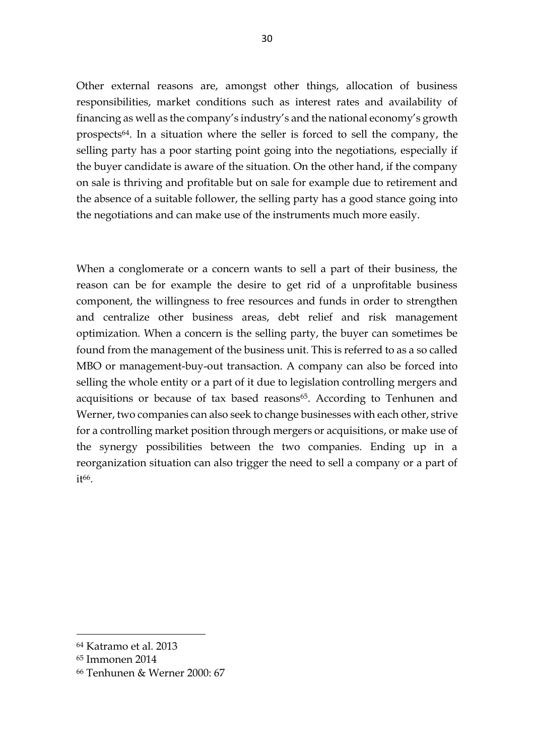Other external reasons are, amongst other things, allocation of business responsibilities, market conditions such as interest rates and availability of financing as well as the company's industry's and the national economy's growth prospects[64]. In a situation where the seller is forced to sell the company, the selling party has a poor starting point going into the negotiations, especially if the buyer candidate is aware of the situation. On the other hand, if the company on sale is thriving and profitable but on sale for example due to retirement and the absence of a suitable follower, the selling party has a good stance going into the negotiations and can make use of the instruments much more easily.

When a conglomerate or a concern wants to sell a part of their business, the reason can be for example the desire to get rid of a unprofitable business component, the willingness to free resources and funds in order to strengthen and centralize other business areas, debt relief and risk management optimization. When a concern is the selling party, the buyer can sometimes be found from the management of the business unit. This is referred to as a so called MBO or management-buy-out transaction. A company can also be forced into selling the whole entity or a part of it due to legislation controlling mergers and acquisitions or because of tax based reasons[65]. According to Tenhunen and Werner, two companies can also seek to change businesses with each other, strive for a controlling market position through mergers or acquisitions, or make use of the synergy possibilities between the two companies. Ending up in a reorganization situation can also trigger the need to sell a company or a part of it[66].

---

[64] Katramo et al. 2013

[65] Immonen 2014

[66] Tenhunen & Werner 2000: 67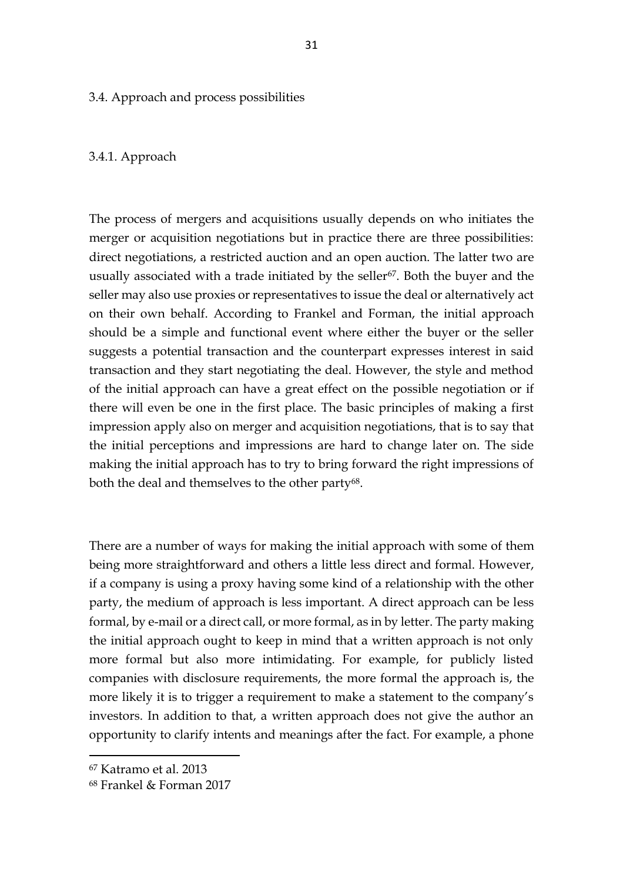## 3.4. Approach and process possibilities

### 3.4.1. Approach

The process of mergers and acquisitions usually depends on who initiates the merger or acquisition negotiations but in practice there are three possibilities: direct negotiations, a restricted auction and an open auction. The latter two are usually associated with a trade initiated by the seller[67]. Both the buyer and the seller may also use proxies or representatives to issue the deal or alternatively act on their own behalf. According to Frankel and Forman, the initial approach should be a simple and functional event where either the buyer or the seller suggests a potential transaction and the counterpart expresses interest in said transaction and they start negotiating the deal. However, the style and method of the initial approach can have a great effect on the possible negotiation or if there will even be one in the first place. The basic principles of making a first impression apply also on merger and acquisition negotiations, that is to say that the initial perceptions and impressions are hard to change later on. The side making the initial approach has to try to bring forward the right impressions of both the deal and themselves to the other party[68].

There are a number of ways for making the initial approach with some of them being more straightforward and others a little less direct and formal. However, if a company is using a proxy having some kind of a relationship with the other party, the medium of approach is less important. A direct approach can be less formal, by e-mail or a direct call, or more formal, as in by letter. The party making the initial approach ought to keep in mind that a written approach is not only more formal but also more intimidating. For example, for publicly listed companies with disclosure requirements, the more formal the approach is, the more likely it is to trigger a requirement to make a statement to the company's investors. In addition to that, a written approach does not give the author an opportunity to clarify intents and meanings after the fact. For example, a phone

[67] Katramo et al. 2013

[68] Frankel & Forman 2017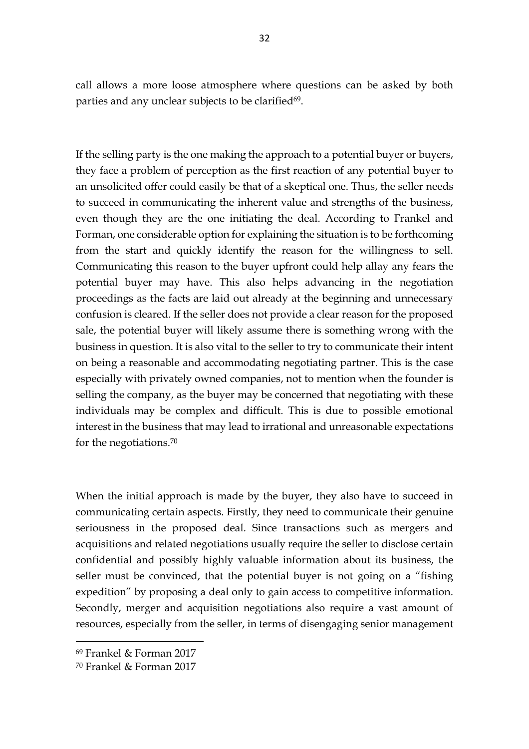call allows a more loose atmosphere where questions can be asked by both parties and any unclear subjects to be clarified[69].

If the selling party is the one making the approach to a potential buyer or buyers, they face a problem of perception as the first reaction of any potential buyer to an unsolicited offer could easily be that of a skeptical one. Thus, the seller needs to succeed in communicating the inherent value and strengths of the business, even though they are the one initiating the deal. According to Frankel and Forman, one considerable option for explaining the situation is to be forthcoming from the start and quickly identify the reason for the willingness to sell. Communicating this reason to the buyer upfront could help allay any fears the potential buyer may have. This also helps advancing in the negotiation proceedings as the facts are laid out already at the beginning and unnecessary confusion is cleared. If the seller does not provide a clear reason for the proposed sale, the potential buyer will likely assume there is something wrong with the business in question. It is also vital to the seller to try to communicate their intent on being a reasonable and accommodating negotiating partner. This is the case especially with privately owned companies, not to mention when the founder is selling the company, as the buyer may be concerned that negotiating with these individuals may be complex and difficult. This is due to possible emotional interest in the business that may lead to irrational and unreasonable expectations for the negotiations.[70]

When the initial approach is made by the buyer, they also have to succeed in communicating certain aspects. Firstly, they need to communicate their genuine seriousness in the proposed deal. Since transactions such as mergers and acquisitions and related negotiations usually require the seller to disclose certain confidential and possibly highly valuable information about its business, the seller must be convinced, that the potential buyer is not going on a "fishing expedition" by proposing a deal only to gain access to competitive information. Secondly, merger and acquisition negotiations also require a vast amount of resources, especially from the seller, in terms of disengaging senior management

---

[69] Frankel & Forman 2017

[70] Frankel & Forman 2017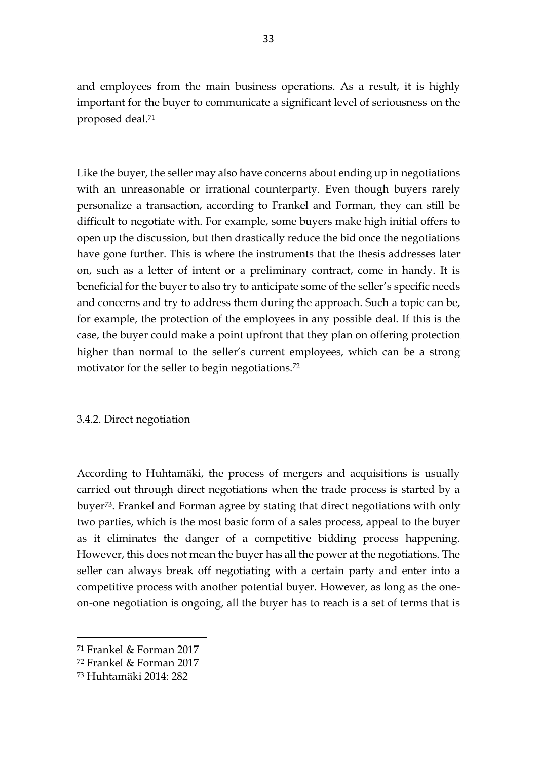and employees from the main business operations. As a result, it is highly important for the buyer to communicate a significant level of seriousness on the proposed deal.[71]

Like the buyer, the seller may also have concerns about ending up in negotiations with an unreasonable or irrational counterparty. Even though buyers rarely personalize a transaction, according to Frankel and Forman, they can still be difficult to negotiate with. For example, some buyers make high initial offers to open up the discussion, but then drastically reduce the bid once the negotiations have gone further. This is where the instruments that the thesis addresses later on, such as a letter of intent or a preliminary contract, come in handy. It is beneficial for the buyer to also try to anticipate some of the seller's specific needs and concerns and try to address them during the approach. Such a topic can be, for example, the protection of the employees in any possible deal. If this is the case, the buyer could make a point upfront that they plan on offering protection higher than normal to the seller's current employees, which can be a strong motivator for the seller to begin negotiations.[72]

### 3.4.2. Direct negotiation

According to Huhtamäki, the process of mergers and acquisitions is usually carried out through direct negotiations when the trade process is started by a buyer[73]. Frankel and Forman agree by stating that direct negotiations with only two parties, which is the most basic form of a sales process, appeal to the buyer as it eliminates the danger of a competitive bidding process happening. However, this does not mean the buyer has all the power at the negotiations. The seller can always break off negotiating with a certain party and enter into a competitive process with another potential buyer. However, as long as the one-on-one negotiation is ongoing, all the buyer has to reach is a set of terms that is

---

[71] Frankel & Forman 2017

[72] Frankel & Forman 2017

[73] Huhtamäki 2014: 282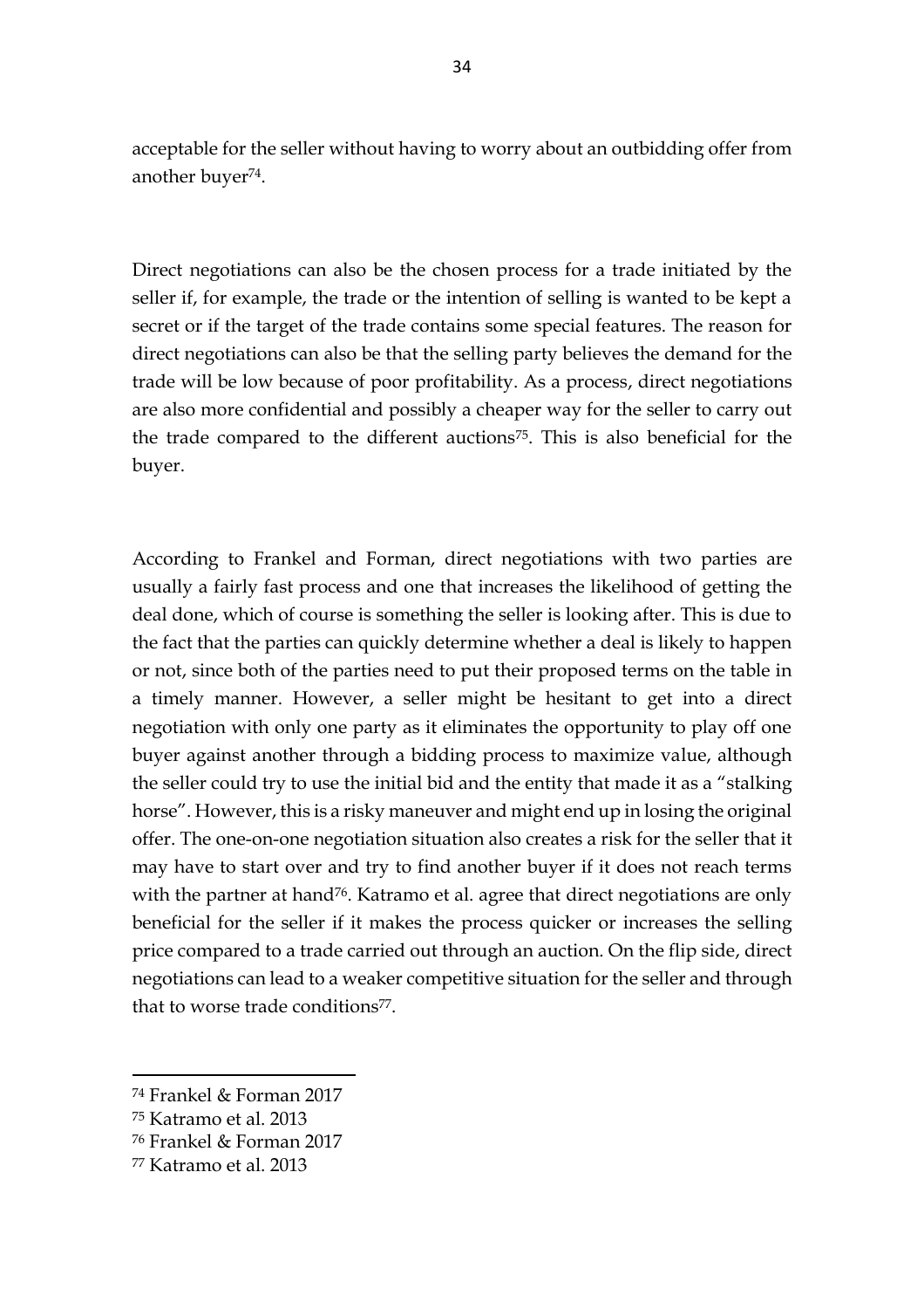acceptable for the seller without having to worry about an outbidding offer from another buyer[74].

Direct negotiations can also be the chosen process for a trade initiated by the seller if, for example, the trade or the intention of selling is wanted to be kept a secret or if the target of the trade contains some special features. The reason for direct negotiations can also be that the selling party believes the demand for the trade will be low because of poor profitability. As a process, direct negotiations are also more confidential and possibly a cheaper way for the seller to carry out the trade compared to the different auctions[75]. This is also beneficial for the buyer.

According to Frankel and Forman, direct negotiations with two parties are usually a fairly fast process and one that increases the likelihood of getting the deal done, which of course is something the seller is looking after. This is due to the fact that the parties can quickly determine whether a deal is likely to happen or not, since both of the parties need to put their proposed terms on the table in a timely manner. However, a seller might be hesitant to get into a direct negotiation with only one party as it eliminates the opportunity to play off one buyer against another through a bidding process to maximize value, although the seller could try to use the initial bid and the entity that made it as a "stalking horse". However, this is a risky maneuver and might end up in losing the original offer. The one-on-one negotiation situation also creates a risk for the seller that it may have to start over and try to find another buyer if it does not reach terms with the partner at hand[76]. Katramo et al. agree that direct negotiations are only beneficial for the seller if it makes the process quicker or increases the selling price compared to a trade carried out through an auction. On the flip side, direct negotiations can lead to a weaker competitive situation for the seller and through that to worse trade conditions[77].

---

[74] Frankel & Forman 2017

[75] Katramo et al. 2013

[76] Frankel & Forman 2017

[77] Katramo et al. 2013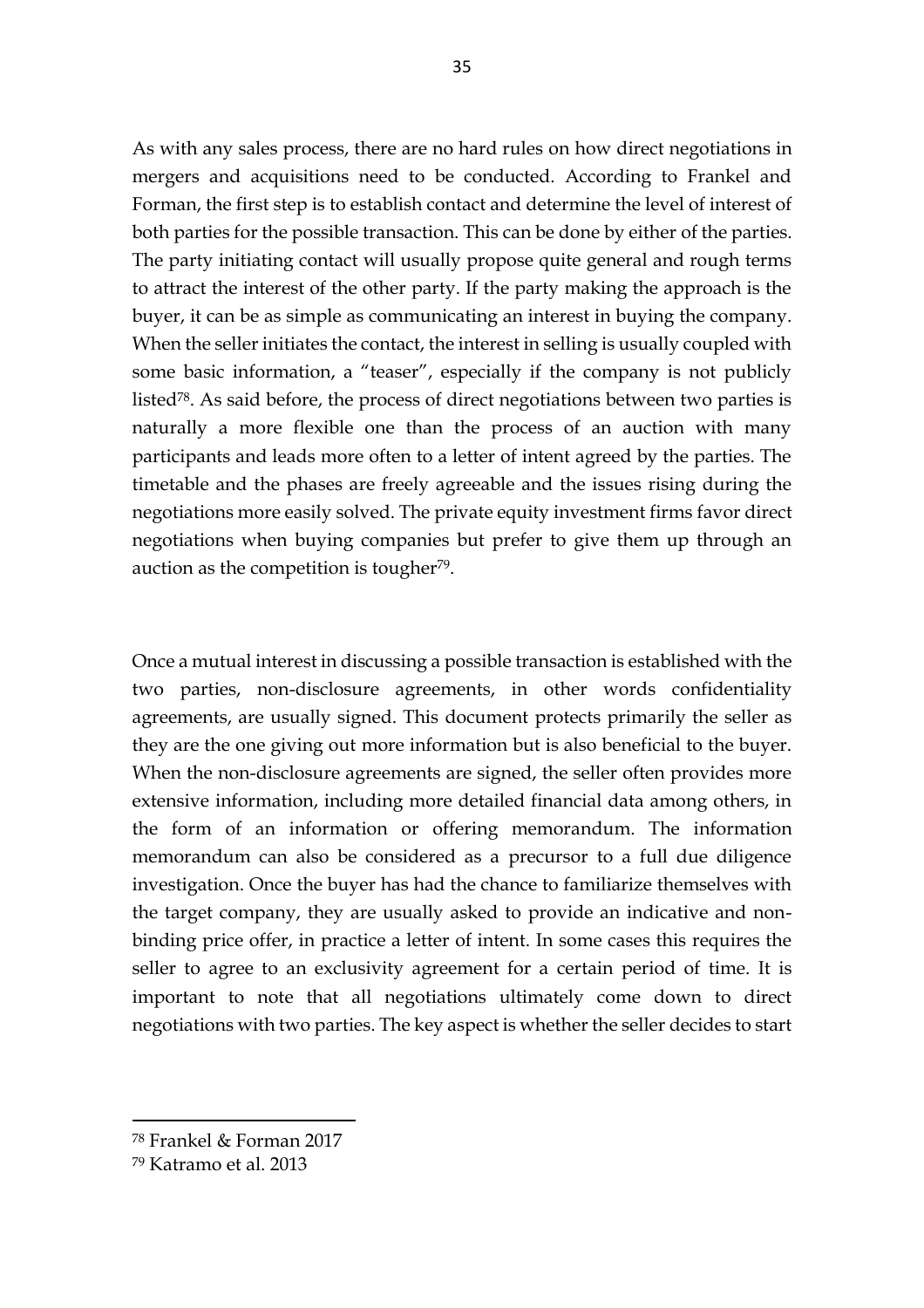As with any sales process, there are no hard rules on how direct negotiations in mergers and acquisitions need to be conducted. According to Frankel and Forman, the first step is to establish contact and determine the level of interest of both parties for the possible transaction. This can be done by either of the parties. The party initiating contact will usually propose quite general and rough terms to attract the interest of the other party. If the party making the approach is the buyer, it can be as simple as communicating an interest in buying the company. When the seller initiates the contact, the interest in selling is usually coupled with some basic information, a "teaser", especially if the company is not publicly listed[78]. As said before, the process of direct negotiations between two parties is naturally a more flexible one than the process of an auction with many participants and leads more often to a letter of intent agreed by the parties. The timetable and the phases are freely agreeable and the issues rising during the negotiations more easily solved. The private equity investment firms favor direct negotiations when buying companies but prefer to give them up through an auction as the competition is tougher[79].

Once a mutual interest in discussing a possible transaction is established with the two parties, non-disclosure agreements, in other words confidentiality agreements, are usually signed. This document protects primarily the seller as they are the one giving out more information but is also beneficial to the buyer. When the non-disclosure agreements are signed, the seller often provides more extensive information, including more detailed financial data among others, in the form of an information or offering memorandum. The information memorandum can also be considered as a precursor to a full due diligence investigation. Once the buyer has had the chance to familiarize themselves with the target company, they are usually asked to provide an indicative and non-binding price offer, in practice a letter of intent. In some cases this requires the seller to agree to an exclusivity agreement for a certain period of time. It is important to note that all negotiations ultimately come down to direct negotiations with two parties. The key aspect is whether the seller decides to start

[78] Frankel & Forman 2017

[79] Katramo et al. 2013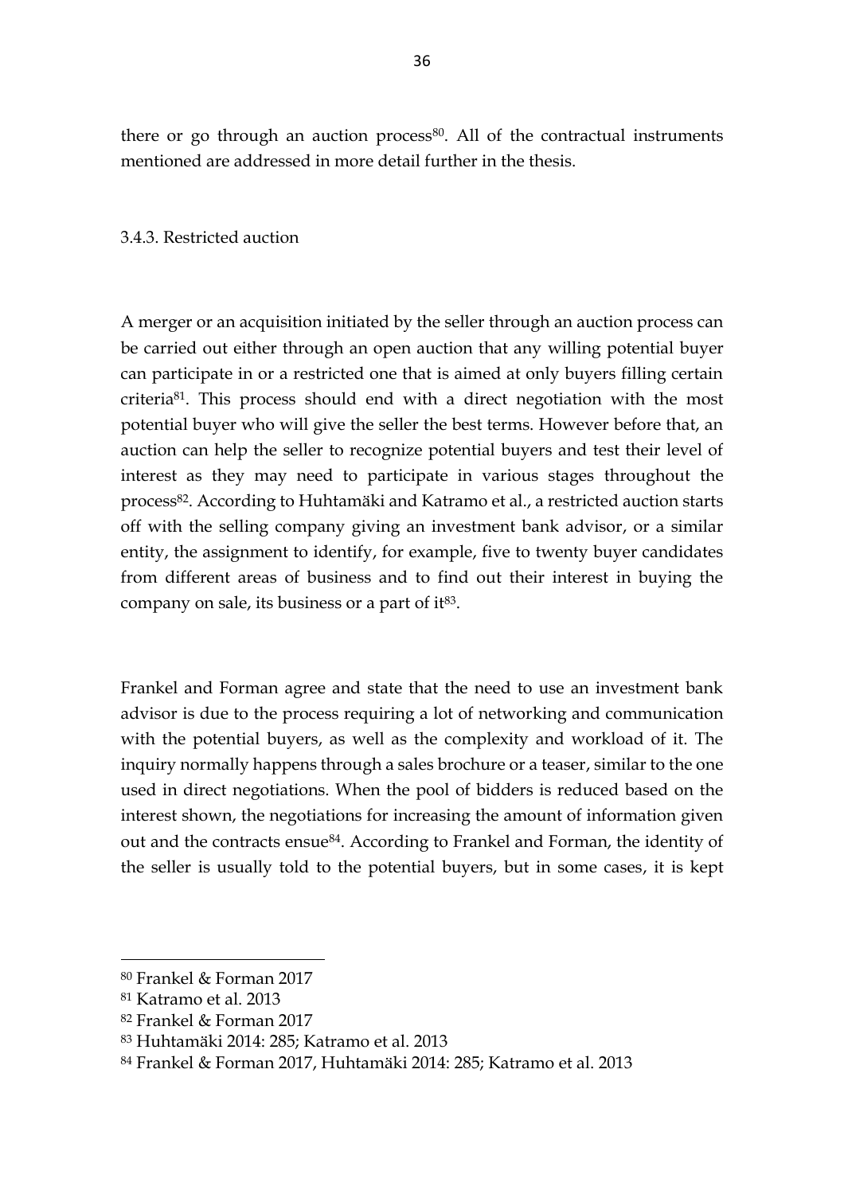there or go through an auction process[80]. All of the contractual instruments mentioned are addressed in more detail further in the thesis.

### 3.4.3. Restricted auction

A merger or an acquisition initiated by the seller through an auction process can be carried out either through an open auction that any willing potential buyer can participate in or a restricted one that is aimed at only buyers filling certain criteria[81]. This process should end with a direct negotiation with the most potential buyer who will give the seller the best terms. However before that, an auction can help the seller to recognize potential buyers and test their level of interest as they may need to participate in various stages throughout the process[82]. According to Huhtamäki and Katramo et al., a restricted auction starts off with the selling company giving an investment bank advisor, or a similar entity, the assignment to identify, for example, five to twenty buyer candidates from different areas of business and to find out their interest in buying the company on sale, its business or a part of it[83].

Frankel and Forman agree and state that the need to use an investment bank advisor is due to the process requiring a lot of networking and communication with the potential buyers, as well as the complexity and workload of it. The inquiry normally happens through a sales brochure or a teaser, similar to the one used in direct negotiations. When the pool of bidders is reduced based on the interest shown, the negotiations for increasing the amount of information given out and the contracts ensue[84]. According to Frankel and Forman, the identity of the seller is usually told to the potential buyers, but in some cases, it is kept

---

[80] Frankel & Forman 2017

[81] Katramo et al. 2013

[82] Frankel & Forman 2017

[83] Huhtamäki 2014: 285; Katramo et al. 2013

[84] Frankel & Forman 2017, Huhtamäki 2014: 285; Katramo et al. 2013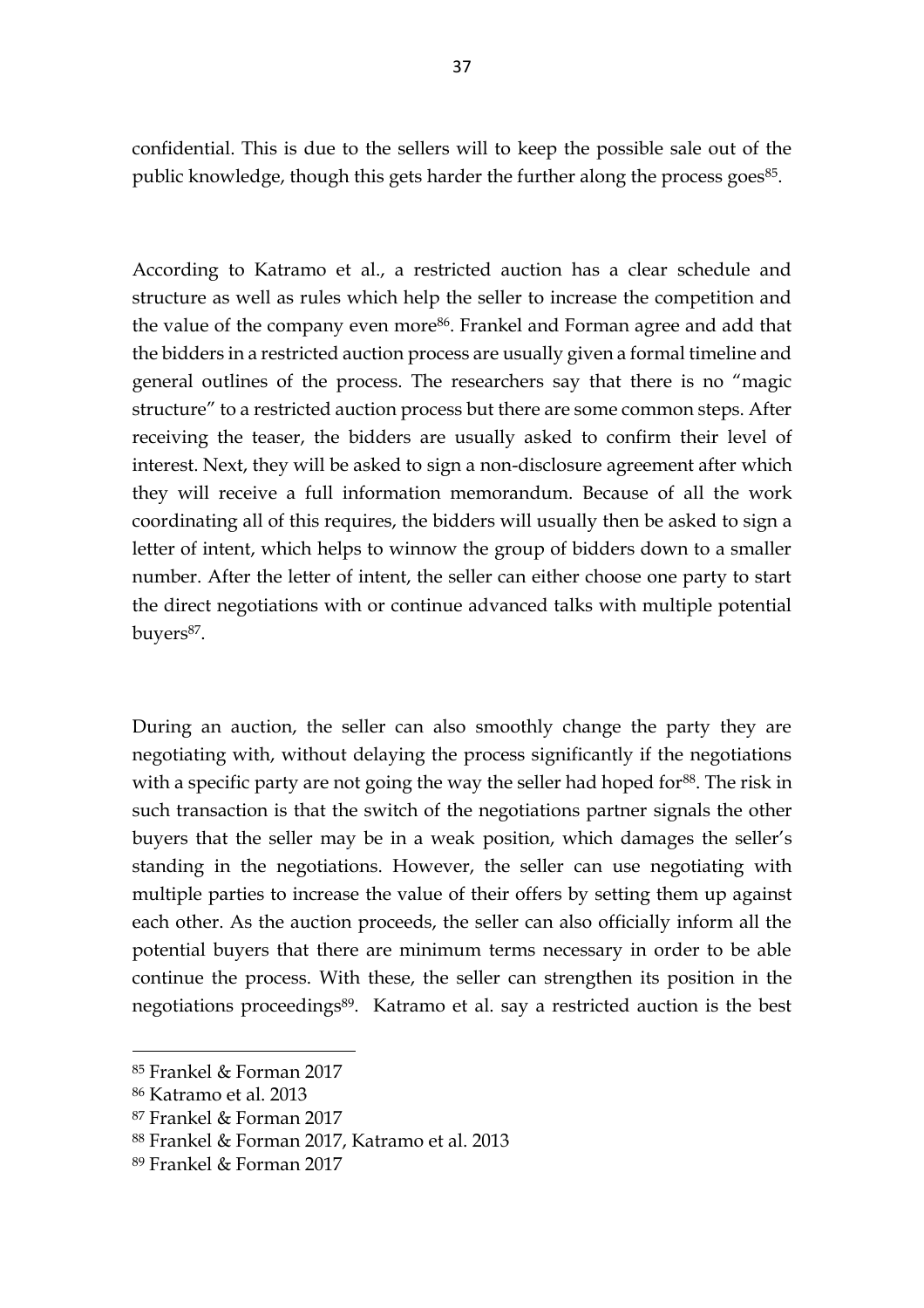confidential. This is due to the sellers will to keep the possible sale out of the public knowledge, though this gets harder the further along the process goes[85].

According to Katramo et al., a restricted auction has a clear schedule and structure as well as rules which help the seller to increase the competition and the value of the company even more[86]. Frankel and Forman agree and add that the bidders in a restricted auction process are usually given a formal timeline and general outlines of the process. The researchers say that there is no "magic structure" to a restricted auction process but there are some common steps. After receiving the teaser, the bidders are usually asked to confirm their level of interest. Next, they will be asked to sign a non-disclosure agreement after which they will receive a full information memorandum. Because of all the work coordinating all of this requires, the bidders will usually then be asked to sign a letter of intent, which helps to winnow the group of bidders down to a smaller number. After the letter of intent, the seller can either choose one party to start the direct negotiations with or continue advanced talks with multiple potential buyers[87].

During an auction, the seller can also smoothly change the party they are negotiating with, without delaying the process significantly if the negotiations with a specific party are not going the way the seller had hoped for[88]. The risk in such transaction is that the switch of the negotiations partner signals the other buyers that the seller may be in a weak position, which damages the seller's standing in the negotiations. However, the seller can use negotiating with multiple parties to increase the value of their offers by setting them up against each other. As the auction proceeds, the seller can also officially inform all the potential buyers that there are minimum terms necessary in order to be able continue the process. With these, the seller can strengthen its position in the negotiations proceedings[89]. Katramo et al. say a restricted auction is the best

---

[85] Frankel & Forman 2017

[86] Katramo et al. 2013

[87] Frankel & Forman 2017

[88] Frankel & Forman 2017, Katramo et al. 2013

[89] Frankel & Forman 2017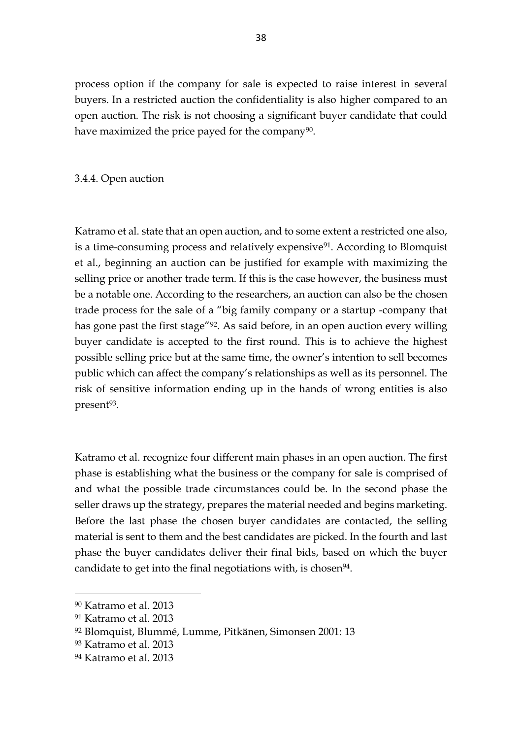process option if the company for sale is expected to raise interest in several buyers. In a restricted auction the confidentiality is also higher compared to an open auction. The risk is not choosing a significant buyer candidate that could have maximized the price payed for the company[90].

### 3.4.4. Open auction

Katramo et al. state that an open auction, and to some extent a restricted one also, is a time-consuming process and relatively expensive[91]. According to Blomquist et al., beginning an auction can be justified for example with maximizing the selling price or another trade term. If this is the case however, the business must be a notable one. According to the researchers, an auction can also be the chosen trade process for the sale of a "big family company or a startup -company that has gone past the first stage"[92]. As said before, in an open auction every willing buyer candidate is accepted to the first round. This is to achieve the highest possible selling price but at the same time, the owner's intention to sell becomes public which can affect the company's relationships as well as its personnel. The risk of sensitive information ending up in the hands of wrong entities is also present[93].

Katramo et al. recognize four different main phases in an open auction. The first phase is establishing what the business or the company for sale is comprised of and what the possible trade circumstances could be. In the second phase the seller draws up the strategy, prepares the material needed and begins marketing. Before the last phase the chosen buyer candidates are contacted, the selling material is sent to them and the best candidates are picked. In the fourth and last phase the buyer candidates deliver their final bids, based on which the buyer candidate to get into the final negotiations with, is chosen[94].

---

[90] Katramo et al. 2013

[91] Katramo et al. 2013

[92] Blomquist, Blummé, Lumme, Pitkänen, Simonsen 2001: 13

[93] Katramo et al. 2013

[94] Katramo et al. 2013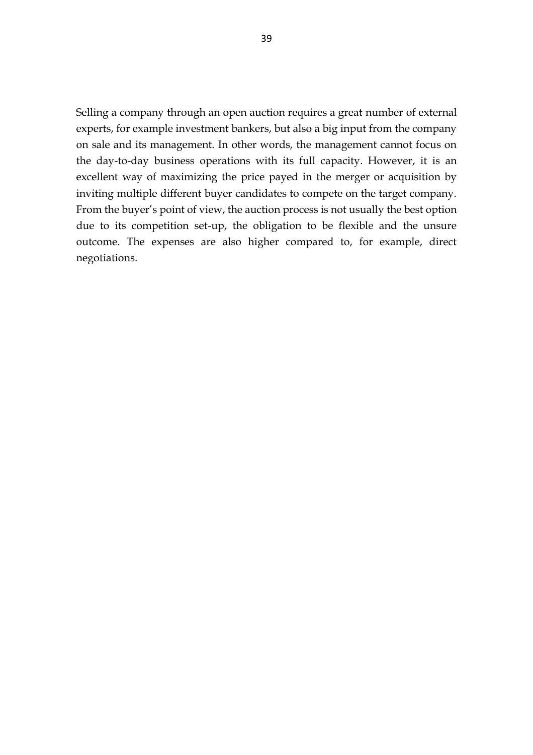Selling a company through an open auction requires a great number of external experts, for example investment bankers, but also a big input from the company on sale and its management. In other words, the management cannot focus on the day-to-day business operations with its full capacity. However, it is an excellent way of maximizing the price payed in the merger or acquisition by inviting multiple different buyer candidates to compete on the target company. From the buyer's point of view, the auction process is not usually the best option due to its competition set-up, the obligation to be flexible and the unsure outcome. The expenses are also higher compared to, for example, direct negotiations.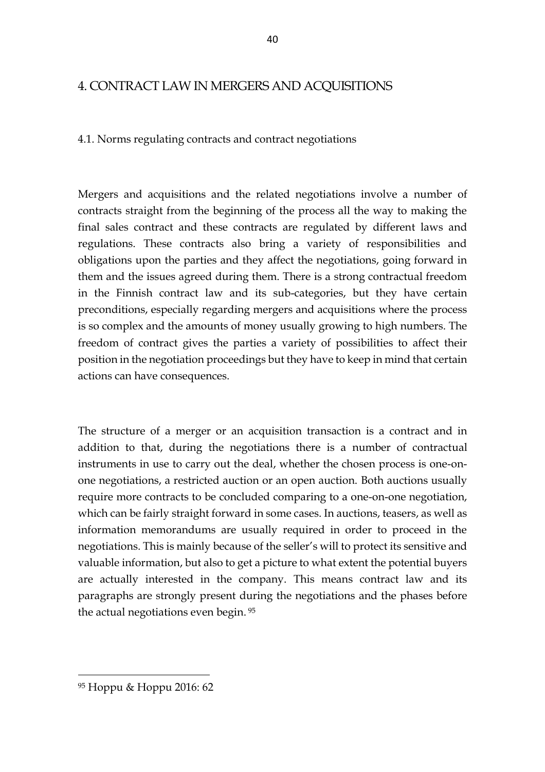# 4. CONTRACT LAW IN MERGERS AND ACQUISITIONS

## 4.1. Norms regulating contracts and contract negotiations

Mergers and acquisitions and the related negotiations involve a number of contracts straight from the beginning of the process all the way to making the final sales contract and these contracts are regulated by different laws and regulations. These contracts also bring a variety of responsibilities and obligations upon the parties and they affect the negotiations, going forward in them and the issues agreed during them. There is a strong contractual freedom in the Finnish contract law and its sub-categories, but they have certain preconditions, especially regarding mergers and acquisitions where the process is so complex and the amounts of money usually growing to high numbers. The freedom of contract gives the parties a variety of possibilities to affect their position in the negotiation proceedings but they have to keep in mind that certain actions can have consequences.

The structure of a merger or an acquisition transaction is a contract and in addition to that, during the negotiations there is a number of contractual instruments in use to carry out the deal, whether the chosen process is one-on-one negotiations, a restricted auction or an open auction. Both auctions usually require more contracts to be concluded comparing to a one-on-one negotiation, which can be fairly straight forward in some cases. In auctions, teasers, as well as information memorandums are usually required in order to proceed in the negotiations. This is mainly because of the seller's will to protect its sensitive and valuable information, but also to get a picture to what extent the potential buyers are actually interested in the company. This means contract law and its paragraphs are strongly present during the negotiations and the phases before the actual negotiations even begin. [95]

---

[95] Hoppu & Hoppu 2016: 62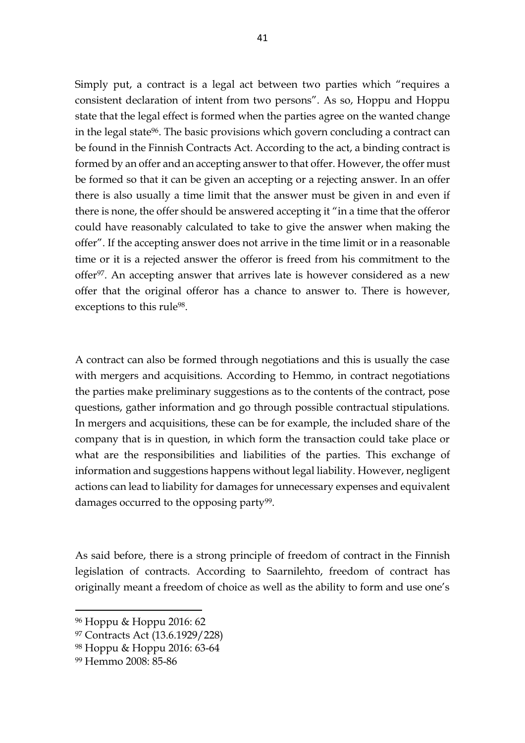Simply put, a contract is a legal act between two parties which "requires a consistent declaration of intent from two persons". As so, Hoppu and Hoppu state that the legal effect is formed when the parties agree on the wanted change in the legal state[96]. The basic provisions which govern concluding a contract can be found in the Finnish Contracts Act. According to the act, a binding contract is formed by an offer and an accepting answer to that offer. However, the offer must be formed so that it can be given an accepting or a rejecting answer. In an offer there is also usually a time limit that the answer must be given in and even if there is none, the offer should be answered accepting it "in a time that the offeror could have reasonably calculated to take to give the answer when making the offer". If the accepting answer does not arrive in the time limit or in a reasonable time or it is a rejected answer the offeror is freed from his commitment to the offer[97]. An accepting answer that arrives late is however considered as a new offer that the original offeror has a chance to answer to. There is however, exceptions to this rule[98].

A contract can also be formed through negotiations and this is usually the case with mergers and acquisitions. According to Hemmo, in contract negotiations the parties make preliminary suggestions as to the contents of the contract, pose questions, gather information and go through possible contractual stipulations. In mergers and acquisitions, these can be for example, the included share of the company that is in question, in which form the transaction could take place or what are the responsibilities and liabilities of the parties. This exchange of information and suggestions happens without legal liability. However, negligent actions can lead to liability for damages for unnecessary expenses and equivalent damages occurred to the opposing party[99].

As said before, there is a strong principle of freedom of contract in the Finnish legislation of contracts. According to Saarnilehto, freedom of contract has originally meant a freedom of choice as well as the ability to form and use one's

---

[96] Hoppu & Hoppu 2016: 62

[97] Contracts Act (13.6.1929/228)

[98] Hoppu & Hoppu 2016: 63-64

[99] Hemmo 2008: 85-86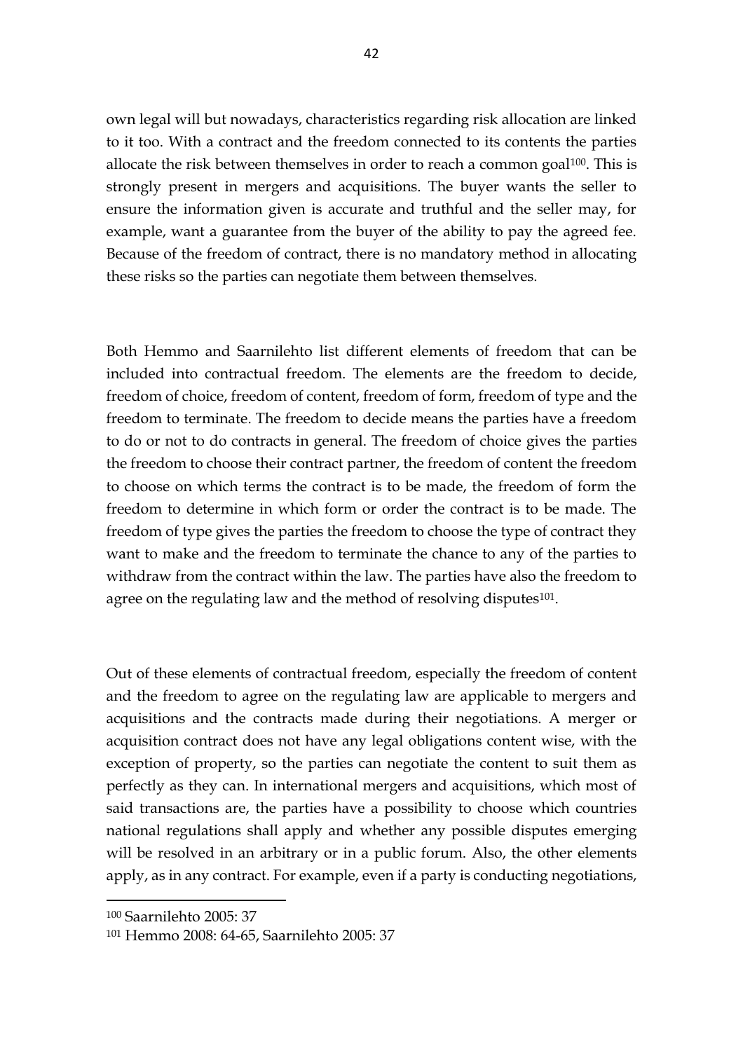own legal will but nowadays, characteristics regarding risk allocation are linked to it too. With a contract and the freedom connected to its contents the parties allocate the risk between themselves in order to reach a common goal[100]. This is strongly present in mergers and acquisitions. The buyer wants the seller to ensure the information given is accurate and truthful and the seller may, for example, want a guarantee from the buyer of the ability to pay the agreed fee. Because of the freedom of contract, there is no mandatory method in allocating these risks so the parties can negotiate them between themselves.

Both Hemmo and Saarnilehto list different elements of freedom that can be included into contractual freedom. The elements are the freedom to decide, freedom of choice, freedom of content, freedom of form, freedom of type and the freedom to terminate. The freedom to decide means the parties have a freedom to do or not to do contracts in general. The freedom of choice gives the parties the freedom to choose their contract partner, the freedom of content the freedom to choose on which terms the contract is to be made, the freedom of form the freedom to determine in which form or order the contract is to be made. The freedom of type gives the parties the freedom to choose the type of contract they want to make and the freedom to terminate the chance to any of the parties to withdraw from the contract within the law. The parties have also the freedom to agree on the regulating law and the method of resolving disputes[101].

Out of these elements of contractual freedom, especially the freedom of content and the freedom to agree on the regulating law are applicable to mergers and acquisitions and the contracts made during their negotiations. A merger or acquisition contract does not have any legal obligations content wise, with the exception of property, so the parties can negotiate the content to suit them as perfectly as they can. In international mergers and acquisitions, which most of said transactions are, the parties have a possibility to choose which countries national regulations shall apply and whether any possible disputes emerging will be resolved in an arbitrary or in a public forum. Also, the other elements apply, as in any contract. For example, even if a party is conducting negotiations,

---

[100] Saarnilehto 2005: 37

[101] Hemmo 2008: 64-65, Saarnilehto 2005: 37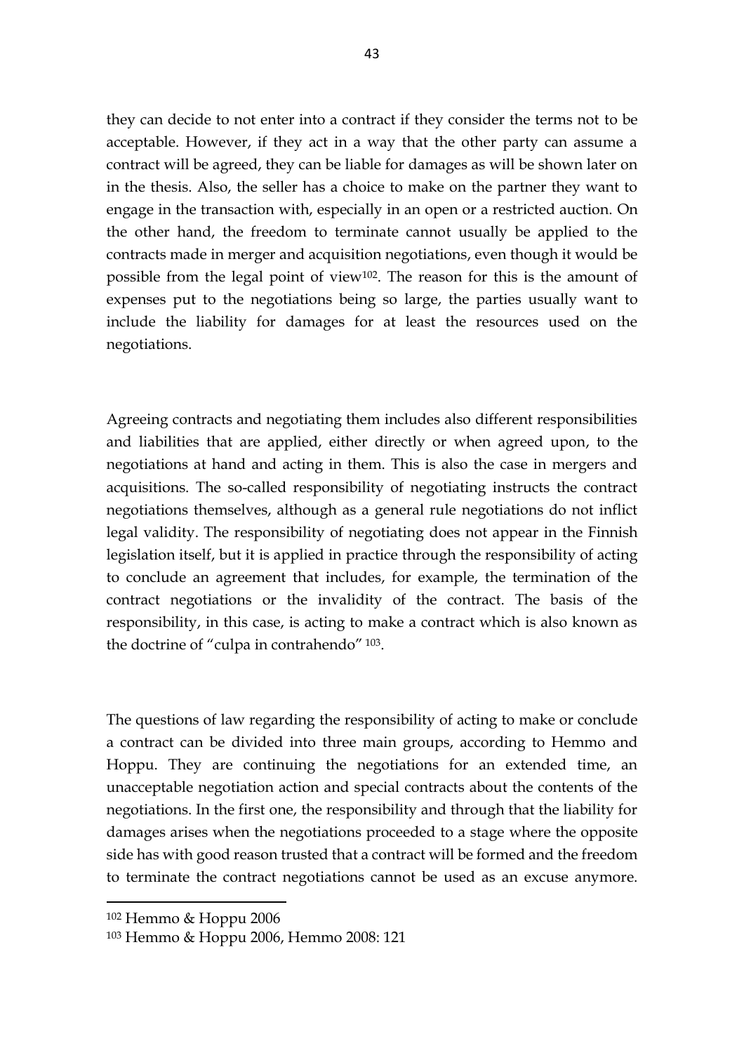they can decide to not enter into a contract if they consider the terms not to be acceptable. However, if they act in a way that the other party can assume a contract will be agreed, they can be liable for damages as will be shown later on in the thesis. Also, the seller has a choice to make on the partner they want to engage in the transaction with, especially in an open or a restricted auction. On the other hand, the freedom to terminate cannot usually be applied to the contracts made in merger and acquisition negotiations, even though it would be possible from the legal point of view[102]. The reason for this is the amount of expenses put to the negotiations being so large, the parties usually want to include the liability for damages for at least the resources used on the negotiations.

Agreeing contracts and negotiating them includes also different responsibilities and liabilities that are applied, either directly or when agreed upon, to the negotiations at hand and acting in them. This is also the case in mergers and acquisitions. The so-called responsibility of negotiating instructs the contract negotiations themselves, although as a general rule negotiations do not inflict legal validity. The responsibility of negotiating does not appear in the Finnish legislation itself, but it is applied in practice through the responsibility of acting to conclude an agreement that includes, for example, the termination of the contract negotiations or the invalidity of the contract. The basis of the responsibility, in this case, is acting to make a contract which is also known as the doctrine of "culpa in contrahendo" [103].

The questions of law regarding the responsibility of acting to make or conclude a contract can be divided into three main groups, according to Hemmo and Hoppu. They are continuing the negotiations for an extended time, an unacceptable negotiation action and special contracts about the contents of the negotiations. In the first one, the responsibility and through that the liability for damages arises when the negotiations proceeded to a stage where the opposite side has with good reason trusted that a contract will be formed and the freedom to terminate the contract negotiations cannot be used as an excuse anymore.

---

[102] Hemmo & Hoppu 2006

[103] Hemmo & Hoppu 2006, Hemmo 2008: 121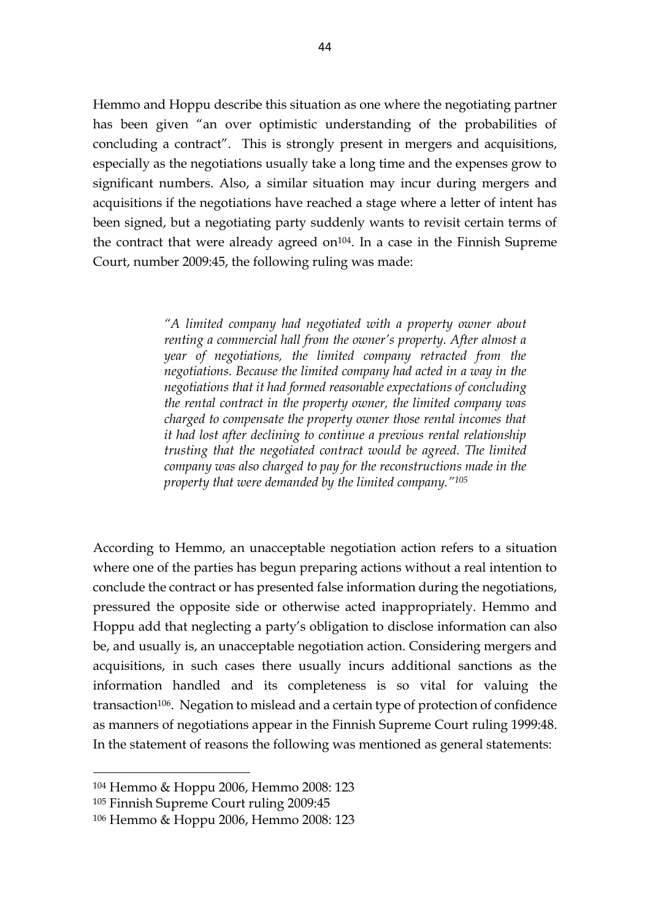Hemmo and Hoppu describe this situation as one where the negotiating partner has been given "an over optimistic understanding of the probabilities of concluding a contract". This is strongly present in mergers and acquisitions, especially as the negotiations usually take a long time and the expenses grow to significant numbers. Also, a similar situation may incur during mergers and acquisitions if the negotiations have reached a stage where a letter of intent has been signed, but a negotiating party suddenly wants to revisit certain terms of the contract that were already agreed on[104]. In a case in the Finnish Supreme Court, number 2009:45, the following ruling was made:

> *"A limited company had negotiated with a property owner about renting a commercial hall from the owner's property. After almost a year of negotiations, the limited company retracted from the negotiations. Because the limited company had acted in a way in the negotiations that it had formed reasonable expectations of concluding the rental contract in the property owner, the limited company was charged to compensate the property owner those rental incomes that it had lost after declining to continue a previous rental relationship trusting that the negotiated contract would be agreed. The limited company was also charged to pay for the reconstructions made in the property that were demanded by the limited company."*[105]

According to Hemmo, an unacceptable negotiation action refers to a situation where one of the parties has begun preparing actions without a real intention to conclude the contract or has presented false information during the negotiations, pressured the opposite side or otherwise acted inappropriately. Hemmo and Hoppu add that neglecting a party's obligation to disclose information can also be, and usually is, an unacceptable negotiation action. Considering mergers and acquisitions, in such cases there usually incurs additional sanctions as the information handled and its completeness is so vital for valuing the transaction[106]. Negation to mislead and a certain type of protection of confidence as manners of negotiations appear in the Finnish Supreme Court ruling 1999:48. In the statement of reasons the following was mentioned as general statements:

---

[104] Hemmo & Hoppu 2006, Hemmo 2008: 123

[105] Finnish Supreme Court ruling 2009:45

[106] Hemmo & Hoppu 2006, Hemmo 2008: 123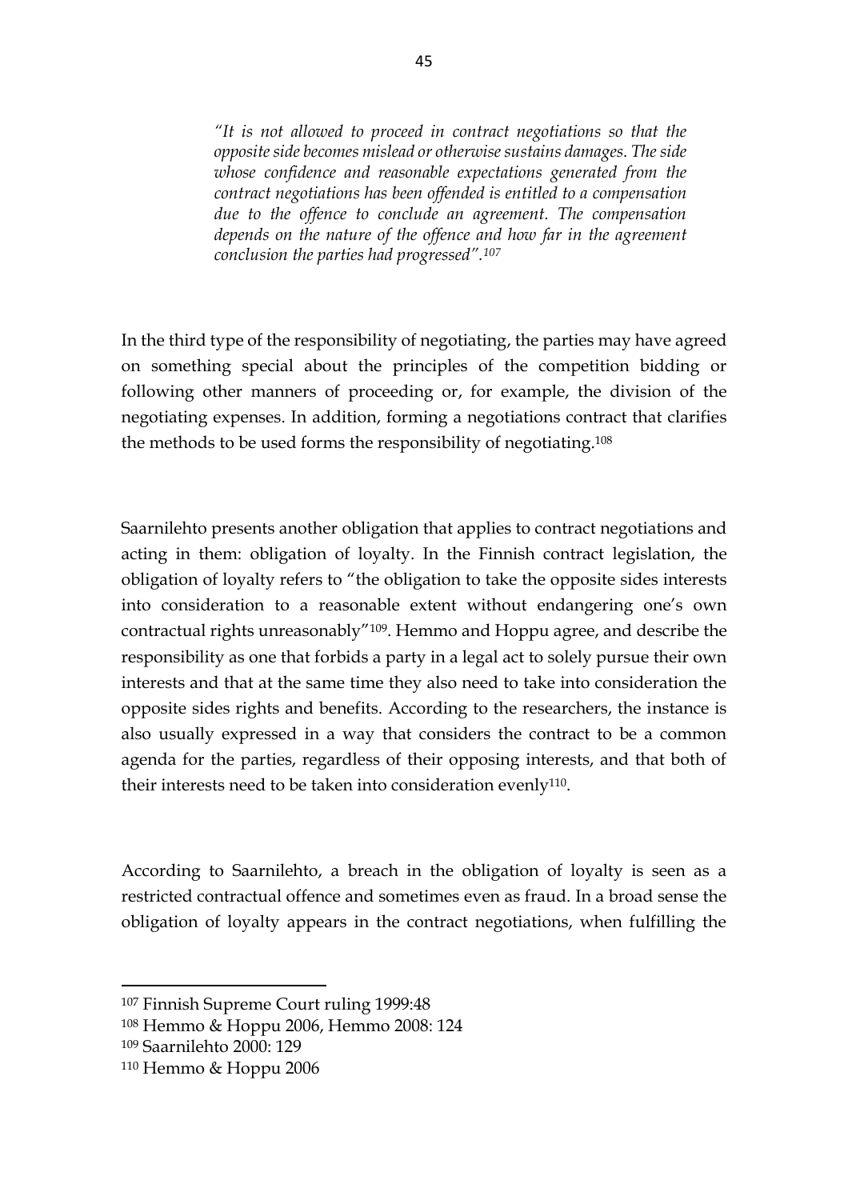> *"It is not allowed to proceed in contract negotiations so that the opposite side becomes mislead or otherwise sustains damages. The side whose confidence and reasonable expectations generated from the contract negotiations has been offended is entitled to a compensation due to the offence to conclude an agreement. The compensation depends on the nature of the offence and how far in the agreement conclusion the parties had progressed".*[107]

In the third type of the responsibility of negotiating, the parties may have agreed on something special about the principles of the competition bidding or following other manners of proceeding or, for example, the division of the negotiating expenses. In addition, forming a negotiations contract that clarifies the methods to be used forms the responsibility of negotiating.[108]

Saarnilehto presents another obligation that applies to contract negotiations and acting in them: obligation of loyalty. In the Finnish contract legislation, the obligation of loyalty refers to "the obligation to take the opposite sides interests into consideration to a reasonable extent without endangering one's own contractual rights unreasonably"[109]. Hemmo and Hoppu agree, and describe the responsibility as one that forbids a party in a legal act to solely pursue their own interests and that at the same time they also need to take into consideration the opposite sides rights and benefits. According to the researchers, the instance is also usually expressed in a way that considers the contract to be a common agenda for the parties, regardless of their opposing interests, and that both of their interests need to be taken into consideration evenly[110].

According to Saarnilehto, a breach in the obligation of loyalty is seen as a restricted contractual offence and sometimes even as fraud. In a broad sense the obligation of loyalty appears in the contract negotiations, when fulfilling the

---

[107] Finnish Supreme Court ruling 1999:48

[108] Hemmo & Hoppu 2006, Hemmo 2008: 124

[109] Saarnilehto 2000: 129

[110] Hemmo & Hoppu 2006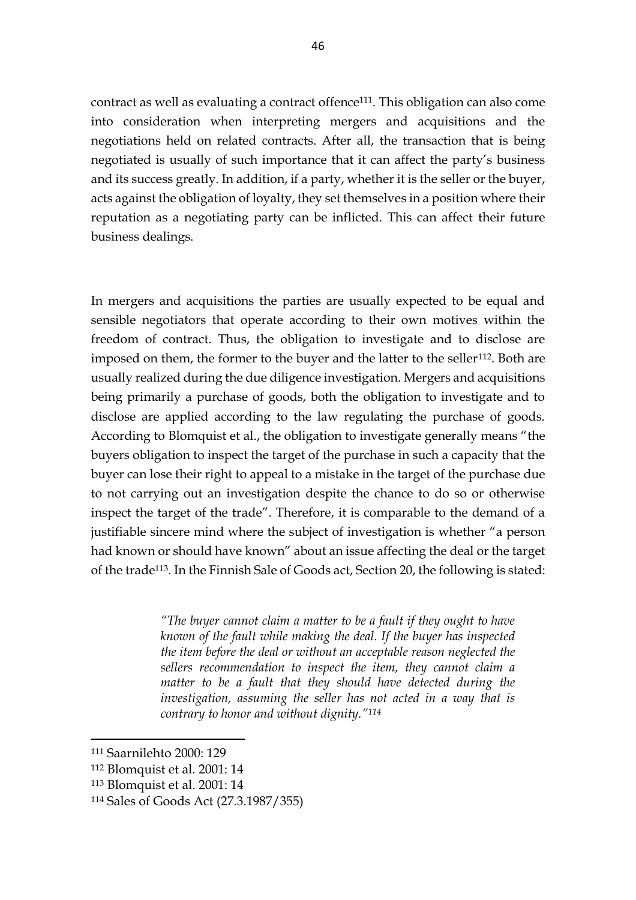contract as well as evaluating a contract offence[111]. This obligation can also come into consideration when interpreting mergers and acquisitions and the negotiations held on related contracts. After all, the transaction that is being negotiated is usually of such importance that it can affect the party's business and its success greatly. In addition, if a party, whether it is the seller or the buyer, acts against the obligation of loyalty, they set themselves in a position where their reputation as a negotiating party can be inflicted. This can affect their future business dealings.

In mergers and acquisitions the parties are usually expected to be equal and sensible negotiators that operate according to their own motives within the freedom of contract. Thus, the obligation to investigate and to disclose are imposed on them, the former to the buyer and the latter to the seller[112]. Both are usually realized during the due diligence investigation. Mergers and acquisitions being primarily a purchase of goods, both the obligation to investigate and to disclose are applied according to the law regulating the purchase of goods. According to Blomquist et al., the obligation to investigate generally means "the buyers obligation to inspect the target of the purchase in such a capacity that the buyer can lose their right to appeal to a mistake in the target of the purchase due to not carrying out an investigation despite the chance to do so or otherwise inspect the target of the trade". Therefore, it is comparable to the demand of a justifiable sincere mind where the subject of investigation is whether "a person had known or should have known" about an issue affecting the deal or the target of the trade[113]. In the Finnish Sale of Goods act, Section 20, the following is stated:

> *"The buyer cannot claim a matter to be a fault if they ought to have known of the fault while making the deal. If the buyer has inspected the item before the deal or without an acceptable reason neglected the sellers recommendation to inspect the item, they cannot claim a matter to be a fault that they should have detected during the investigation, assuming the seller has not acted in a way that is contrary to honor and without dignity."*[114]

---

[111] Saarnilehto 2000: 129

[112] Blomquist et al. 2001: 14

[113] Blomquist et al. 2001: 14

[114] Sales of Goods Act (27.3.1987/355)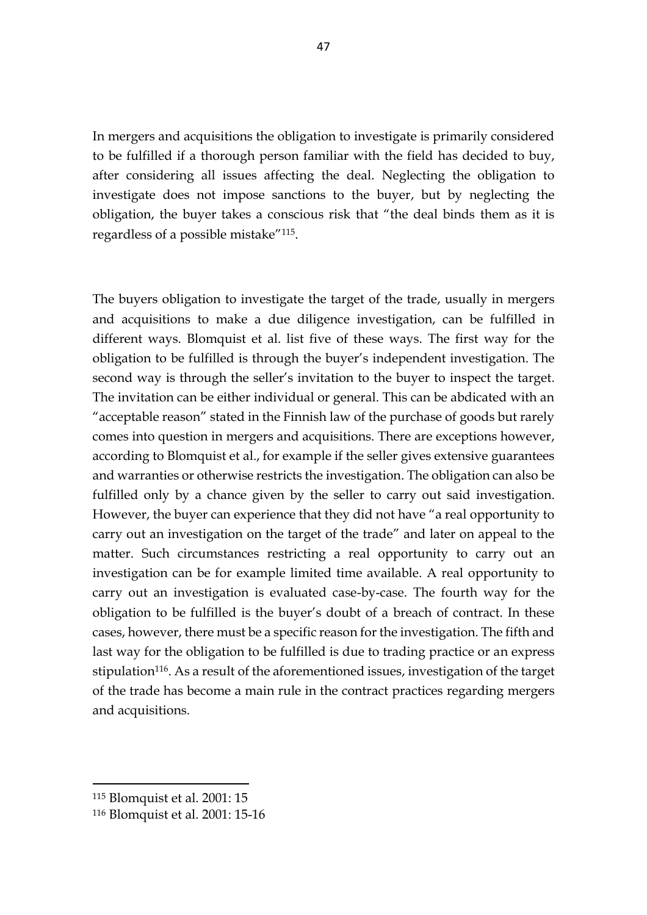In mergers and acquisitions the obligation to investigate is primarily considered to be fulfilled if a thorough person familiar with the field has decided to buy, after considering all issues affecting the deal. Neglecting the obligation to investigate does not impose sanctions to the buyer, but by neglecting the obligation, the buyer takes a conscious risk that "the deal binds them as it is regardless of a possible mistake"[115].

The buyers obligation to investigate the target of the trade, usually in mergers and acquisitions to make a due diligence investigation, can be fulfilled in different ways. Blomquist et al. list five of these ways. The first way for the obligation to be fulfilled is through the buyer's independent investigation. The second way is through the seller's invitation to the buyer to inspect the target. The invitation can be either individual or general. This can be abdicated with an "acceptable reason" stated in the Finnish law of the purchase of goods but rarely comes into question in mergers and acquisitions. There are exceptions however, according to Blomquist et al., for example if the seller gives extensive guarantees and warranties or otherwise restricts the investigation. The obligation can also be fulfilled only by a chance given by the seller to carry out said investigation. However, the buyer can experience that they did not have "a real opportunity to carry out an investigation on the target of the trade" and later on appeal to the matter. Such circumstances restricting a real opportunity to carry out an investigation can be for example limited time available. A real opportunity to carry out an investigation is evaluated case-by-case. The fourth way for the obligation to be fulfilled is the buyer's doubt of a breach of contract. In these cases, however, there must be a specific reason for the investigation. The fifth and last way for the obligation to be fulfilled is due to trading practice or an express stipulation[116]. As a result of the aforementioned issues, investigation of the target of the trade has become a main rule in the contract practices regarding mergers and acquisitions.

---

[115] Blomquist et al. 2001: 15

[116] Blomquist et al. 2001: 15-16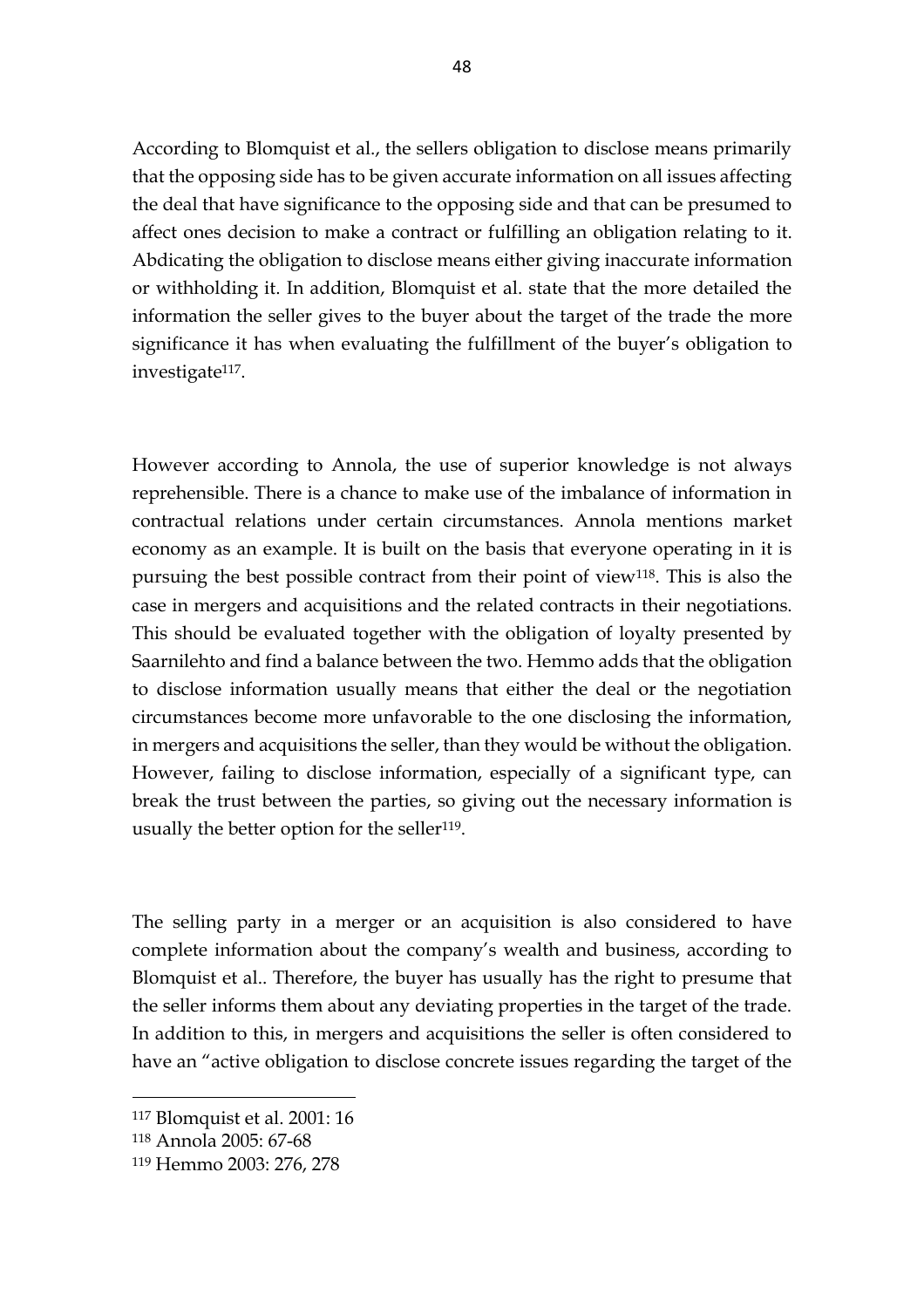According to Blomquist et al., the sellers obligation to disclose means primarily that the opposing side has to be given accurate information on all issues affecting the deal that have significance to the opposing side and that can be presumed to affect ones decision to make a contract or fulfilling an obligation relating to it. Abdicating the obligation to disclose means either giving inaccurate information or withholding it. In addition, Blomquist et al. state that the more detailed the information the seller gives to the buyer about the target of the trade the more significance it has when evaluating the fulfillment of the buyer's obligation to investigate[117].

However according to Annola, the use of superior knowledge is not always reprehensible. There is a chance to make use of the imbalance of information in contractual relations under certain circumstances. Annola mentions market economy as an example. It is built on the basis that everyone operating in it is pursuing the best possible contract from their point of view[118]. This is also the case in mergers and acquisitions and the related contracts in their negotiations. This should be evaluated together with the obligation of loyalty presented by Saarnilehto and find a balance between the two. Hemmo adds that the obligation to disclose information usually means that either the deal or the negotiation circumstances become more unfavorable to the one disclosing the information, in mergers and acquisitions the seller, than they would be without the obligation. However, failing to disclose information, especially of a significant type, can break the trust between the parties, so giving out the necessary information is usually the better option for the seller[119].

The selling party in a merger or an acquisition is also considered to have complete information about the company's wealth and business, according to Blomquist et al.. Therefore, the buyer has usually has the right to presume that the seller informs them about any deviating properties in the target of the trade. In addition to this, in mergers and acquisitions the seller is often considered to have an "active obligation to disclose concrete issues regarding the target of the

---

[117] Blomquist et al. 2001: 16

[118] Annola 2005: 67-68

[119] Hemmo 2003: 276, 278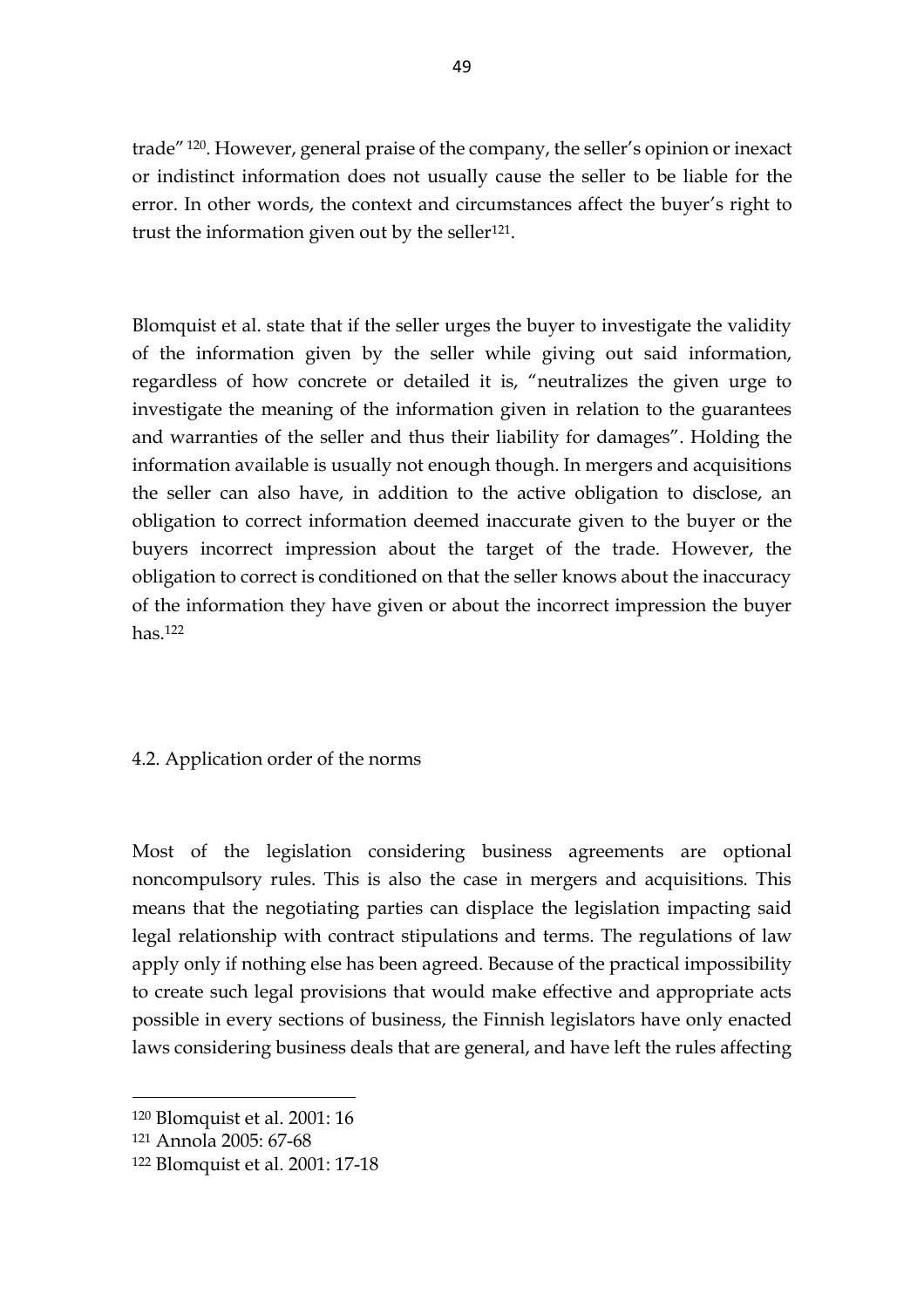trade"[120]. However, general praise of the company, the seller's opinion or inexact or indistinct information does not usually cause the seller to be liable for the error. In other words, the context and circumstances affect the buyer's right to trust the information given out by the seller[121].

Blomquist et al. state that if the seller urges the buyer to investigate the validity of the information given by the seller while giving out said information, regardless of how concrete or detailed it is, "neutralizes the given urge to investigate the meaning of the information given in relation to the guarantees and warranties of the seller and thus their liability for damages". Holding the information available is usually not enough though. In mergers and acquisitions the seller can also have, in addition to the active obligation to disclose, an obligation to correct information deemed inaccurate given to the buyer or the buyers incorrect impression about the target of the trade. However, the obligation to correct is conditioned on that the seller knows about the inaccuracy of the information they have given or about the incorrect impression the buyer has.[122]

## 4.2. Application order of the norms

Most of the legislation considering business agreements are optional noncompulsory rules. This is also the case in mergers and acquisitions. This means that the negotiating parties can displace the legislation impacting said legal relationship with contract stipulations and terms. The regulations of law apply only if nothing else has been agreed. Because of the practical impossibility to create such legal provisions that would make effective and appropriate acts possible in every sections of business, the Finnish legislators have only enacted laws considering business deals that are general, and have left the rules affecting

---

[120] Blomquist et al. 2001: 16

[121] Annola 2005: 67-68

[122] Blomquist et al. 2001: 17-18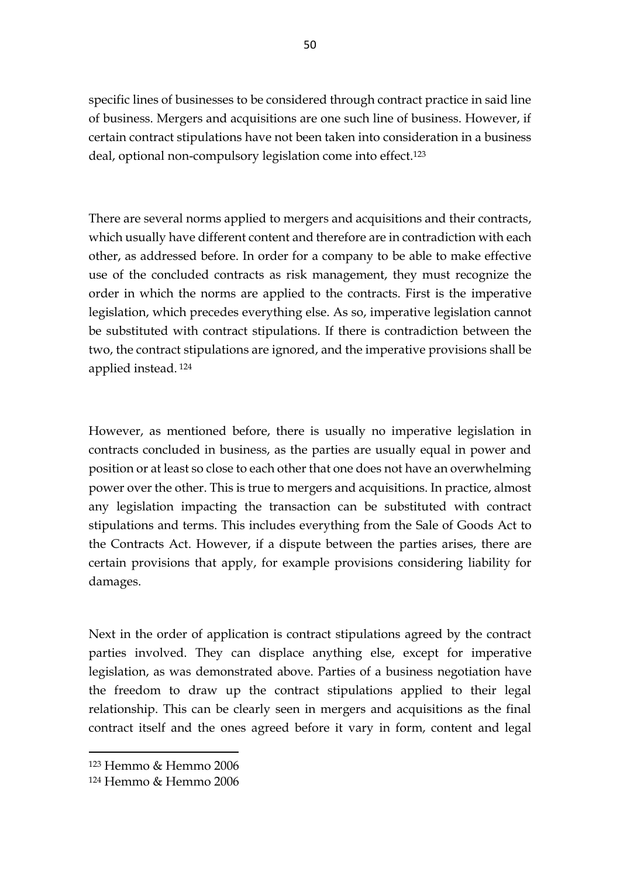specific lines of businesses to be considered through contract practice in said line of business. Mergers and acquisitions are one such line of business. However, if certain contract stipulations have not been taken into consideration in a business deal, optional non-compulsory legislation come into effect.[123]

There are several norms applied to mergers and acquisitions and their contracts, which usually have different content and therefore are in contradiction with each other, as addressed before. In order for a company to be able to make effective use of the concluded contracts as risk management, they must recognize the order in which the norms are applied to the contracts. First is the imperative legislation, which precedes everything else. As so, imperative legislation cannot be substituted with contract stipulations. If there is contradiction between the two, the contract stipulations are ignored, and the imperative provisions shall be applied instead. [124]

However, as mentioned before, there is usually no imperative legislation in contracts concluded in business, as the parties are usually equal in power and position or at least so close to each other that one does not have an overwhelming power over the other. This is true to mergers and acquisitions. In practice, almost any legislation impacting the transaction can be substituted with contract stipulations and terms. This includes everything from the Sale of Goods Act to the Contracts Act. However, if a dispute between the parties arises, there are certain provisions that apply, for example provisions considering liability for damages.

Next in the order of application is contract stipulations agreed by the contract parties involved. They can displace anything else, except for imperative legislation, as was demonstrated above. Parties of a business negotiation have the freedom to draw up the contract stipulations applied to their legal relationship. This can be clearly seen in mergers and acquisitions as the final contract itself and the ones agreed before it vary in form, content and legal

---

[123] Hemmo & Hemmo 2006

[124] Hemmo & Hemmo 2006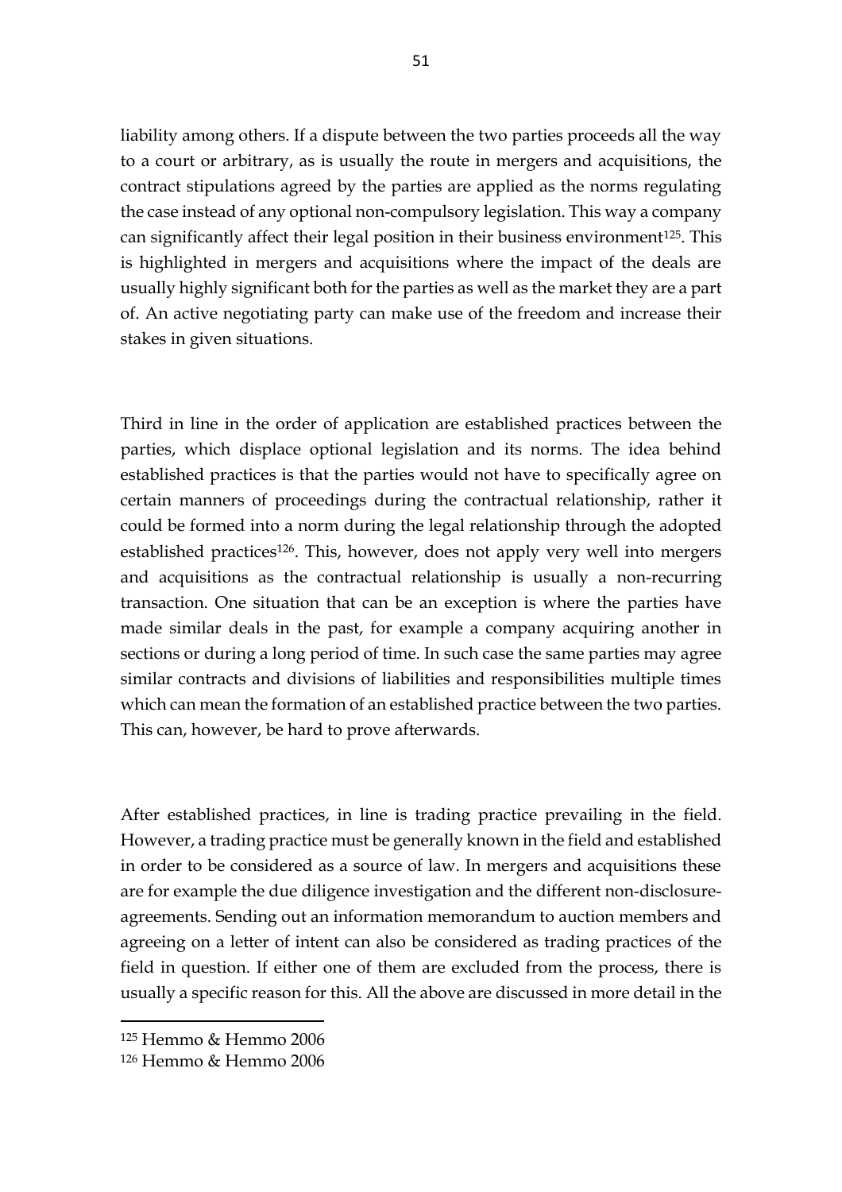liability among others. If a dispute between the two parties proceeds all the way to a court or arbitrary, as is usually the route in mergers and acquisitions, the contract stipulations agreed by the parties are applied as the norms regulating the case instead of any optional non-compulsory legislation. This way a company can significantly affect their legal position in their business environment[125]. This is highlighted in mergers and acquisitions where the impact of the deals are usually highly significant both for the parties as well as the market they are a part of. An active negotiating party can make use of the freedom and increase their stakes in given situations.

Third in line in the order of application are established practices between the parties, which displace optional legislation and its norms. The idea behind established practices is that the parties would not have to specifically agree on certain manners of proceedings during the contractual relationship, rather it could be formed into a norm during the legal relationship through the adopted established practices[126]. This, however, does not apply very well into mergers and acquisitions as the contractual relationship is usually a non-recurring transaction. One situation that can be an exception is where the parties have made similar deals in the past, for example a company acquiring another in sections or during a long period of time. In such case the same parties may agree similar contracts and divisions of liabilities and responsibilities multiple times which can mean the formation of an established practice between the two parties. This can, however, be hard to prove afterwards.

After established practices, in line is trading practice prevailing in the field. However, a trading practice must be generally known in the field and established in order to be considered as a source of law. In mergers and acquisitions these are for example the due diligence investigation and the different non-disclosure-agreements. Sending out an information memorandum to auction members and agreeing on a letter of intent can also be considered as trading practices of the field in question. If either one of them are excluded from the process, there is usually a specific reason for this. All the above are discussed in more detail in the

---

[125] Hemmo & Hemmo 2006

[126] Hemmo & Hemmo 2006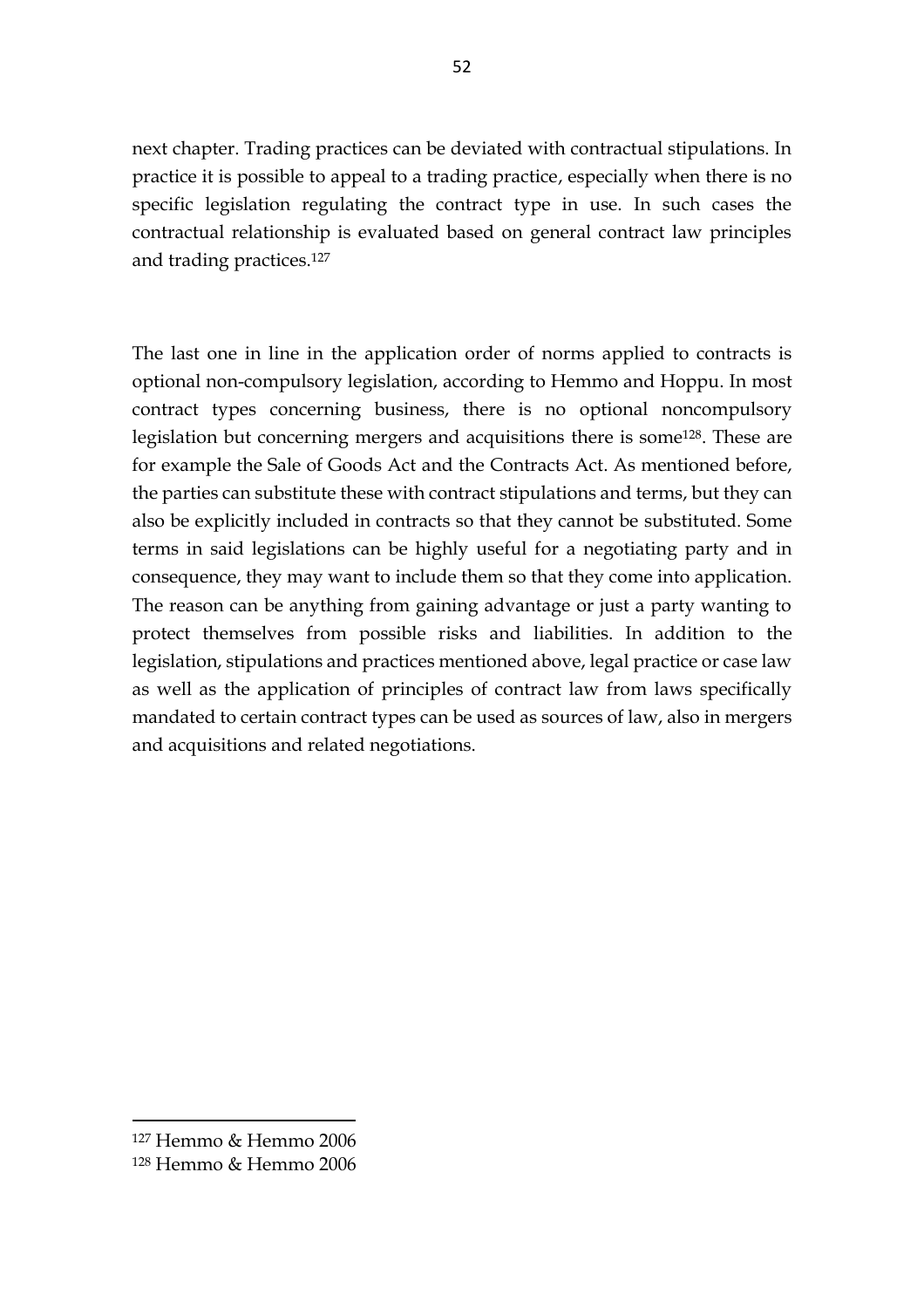next chapter. Trading practices can be deviated with contractual stipulations. In practice it is possible to appeal to a trading practice, especially when there is no specific legislation regulating the contract type in use. In such cases the contractual relationship is evaluated based on general contract law principles and trading practices.[127]

The last one in line in the application order of norms applied to contracts is optional non-compulsory legislation, according to Hemmo and Hoppu. In most contract types concerning business, there is no optional noncompulsory legislation but concerning mergers and acquisitions there is some[128]. These are for example the Sale of Goods Act and the Contracts Act. As mentioned before, the parties can substitute these with contract stipulations and terms, but they can also be explicitly included in contracts so that they cannot be substituted. Some terms in said legislations can be highly useful for a negotiating party and in consequence, they may want to include them so that they come into application. The reason can be anything from gaining advantage or just a party wanting to protect themselves from possible risks and liabilities. In addition to the legislation, stipulations and practices mentioned above, legal practice or case law as well as the application of principles of contract law from laws specifically mandated to certain contract types can be used as sources of law, also in mergers and acquisitions and related negotiations.

---

[127] Hemmo & Hemmo 2006

[128] Hemmo & Hemmo 2006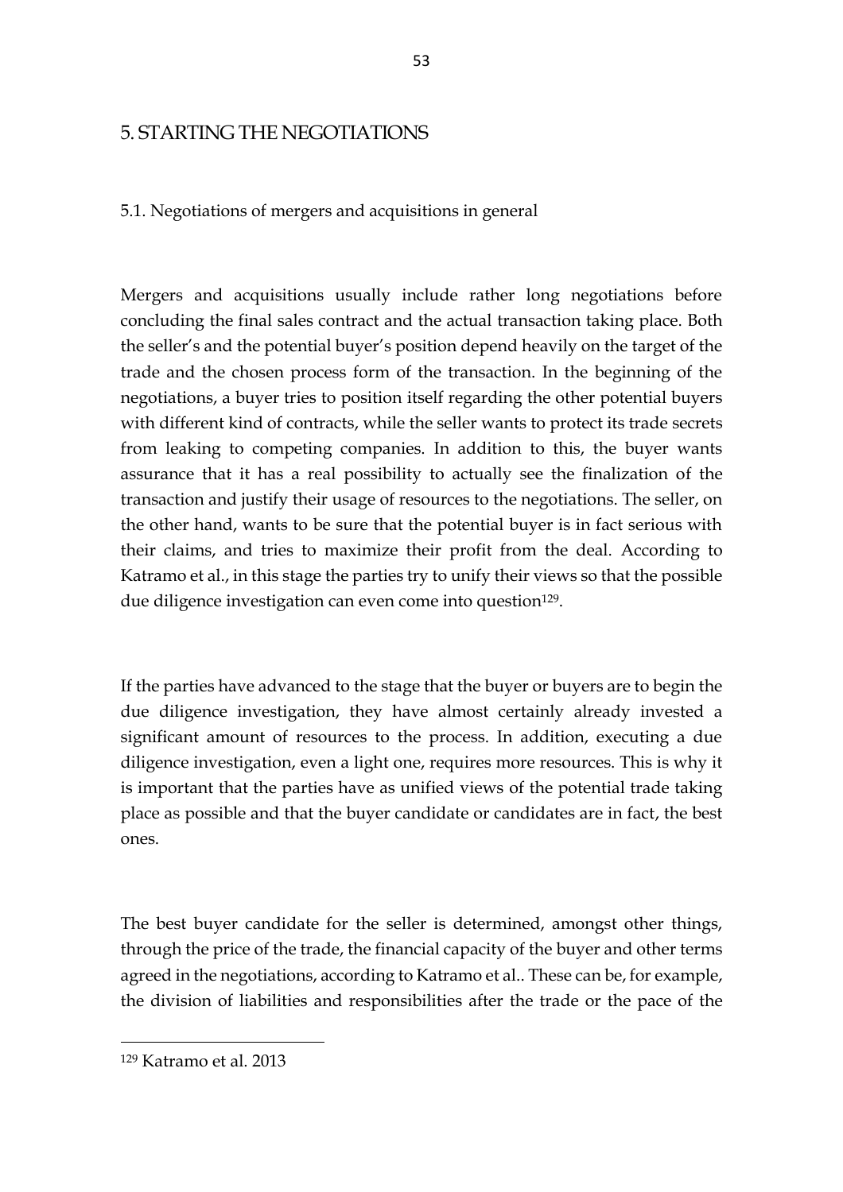# 5. STARTING THE NEGOTIATIONS

## 5.1. Negotiations of mergers and acquisitions in general

Mergers and acquisitions usually include rather long negotiations before concluding the final sales contract and the actual transaction taking place. Both the seller's and the potential buyer's position depend heavily on the target of the trade and the chosen process form of the transaction. In the beginning of the negotiations, a buyer tries to position itself regarding the other potential buyers with different kind of contracts, while the seller wants to protect its trade secrets from leaking to competing companies. In addition to this, the buyer wants assurance that it has a real possibility to actually see the finalization of the transaction and justify their usage of resources to the negotiations. The seller, on the other hand, wants to be sure that the potential buyer is in fact serious with their claims, and tries to maximize their profit from the deal. According to Katramo et al., in this stage the parties try to unify their views so that the possible due diligence investigation can even come into question[129].

If the parties have advanced to the stage that the buyer or buyers are to begin the due diligence investigation, they have almost certainly already invested a significant amount of resources to the process. In addition, executing a due diligence investigation, even a light one, requires more resources. This is why it is important that the parties have as unified views of the potential trade taking place as possible and that the buyer candidate or candidates are in fact, the best ones.

The best buyer candidate for the seller is determined, amongst other things, through the price of the trade, the financial capacity of the buyer and other terms agreed in the negotiations, according to Katramo et al.. These can be, for example, the division of liabilities and responsibilities after the trade or the pace of the

---

[129] Katramo et al. 2013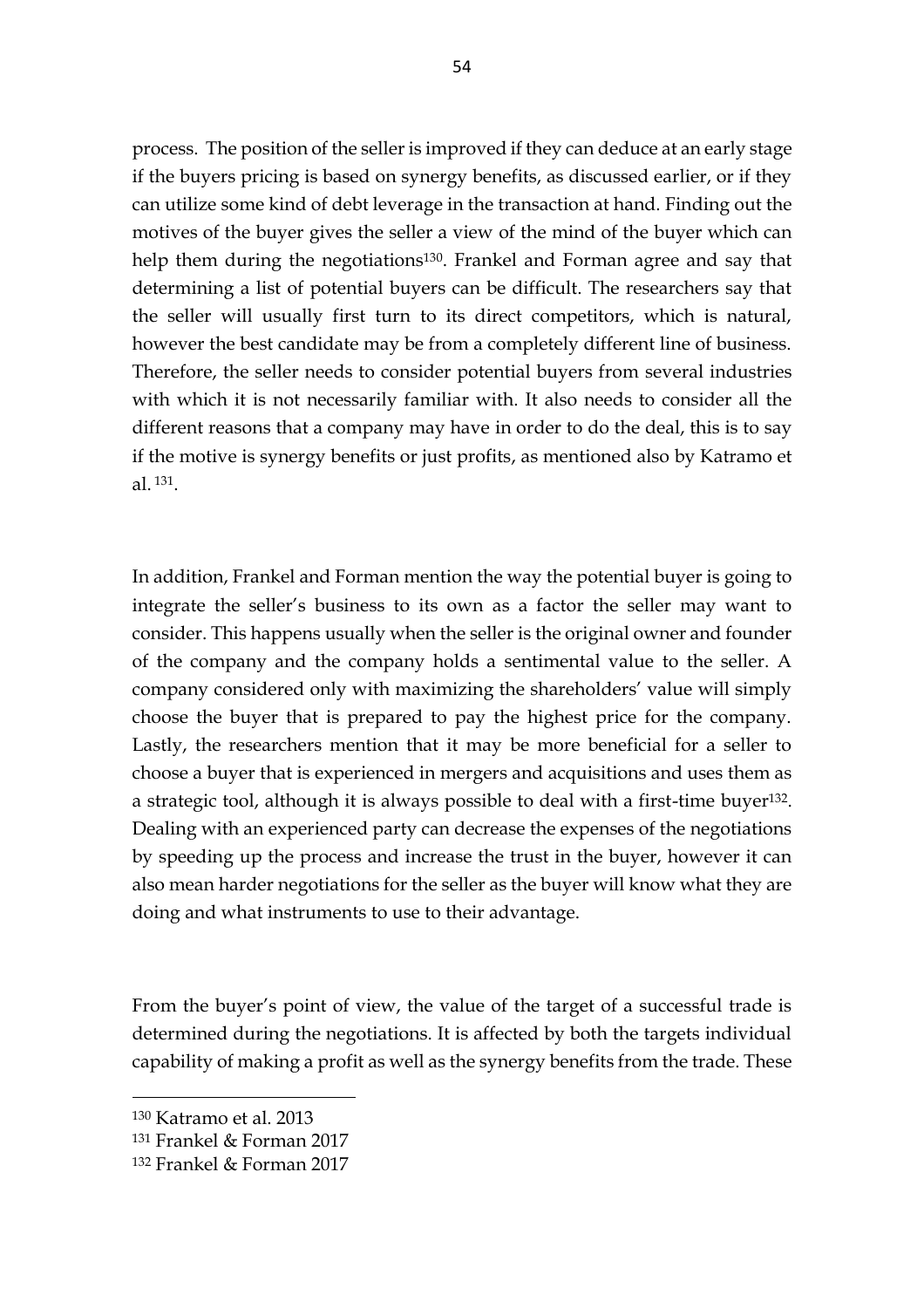process. The position of the seller is improved if they can deduce at an early stage if the buyers pricing is based on synergy benefits, as discussed earlier, or if they can utilize some kind of debt leverage in the transaction at hand. Finding out the motives of the buyer gives the seller a view of the mind of the buyer which can help them during the negotiations[130]. Frankel and Forman agree and say that determining a list of potential buyers can be difficult. The researchers say that the seller will usually first turn to its direct competitors, which is natural, however the best candidate may be from a completely different line of business. Therefore, the seller needs to consider potential buyers from several industries with which it is not necessarily familiar with. It also needs to consider all the different reasons that a company may have in order to do the deal, this is to say if the motive is synergy benefits or just profits, as mentioned also by Katramo et al. [131].

In addition, Frankel and Forman mention the way the potential buyer is going to integrate the seller's business to its own as a factor the seller may want to consider. This happens usually when the seller is the original owner and founder of the company and the company holds a sentimental value to the seller. A company considered only with maximizing the shareholders' value will simply choose the buyer that is prepared to pay the highest price for the company. Lastly, the researchers mention that it may be more beneficial for a seller to choose a buyer that is experienced in mergers and acquisitions and uses them as a strategic tool, although it is always possible to deal with a first-time buyer[132]. Dealing with an experienced party can decrease the expenses of the negotiations by speeding up the process and increase the trust in the buyer, however it can also mean harder negotiations for the seller as the buyer will know what they are doing and what instruments to use to their advantage.

From the buyer's point of view, the value of the target of a successful trade is determined during the negotiations. It is affected by both the targets individual capability of making a profit as well as the synergy benefits from the trade. These

---

[130] Katramo et al. 2013

[131] Frankel & Forman 2017

[132] Frankel & Forman 2017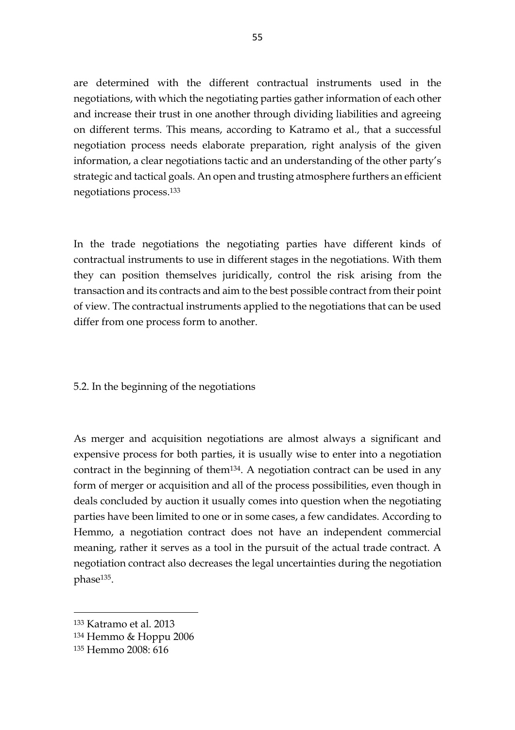are determined with the different contractual instruments used in the negotiations, with which the negotiating parties gather information of each other and increase their trust in one another through dividing liabilities and agreeing on different terms. This means, according to Katramo et al., that a successful negotiation process needs elaborate preparation, right analysis of the given information, a clear negotiations tactic and an understanding of the other party's strategic and tactical goals. An open and trusting atmosphere furthers an efficient negotiations process.[133]

In the trade negotiations the negotiating parties have different kinds of contractual instruments to use in different stages in the negotiations. With them they can position themselves juridically, control the risk arising from the transaction and its contracts and aim to the best possible contract from their point of view. The contractual instruments applied to the negotiations that can be used differ from one process form to another.

## 5.2. In the beginning of the negotiations

As merger and acquisition negotiations are almost always a significant and expensive process for both parties, it is usually wise to enter into a negotiation contract in the beginning of them[134]. A negotiation contract can be used in any form of merger or acquisition and all of the process possibilities, even though in deals concluded by auction it usually comes into question when the negotiating parties have been limited to one or in some cases, a few candidates. According to Hemmo, a negotiation contract does not have an independent commercial meaning, rather it serves as a tool in the pursuit of the actual trade contract. A negotiation contract also decreases the legal uncertainties during the negotiation phase[135].

---

[133] Katramo et al. 2013

[134] Hemmo & Hoppu 2006

[135] Hemmo 2008: 616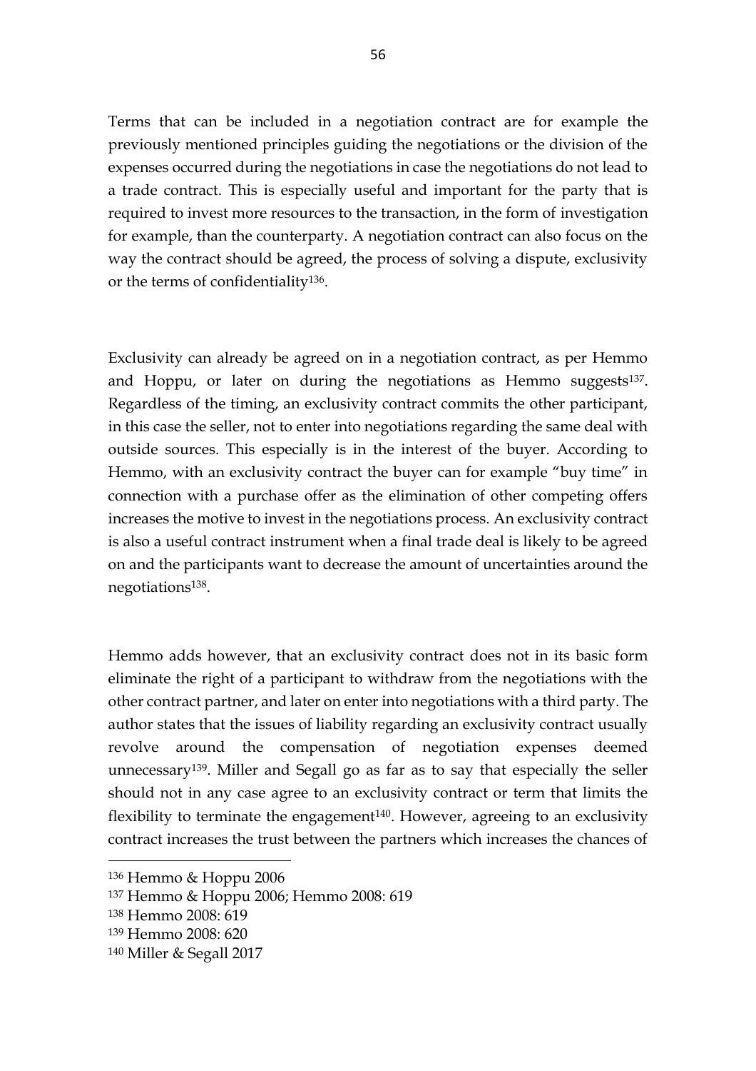Terms that can be included in a negotiation contract are for example the previously mentioned principles guiding the negotiations or the division of the expenses occurred during the negotiations in case the negotiations do not lead to a trade contract. This is especially useful and important for the party that is required to invest more resources to the transaction, in the form of investigation for example, than the counterparty. A negotiation contract can also focus on the way the contract should be agreed, the process of solving a dispute, exclusivity or the terms of confidentiality[136].

Exclusivity can already be agreed on in a negotiation contract, as per Hemmo and Hoppu, or later on during the negotiations as Hemmo suggests[137]. Regardless of the timing, an exclusivity contract commits the other participant, in this case the seller, not to enter into negotiations regarding the same deal with outside sources. This especially is in the interest of the buyer. According to Hemmo, with an exclusivity contract the buyer can for example "buy time" in connection with a purchase offer as the elimination of other competing offers increases the motive to invest in the negotiations process. An exclusivity contract is also a useful contract instrument when a final trade deal is likely to be agreed on and the participants want to decrease the amount of uncertainties around the negotiations[138].

Hemmo adds however, that an exclusivity contract does not in its basic form eliminate the right of a participant to withdraw from the negotiations with the other contract partner, and later on enter into negotiations with a third party. The author states that the issues of liability regarding an exclusivity contract usually revolve around the compensation of negotiation expenses deemed unnecessary[139]. Miller and Segall go as far as to say that especially the seller should not in any case agree to an exclusivity contract or term that limits the flexibility to terminate the engagement[140]. However, agreeing to an exclusivity contract increases the trust between the partners which increases the chances of

[136] Hemmo & Hoppu 2006

[137] Hemmo & Hoppu 2006; Hemmo 2008: 619

[138] Hemmo 2008: 619

[139] Hemmo 2008: 620

[140] Miller & Segall 2017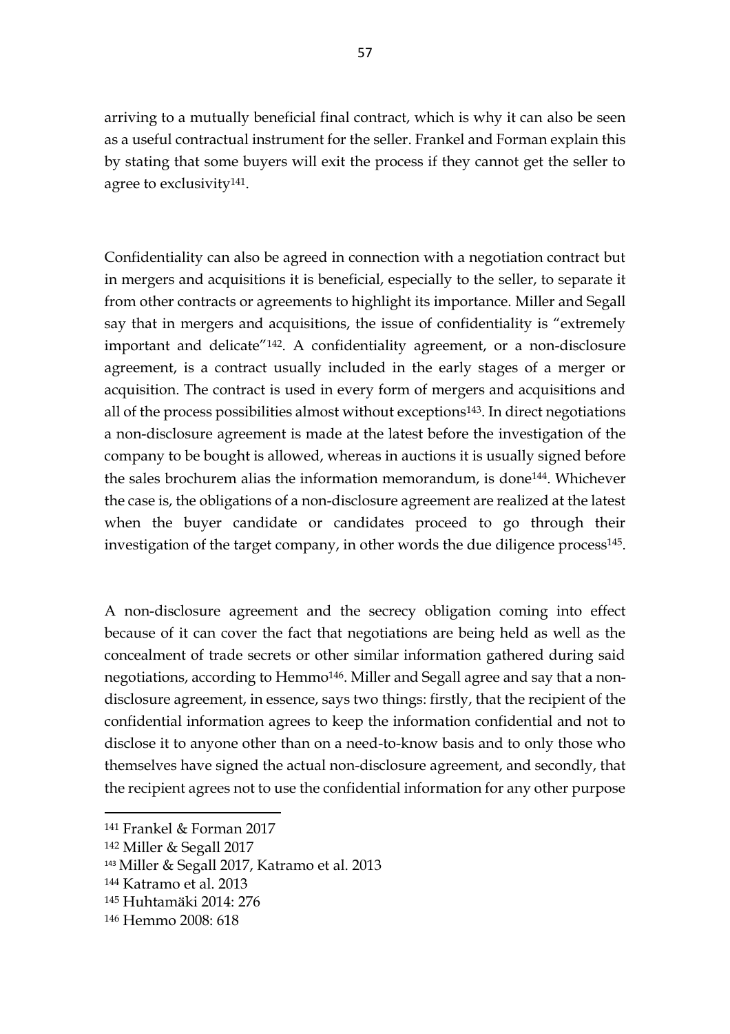arriving to a mutually beneficial final contract, which is why it can also be seen as a useful contractual instrument for the seller. Frankel and Forman explain this by stating that some buyers will exit the process if they cannot get the seller to agree to exclusivity[141].

Confidentiality can also be agreed in connection with a negotiation contract but in mergers and acquisitions it is beneficial, especially to the seller, to separate it from other contracts or agreements to highlight its importance. Miller and Segall say that in mergers and acquisitions, the issue of confidentiality is "extremely important and delicate"[142]. A confidentiality agreement, or a non-disclosure agreement, is a contract usually included in the early stages of a merger or acquisition. The contract is used in every form of mergers and acquisitions and all of the process possibilities almost without exceptions[143]. In direct negotiations a non-disclosure agreement is made at the latest before the investigation of the company to be bought is allowed, whereas in auctions it is usually signed before the sales brochurem alias the information memorandum, is done[144]. Whichever the case is, the obligations of a non-disclosure agreement are realized at the latest when the buyer candidate or candidates proceed to go through their investigation of the target company, in other words the due diligence process[145].

A non-disclosure agreement and the secrecy obligation coming into effect because of it can cover the fact that negotiations are being held as well as the concealment of trade secrets or other similar information gathered during said negotiations, according to Hemmo[146]. Miller and Segall agree and say that a non-disclosure agreement, in essence, says two things: firstly, that the recipient of the confidential information agrees to keep the information confidential and not to disclose it to anyone other than on a need-to-know basis and to only those who themselves have signed the actual non-disclosure agreement, and secondly, that the recipient agrees not to use the confidential information for any other purpose

---

[141] Frankel & Forman 2017

[142] Miller & Segall 2017

[143] Miller & Segall 2017, Katramo et al. 2013

[144] Katramo et al. 2013

[145] Huhtamäki 2014: 276

[146] Hemmo 2008: 618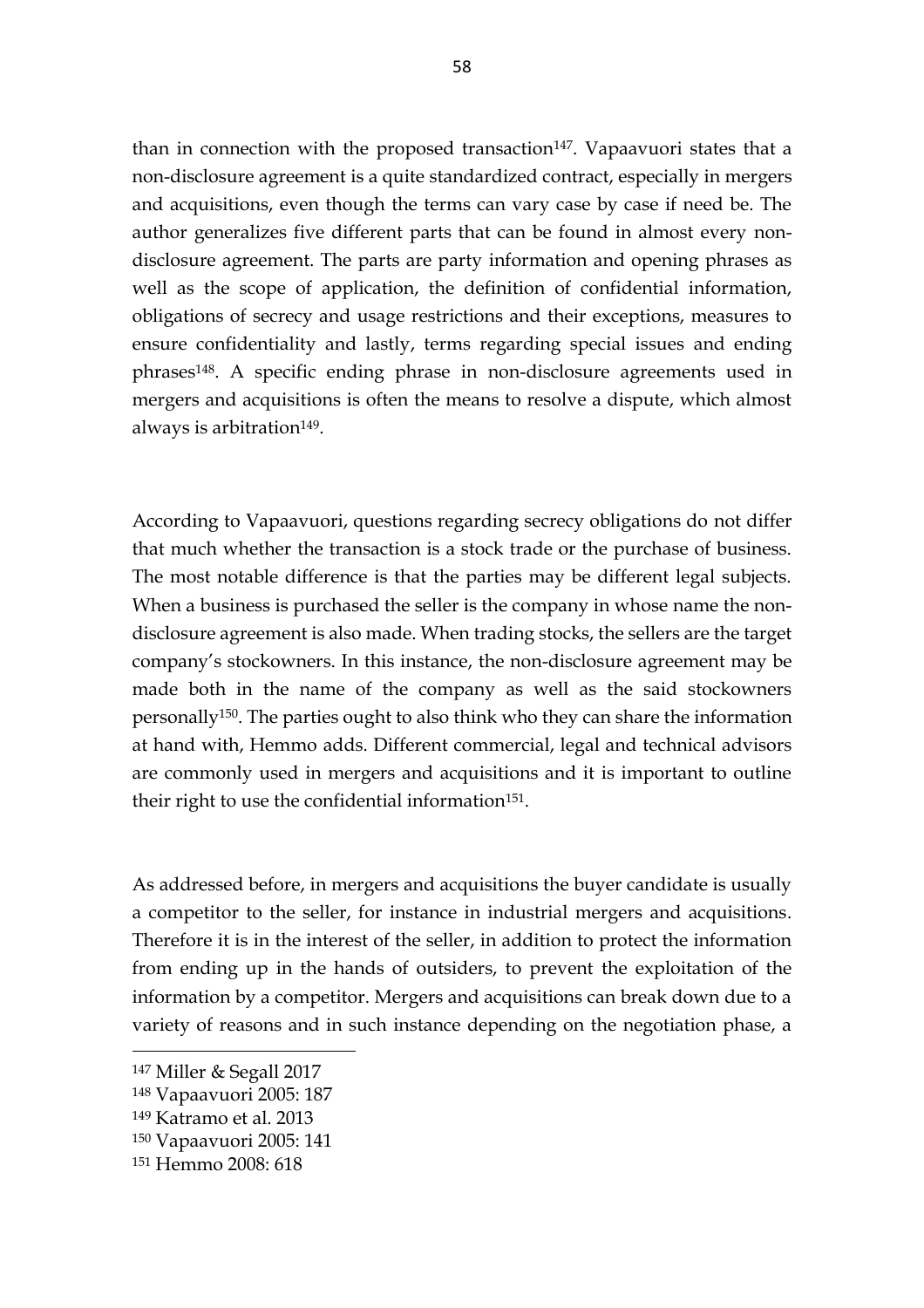than in connection with the proposed transaction[147]. Vapaavuori states that a non-disclosure agreement is a quite standardized contract, especially in mergers and acquisitions, even though the terms can vary case by case if need be. The author generalizes five different parts that can be found in almost every non-disclosure agreement. The parts are party information and opening phrases as well as the scope of application, the definition of confidential information, obligations of secrecy and usage restrictions and their exceptions, measures to ensure confidentiality and lastly, terms regarding special issues and ending phrases[148]. A specific ending phrase in non-disclosure agreements used in mergers and acquisitions is often the means to resolve a dispute, which almost always is arbitration[149].

According to Vapaavuori, questions regarding secrecy obligations do not differ that much whether the transaction is a stock trade or the purchase of business. The most notable difference is that the parties may be different legal subjects. When a business is purchased the seller is the company in whose name the non-disclosure agreement is also made. When trading stocks, the sellers are the target company's stockowners. In this instance, the non-disclosure agreement may be made both in the name of the company as well as the said stockowners personally[150]. The parties ought to also think who they can share the information at hand with, Hemmo adds. Different commercial, legal and technical advisors are commonly used in mergers and acquisitions and it is important to outline their right to use the confidential information[151].

As addressed before, in mergers and acquisitions the buyer candidate is usually a competitor to the seller, for instance in industrial mergers and acquisitions. Therefore it is in the interest of the seller, in addition to protect the information from ending up in the hands of outsiders, to prevent the exploitation of the information by a competitor. Mergers and acquisitions can break down due to a variety of reasons and in such instance depending on the negotiation phase, a

[147] Miller & Segall 2017

[148] Vapaavuori 2005: 187

[149] Katramo et al. 2013

[150] Vapaavuori 2005: 141

[151] Hemmo 2008: 618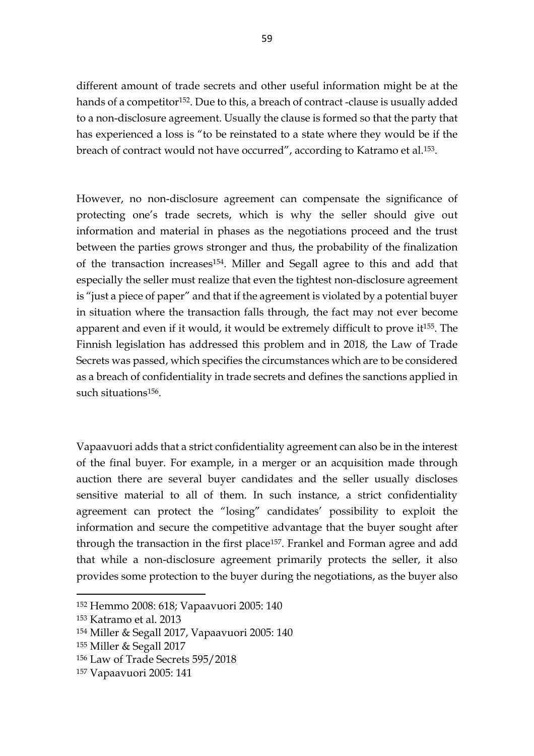different amount of trade secrets and other useful information might be at the hands of a competitor[152]. Due to this, a breach of contract -clause is usually added to a non-disclosure agreement. Usually the clause is formed so that the party that has experienced a loss is “to be reinstated to a state where they would be if the breach of contract would not have occurred”, according to Katramo et al.[153].

However, no non-disclosure agreement can compensate the significance of protecting one’s trade secrets, which is why the seller should give out information and material in phases as the negotiations proceed and the trust between the parties grows stronger and thus, the probability of the finalization of the transaction increases[154]. Miller and Segall agree to this and add that especially the seller must realize that even the tightest non-disclosure agreement is “just a piece of paper” and that if the agreement is violated by a potential buyer in situation where the transaction falls through, the fact may not ever become apparent and even if it would, it would be extremely difficult to prove it[155]. The Finnish legislation has addressed this problem and in 2018, the Law of Trade Secrets was passed, which specifies the circumstances which are to be considered as a breach of confidentiality in trade secrets and defines the sanctions applied in such situations[156].

Vapaavuori adds that a strict confidentiality agreement can also be in the interest of the final buyer. For example, in a merger or an acquisition made through auction there are several buyer candidates and the seller usually discloses sensitive material to all of them. In such instance, a strict confidentiality agreement can protect the “losing” candidates’ possibility to exploit the information and secure the competitive advantage that the buyer sought after through the transaction in the first place[157]. Frankel and Forman agree and add that while a non-disclosure agreement primarily protects the seller, it also provides some protection to the buyer during the negotiations, as the buyer also

---

[152] Hemmo 2008: 618; Vapaavuori 2005: 140

[153] Katramo et al. 2013

[154] Miller & Segall 2017, Vapaavuori 2005: 140

[155] Miller & Segall 2017

[156] Law of Trade Secrets 595/2018

[157] Vapaavuori 2005: 141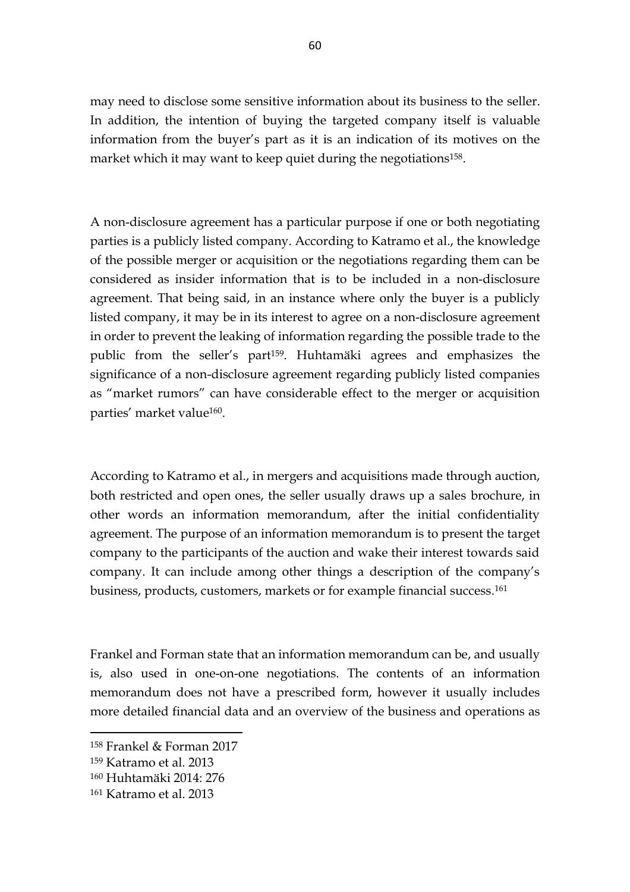may need to disclose some sensitive information about its business to the seller. In addition, the intention of buying the targeted company itself is valuable information from the buyer's part as it is an indication of its motives on the market which it may want to keep quiet during the negotiations[158].

A non-disclosure agreement has a particular purpose if one or both negotiating parties is a publicly listed company. According to Katramo et al., the knowledge of the possible merger or acquisition or the negotiations regarding them can be considered as insider information that is to be included in a non-disclosure agreement. That being said, in an instance where only the buyer is a publicly listed company, it may be in its interest to agree on a non-disclosure agreement in order to prevent the leaking of information regarding the possible trade to the public from the seller's part[159]. Huhtamäki agrees and emphasizes the significance of a non-disclosure agreement regarding publicly listed companies as "market rumors" can have considerable effect to the merger or acquisition parties' market value[160].

According to Katramo et al., in mergers and acquisitions made through auction, both restricted and open ones, the seller usually draws up a sales brochure, in other words an information memorandum, after the initial confidentiality agreement. The purpose of an information memorandum is to present the target company to the participants of the auction and wake their interest towards said company. It can include among other things a description of the company's business, products, customers, markets or for example financial success.[161]

Frankel and Forman state that an information memorandum can be, and usually is, also used in one-on-one negotiations. The contents of an information memorandum does not have a prescribed form, however it usually includes more detailed financial data and an overview of the business and operations as

---

[158] Frankel & Forman 2017

[159] Katramo et al. 2013

[160] Huhtamäki 2014: 276

[161] Katramo et al. 2013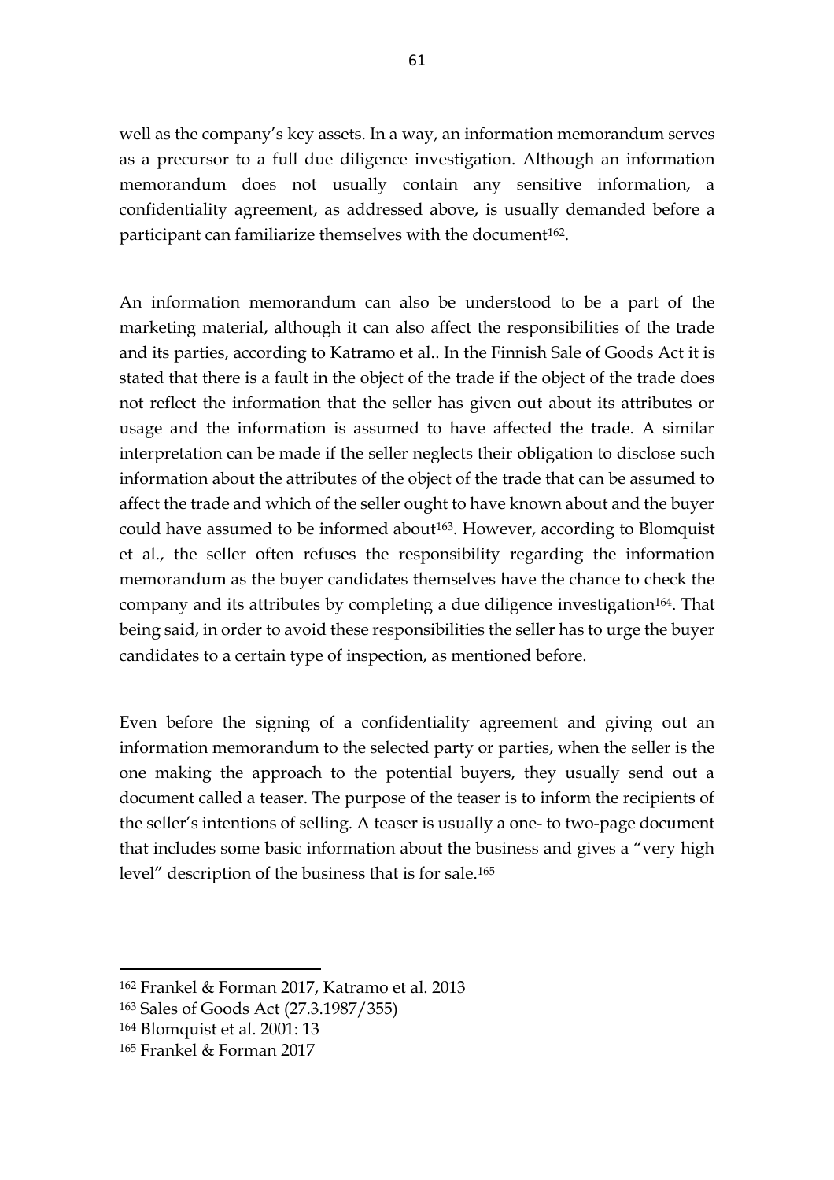well as the company's key assets. In a way, an information memorandum serves as a precursor to a full due diligence investigation. Although an information memorandum does not usually contain any sensitive information, a confidentiality agreement, as addressed above, is usually demanded before a participant can familiarize themselves with the document[162].

An information memorandum can also be understood to be a part of the marketing material, although it can also affect the responsibilities of the trade and its parties, according to Katramo et al.. In the Finnish Sale of Goods Act it is stated that there is a fault in the object of the trade if the object of the trade does not reflect the information that the seller has given out about its attributes or usage and the information is assumed to have affected the trade. A similar interpretation can be made if the seller neglects their obligation to disclose such information about the attributes of the object of the trade that can be assumed to affect the trade and which of the seller ought to have known about and the buyer could have assumed to be informed about[163]. However, according to Blomquist et al., the seller often refuses the responsibility regarding the information memorandum as the buyer candidates themselves have the chance to check the company and its attributes by completing a due diligence investigation[164]. That being said, in order to avoid these responsibilities the seller has to urge the buyer candidates to a certain type of inspection, as mentioned before.

Even before the signing of a confidentiality agreement and giving out an information memorandum to the selected party or parties, when the seller is the one making the approach to the potential buyers, they usually send out a document called a teaser. The purpose of the teaser is to inform the recipients of the seller's intentions of selling. A teaser is usually a one- to two-page document that includes some basic information about the business and gives a "very high level" description of the business that is for sale.[165]

---

[162] Frankel & Forman 2017, Katramo et al. 2013

[163] Sales of Goods Act (27.3.1987/355)

[164] Blomquist et al. 2001: 13

[165] Frankel & Forman 2017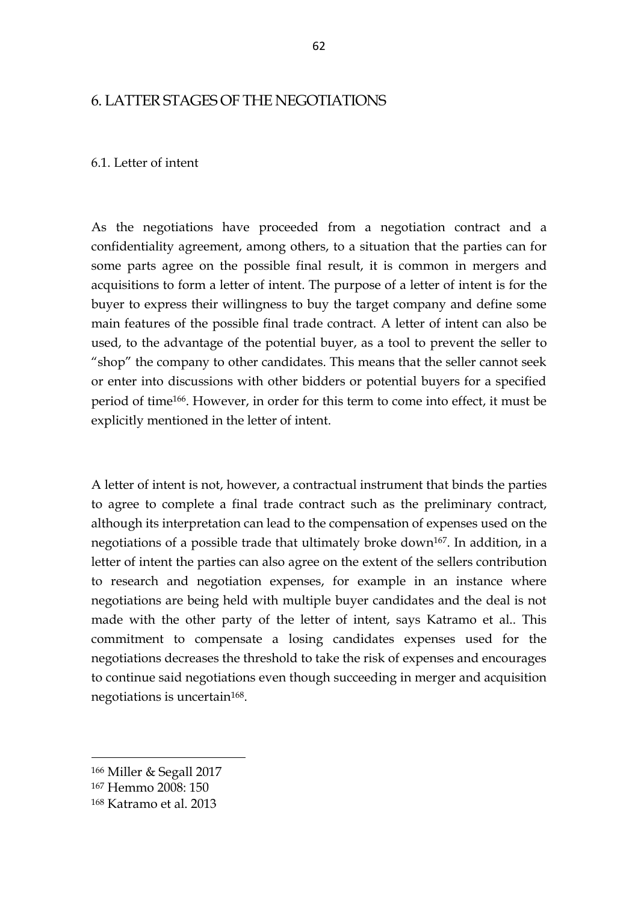# 6. LATTER STAGES OF THE NEGOTIATIONS

## 6.1. Letter of intent

As the negotiations have proceeded from a negotiation contract and a confidentiality agreement, among others, to a situation that the parties can for some parts agree on the possible final result, it is common in mergers and acquisitions to form a letter of intent. The purpose of a letter of intent is for the buyer to express their willingness to buy the target company and define some main features of the possible final trade contract. A letter of intent can also be used, to the advantage of the potential buyer, as a tool to prevent the seller to "shop" the company to other candidates. This means that the seller cannot seek or enter into discussions with other bidders or potential buyers for a specified period of time[166]. However, in order for this term to come into effect, it must be explicitly mentioned in the letter of intent.

A letter of intent is not, however, a contractual instrument that binds the parties to agree to complete a final trade contract such as the preliminary contract, although its interpretation can lead to the compensation of expenses used on the negotiations of a possible trade that ultimately broke down[167]. In addition, in a letter of intent the parties can also agree on the extent of the sellers contribution to research and negotiation expenses, for example in an instance where negotiations are being held with multiple buyer candidates and the deal is not made with the other party of the letter of intent, says Katramo et al.. This commitment to compensate a losing candidates expenses used for the negotiations decreases the threshold to take the risk of expenses and encourages to continue said negotiations even though succeeding in merger and acquisition negotiations is uncertain[168].

---

[166] Miller & Segall 2017

[167] Hemmo 2008: 150

[168] Katramo et al. 2013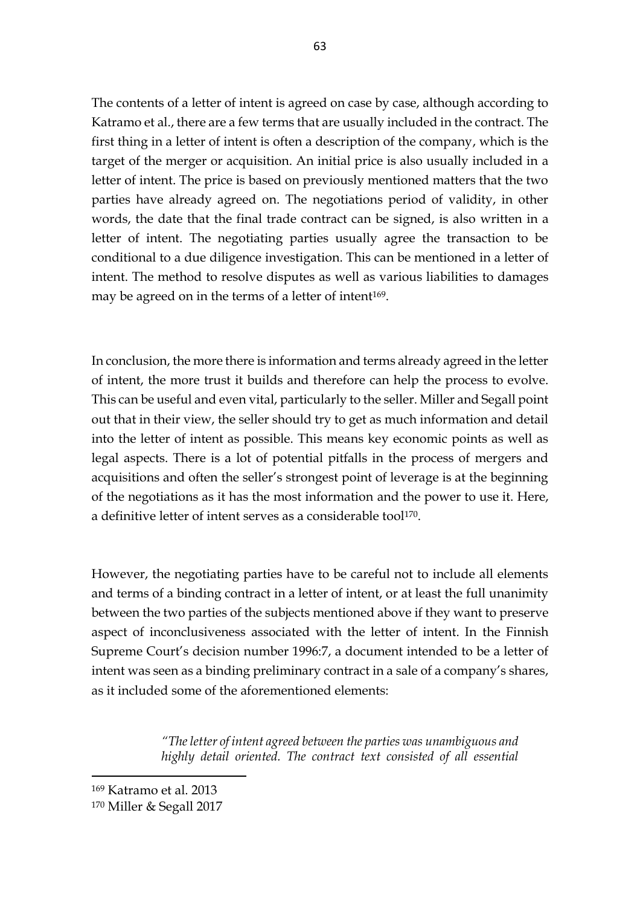The contents of a letter of intent is agreed on case by case, although according to Katramo et al., there are a few terms that are usually included in the contract. The first thing in a letter of intent is often a description of the company, which is the target of the merger or acquisition. An initial price is also usually included in a letter of intent. The price is based on previously mentioned matters that the two parties have already agreed on. The negotiations period of validity, in other words, the date that the final trade contract can be signed, is also written in a letter of intent. The negotiating parties usually agree the transaction to be conditional to a due diligence investigation. This can be mentioned in a letter of intent. The method to resolve disputes as well as various liabilities to damages may be agreed on in the terms of a letter of intent[169].

In conclusion, the more there is information and terms already agreed in the letter of intent, the more trust it builds and therefore can help the process to evolve. This can be useful and even vital, particularly to the seller. Miller and Segall point out that in their view, the seller should try to get as much information and detail into the letter of intent as possible. This means key economic points as well as legal aspects. There is a lot of potential pitfalls in the process of mergers and acquisitions and often the seller's strongest point of leverage is at the beginning of the negotiations as it has the most information and the power to use it. Here, a definitive letter of intent serves as a considerable tool[170].

However, the negotiating parties have to be careful not to include all elements and terms of a binding contract in a letter of intent, or at least the full unanimity between the two parties of the subjects mentioned above if they want to preserve aspect of inconclusiveness associated with the letter of intent. In the Finnish Supreme Court's decision number 1996:7, a document intended to be a letter of intent was seen as a binding preliminary contract in a sale of a company's shares, as it included some of the aforementioned elements:

> *"The letter of intent agreed between the parties was unambiguous and highly detail oriented. The contract text consisted of all essential*

---

[169] Katramo et al. 2013

[170] Miller & Segall 2017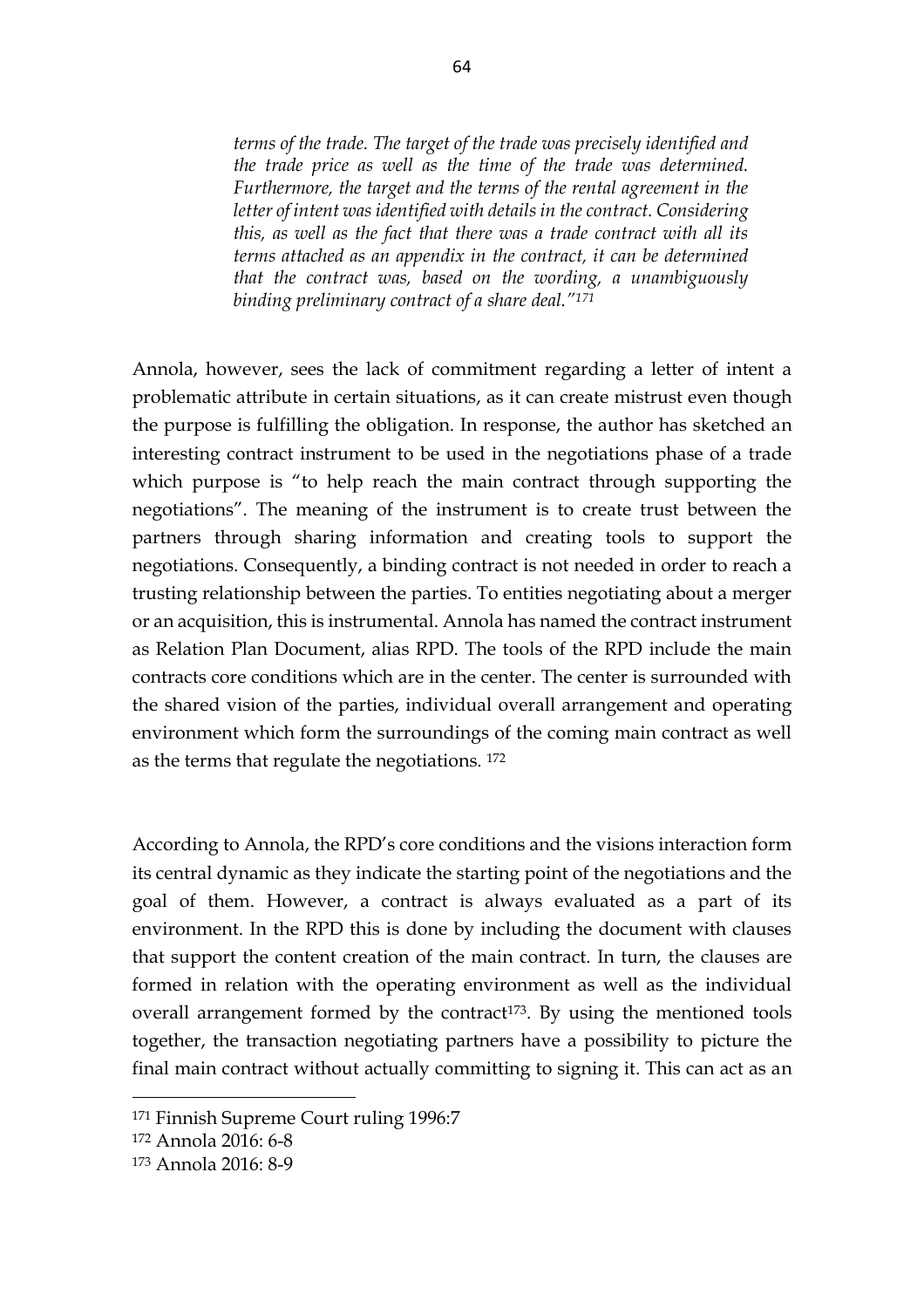> *terms of the trade. The target of the trade was precisely identified and the trade price as well as the time of the trade was determined. Furthermore, the target and the terms of the rental agreement in the letter of intent was identified with details in the contract. Considering this, as well as the fact that there was a trade contract with all its terms attached as an appendix in the contract, it can be determined that the contract was, based on the wording, a unambiguously binding preliminary contract of a share deal."*[171]

Annola, however, sees the lack of commitment regarding a letter of intent a problematic attribute in certain situations, as it can create mistrust even though the purpose is fulfilling the obligation. In response, the author has sketched an interesting contract instrument to be used in the negotiations phase of a trade which purpose is "to help reach the main contract through supporting the negotiations". The meaning of the instrument is to create trust between the partners through sharing information and creating tools to support the negotiations. Consequently, a binding contract is not needed in order to reach a trusting relationship between the parties. To entities negotiating about a merger or an acquisition, this is instrumental. Annola has named the contract instrument as Relation Plan Document, alias RPD. The tools of the RPD include the main contracts core conditions which are in the center. The center is surrounded with the shared vision of the parties, individual overall arrangement and operating environment which form the surroundings of the coming main contract as well as the terms that regulate the negotiations. [172]

According to Annola, the RPD's core conditions and the visions interaction form its central dynamic as they indicate the starting point of the negotiations and the goal of them. However, a contract is always evaluated as a part of its environment. In the RPD this is done by including the document with clauses that support the content creation of the main contract. In turn, the clauses are formed in relation with the operating environment as well as the individual overall arrangement formed by the contract[173]. By using the mentioned tools together, the transaction negotiating partners have a possibility to picture the final main contract without actually committing to signing it. This can act as an

---

[171] Finnish Supreme Court ruling 1996:7

[172] Annola 2016: 6-8

[173] Annola 2016: 8-9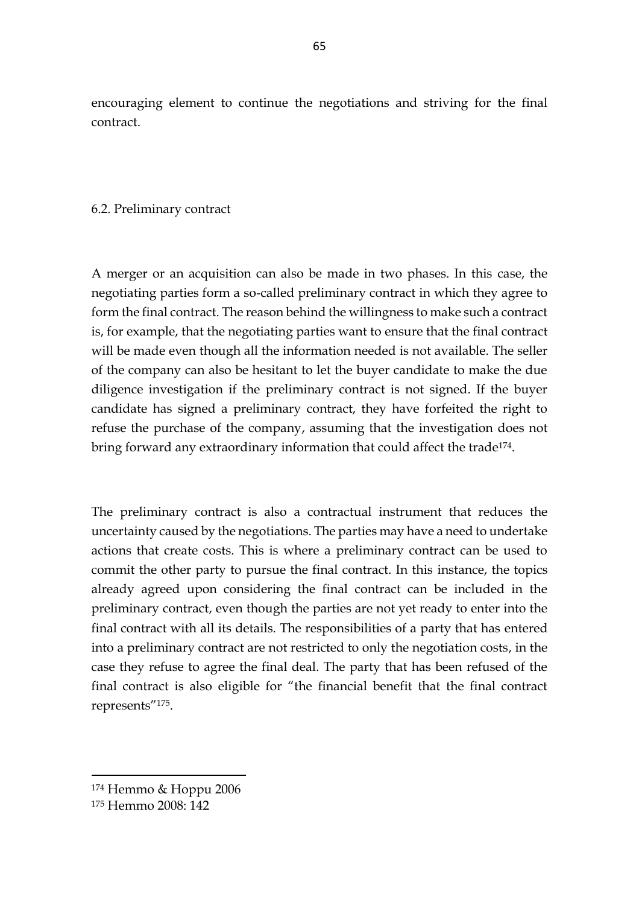encouraging element to continue the negotiations and striving for the final contract.

## 6.2. Preliminary contract

A merger or an acquisition can also be made in two phases. In this case, the negotiating parties form a so-called preliminary contract in which they agree to form the final contract. The reason behind the willingness to make such a contract is, for example, that the negotiating parties want to ensure that the final contract will be made even though all the information needed is not available. The seller of the company can also be hesitant to let the buyer candidate to make the due diligence investigation if the preliminary contract is not signed. If the buyer candidate has signed a preliminary contract, they have forfeited the right to refuse the purchase of the company, assuming that the investigation does not bring forward any extraordinary information that could affect the trade[174].

The preliminary contract is also a contractual instrument that reduces the uncertainty caused by the negotiations. The parties may have a need to undertake actions that create costs. This is where a preliminary contract can be used to commit the other party to pursue the final contract. In this instance, the topics already agreed upon considering the final contract can be included in the preliminary contract, even though the parties are not yet ready to enter into the final contract with all its details. The responsibilities of a party that has entered into a preliminary contract are not restricted to only the negotiation costs, in the case they refuse to agree the final deal. The party that has been refused of the final contract is also eligible for "the financial benefit that the final contract represents"[175].

---

[174] Hemmo & Hoppu 2006

[175] Hemmo 2008: 142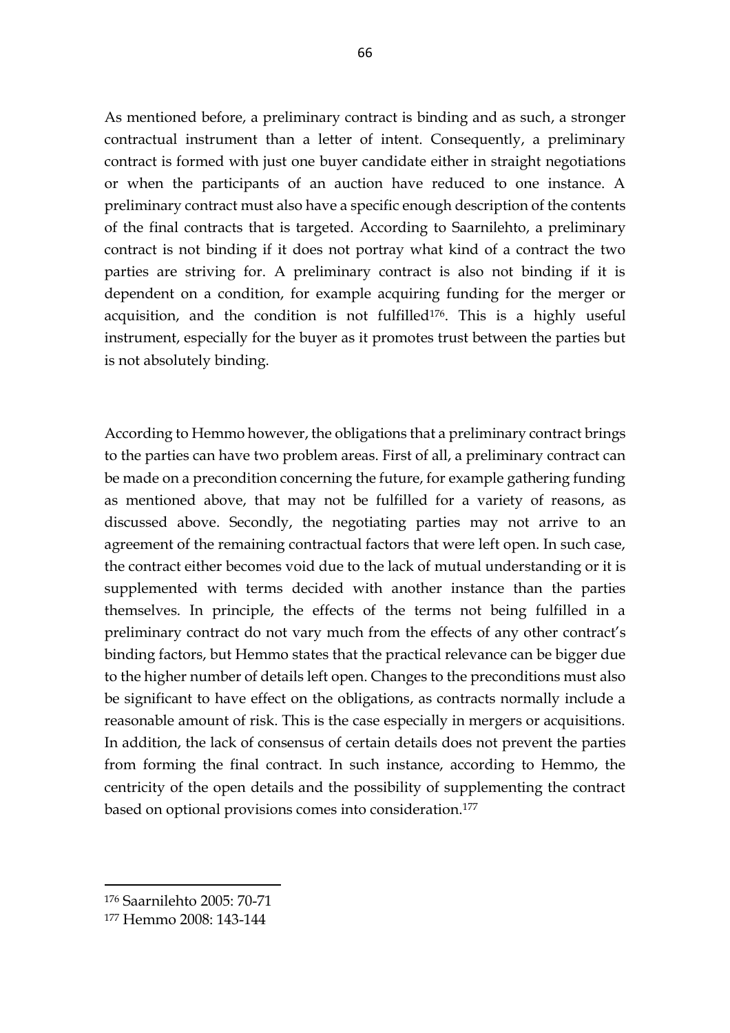As mentioned before, a preliminary contract is binding and as such, a stronger contractual instrument than a letter of intent. Consequently, a preliminary contract is formed with just one buyer candidate either in straight negotiations or when the participants of an auction have reduced to one instance. A preliminary contract must also have a specific enough description of the contents of the final contracts that is targeted. According to Saarnilehto, a preliminary contract is not binding if it does not portray what kind of a contract the two parties are striving for. A preliminary contract is also not binding if it is dependent on a condition, for example acquiring funding for the merger or acquisition, and the condition is not fulfilled[176]. This is a highly useful instrument, especially for the buyer as it promotes trust between the parties but is not absolutely binding.

According to Hemmo however, the obligations that a preliminary contract brings to the parties can have two problem areas. First of all, a preliminary contract can be made on a precondition concerning the future, for example gathering funding as mentioned above, that may not be fulfilled for a variety of reasons, as discussed above. Secondly, the negotiating parties may not arrive to an agreement of the remaining contractual factors that were left open. In such case, the contract either becomes void due to the lack of mutual understanding or it is supplemented with terms decided with another instance than the parties themselves. In principle, the effects of the terms not being fulfilled in a preliminary contract do not vary much from the effects of any other contract's binding factors, but Hemmo states that the practical relevance can be bigger due to the higher number of details left open. Changes to the preconditions must also be significant to have effect on the obligations, as contracts normally include a reasonable amount of risk. This is the case especially in mergers or acquisitions. In addition, the lack of consensus of certain details does not prevent the parties from forming the final contract. In such instance, according to Hemmo, the centricity of the open details and the possibility of supplementing the contract based on optional provisions comes into consideration.[177]

[176] Saarnilehto 2005: 70-71

[177] Hemmo 2008: 143-144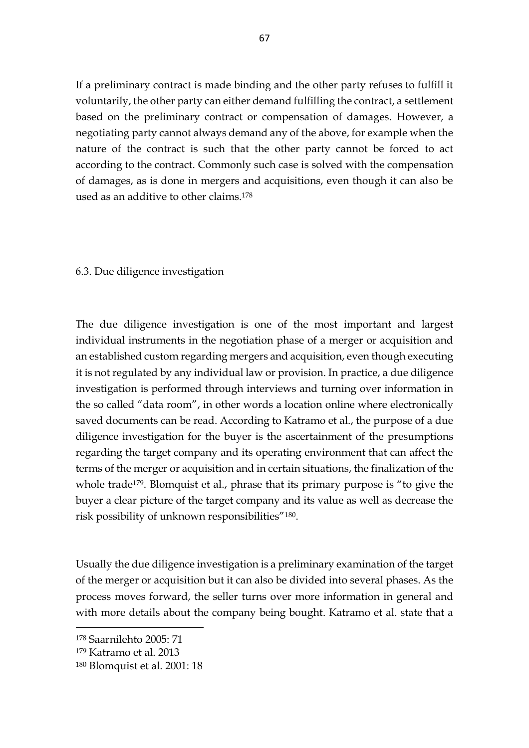If a preliminary contract is made binding and the other party refuses to fulfill it voluntarily, the other party can either demand fulfilling the contract, a settlement based on the preliminary contract or compensation of damages. However, a negotiating party cannot always demand any of the above, for example when the nature of the contract is such that the other party cannot be forced to act according to the contract. Commonly such case is solved with the compensation of damages, as is done in mergers and acquisitions, even though it can also be used as an additive to other claims.[178]

## 6.3. Due diligence investigation

The due diligence investigation is one of the most important and largest individual instruments in the negotiation phase of a merger or acquisition and an established custom regarding mergers and acquisition, even though executing it is not regulated by any individual law or provision. In practice, a due diligence investigation is performed through interviews and turning over information in the so called "data room", in other words a location online where electronically saved documents can be read. According to Katramo et al., the purpose of a due diligence investigation for the buyer is the ascertainment of the presumptions regarding the target company and its operating environment that can affect the terms of the merger or acquisition and in certain situations, the finalization of the whole trade[179]. Blomquist et al., phrase that its primary purpose is "to give the buyer a clear picture of the target company and its value as well as decrease the risk possibility of unknown responsibilities"[180].

Usually the due diligence investigation is a preliminary examination of the target of the merger or acquisition but it can also be divided into several phases. As the process moves forward, the seller turns over more information in general and with more details about the company being bought. Katramo et al. state that a

---

[178] Saarnilehto 2005: 71

[179] Katramo et al. 2013

[180] Blomquist et al. 2001: 18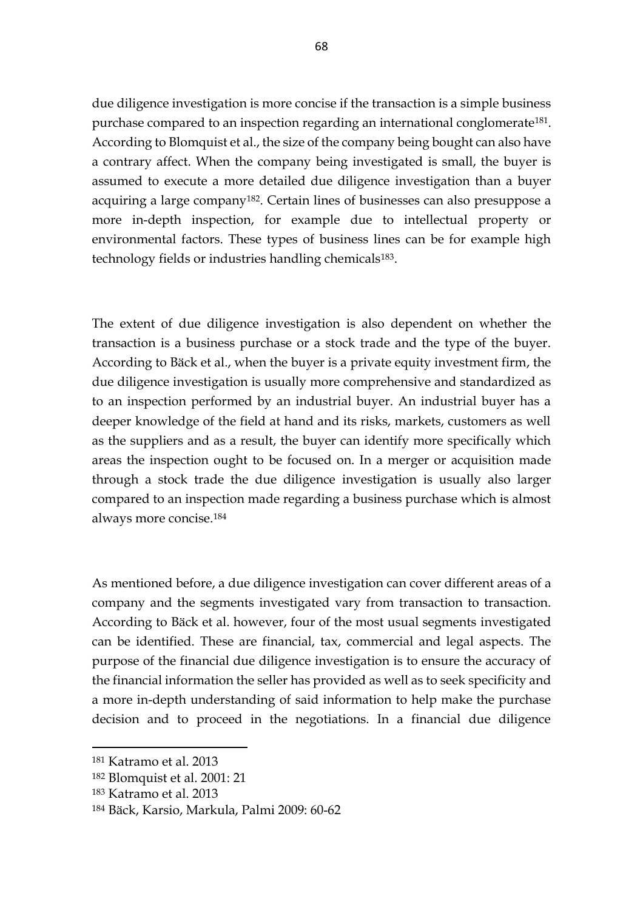due diligence investigation is more concise if the transaction is a simple business purchase compared to an inspection regarding an international conglomerate[181]. According to Blomquist et al., the size of the company being bought can also have a contrary affect. When the company being investigated is small, the buyer is assumed to execute a more detailed due diligence investigation than a buyer acquiring a large company[182]. Certain lines of businesses can also presuppose a more in-depth inspection, for example due to intellectual property or environmental factors. These types of business lines can be for example high technology fields or industries handling chemicals[183].

The extent of due diligence investigation is also dependent on whether the transaction is a business purchase or a stock trade and the type of the buyer. According to Bäck et al., when the buyer is a private equity investment firm, the due diligence investigation is usually more comprehensive and standardized as to an inspection performed by an industrial buyer. An industrial buyer has a deeper knowledge of the field at hand and its risks, markets, customers as well as the suppliers and as a result, the buyer can identify more specifically which areas the inspection ought to be focused on. In a merger or acquisition made through a stock trade the due diligence investigation is usually also larger compared to an inspection made regarding a business purchase which is almost always more concise.[184]

As mentioned before, a due diligence investigation can cover different areas of a company and the segments investigated vary from transaction to transaction. According to Bäck et al. however, four of the most usual segments investigated can be identified. These are financial, tax, commercial and legal aspects. The purpose of the financial due diligence investigation is to ensure the accuracy of the financial information the seller has provided as well as to seek specificity and a more in-depth understanding of said information to help make the purchase decision and to proceed in the negotiations. In a financial due diligence

---

181 Katramo et al. 2013

182 Blomquist et al. 2001: 21

183 Katramo et al. 2013

184 Bäck, Karsio, Markula, Palmi 2009: 60-62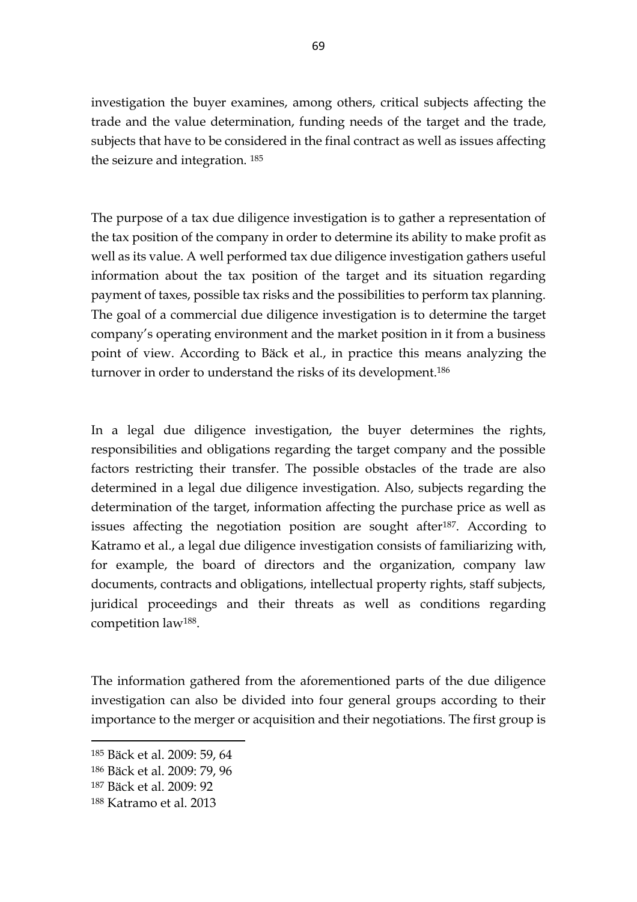investigation the buyer examines, among others, critical subjects affecting the trade and the value determination, funding needs of the target and the trade, subjects that have to be considered in the final contract as well as issues affecting the seizure and integration. [185]

The purpose of a tax due diligence investigation is to gather a representation of the tax position of the company in order to determine its ability to make profit as well as its value. A well performed tax due diligence investigation gathers useful information about the tax position of the target and its situation regarding payment of taxes, possible tax risks and the possibilities to perform tax planning. The goal of a commercial due diligence investigation is to determine the target company's operating environment and the market position in it from a business point of view. According to Bäck et al., in practice this means analyzing the turnover in order to understand the risks of its development.[186]

In a legal due diligence investigation, the buyer determines the rights, responsibilities and obligations regarding the target company and the possible factors restricting their transfer. The possible obstacles of the trade are also determined in a legal due diligence investigation. Also, subjects regarding the determination of the target, information affecting the purchase price as well as issues affecting the negotiation position are sought after[187]. According to Katramo et al., a legal due diligence investigation consists of familiarizing with, for example, the board of directors and the organization, company law documents, contracts and obligations, intellectual property rights, staff subjects, juridical proceedings and their threats as well as conditions regarding competition law[188].

The information gathered from the aforementioned parts of the due diligence investigation can also be divided into four general groups according to their importance to the merger or acquisition and their negotiations. The first group is

---

[185] Bäck et al. 2009: 59, 64

[186] Bäck et al. 2009: 79, 96

[187] Bäck et al. 2009: 92

[188] Katramo et al. 2013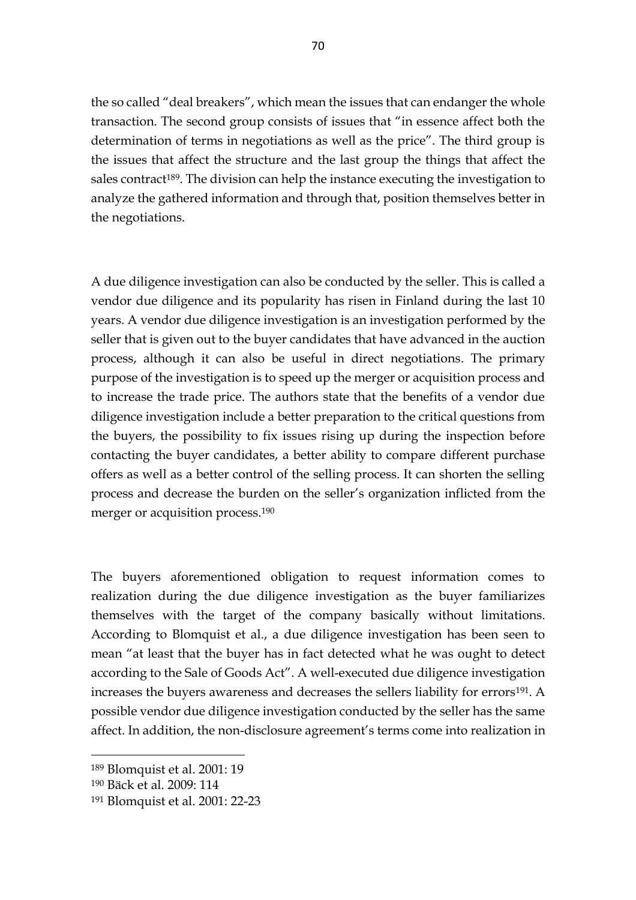the so called "deal breakers", which mean the issues that can endanger the whole transaction. The second group consists of issues that "in essence affect both the determination of terms in negotiations as well as the price". The third group is the issues that affect the structure and the last group the things that affect the sales contract[189]. The division can help the instance executing the investigation to analyze the gathered information and through that, position themselves better in the negotiations.

A due diligence investigation can also be conducted by the seller. This is called a vendor due diligence and its popularity has risen in Finland during the last 10 years. A vendor due diligence investigation is an investigation performed by the seller that is given out to the buyer candidates that have advanced in the auction process, although it can also be useful in direct negotiations. The primary purpose of the investigation is to speed up the merger or acquisition process and to increase the trade price. The authors state that the benefits of a vendor due diligence investigation include a better preparation to the critical questions from the buyers, the possibility to fix issues rising up during the inspection before contacting the buyer candidates, a better ability to compare different purchase offers as well as a better control of the selling process. It can shorten the selling process and decrease the burden on the seller's organization inflicted from the merger or acquisition process.[190]

The buyers aforementioned obligation to request information comes to realization during the due diligence investigation as the buyer familiarizes themselves with the target of the company basically without limitations. According to Blomquist et al., a due diligence investigation has been seen to mean "at least that the buyer has in fact detected what he was ought to detect according to the Sale of Goods Act". A well-executed due diligence investigation increases the buyers awareness and decreases the sellers liability for errors[191]. A possible vendor due diligence investigation conducted by the seller has the same affect. In addition, the non-disclosure agreement's terms come into realization in

---

[189] Blomquist et al. 2001: 19

[190] Bäck et al. 2009: 114

[191] Blomquist et al. 2001: 22-23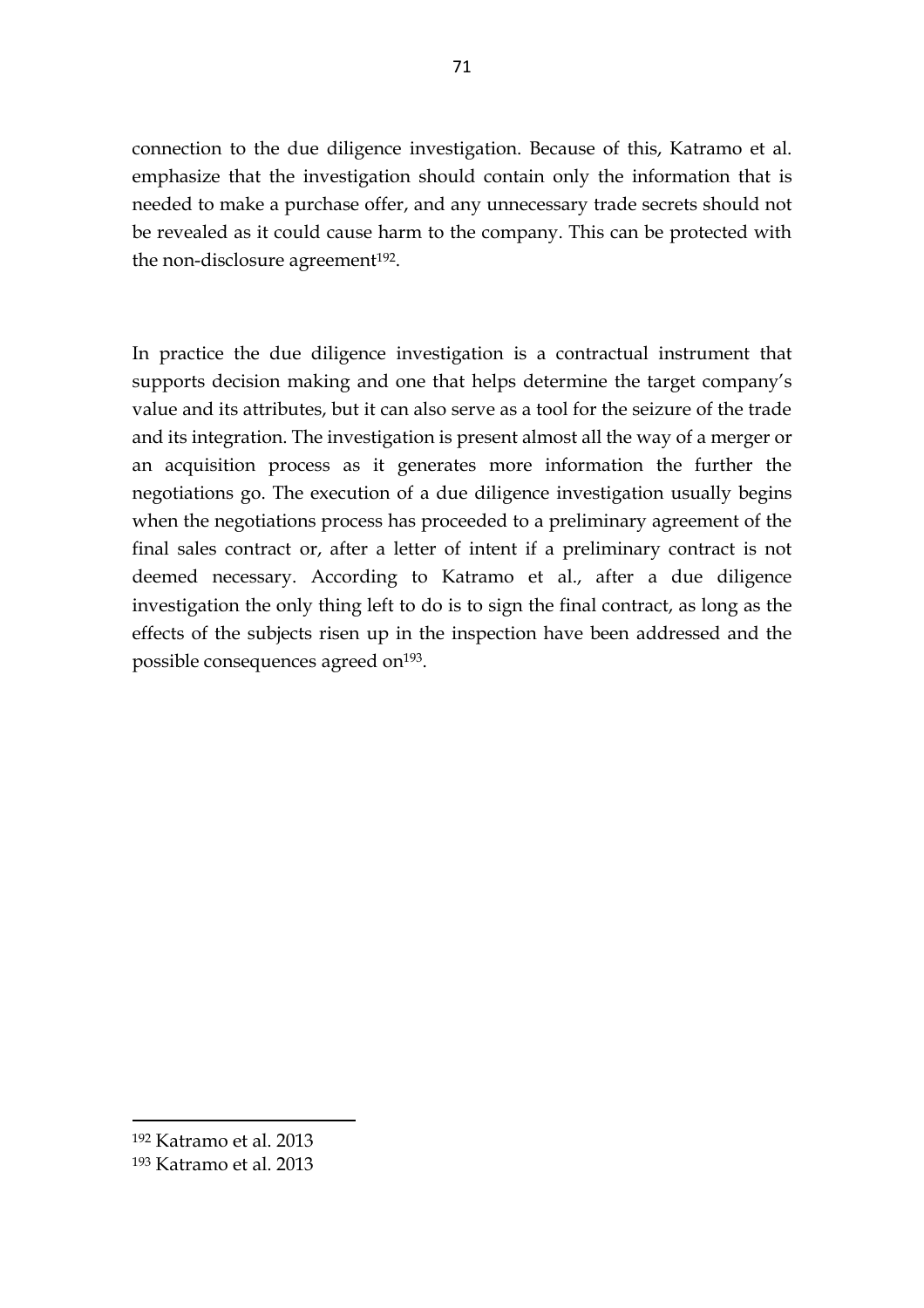connection to the due diligence investigation. Because of this, Katramo et al. emphasize that the investigation should contain only the information that is needed to make a purchase offer, and any unnecessary trade secrets should not be revealed as it could cause harm to the company. This can be protected with the non-disclosure agreement[192].

In practice the due diligence investigation is a contractual instrument that supports decision making and one that helps determine the target company's value and its attributes, but it can also serve as a tool for the seizure of the trade and its integration. The investigation is present almost all the way of a merger or an acquisition process as it generates more information the further the negotiations go. The execution of a due diligence investigation usually begins when the negotiations process has proceeded to a preliminary agreement of the final sales contract or, after a letter of intent if a preliminary contract is not deemed necessary. According to Katramo et al., after a due diligence investigation the only thing left to do is to sign the final contract, as long as the effects of the subjects risen up in the inspection have been addressed and the possible consequences agreed on[193].

---

[192] Katramo et al. 2013

[193] Katramo et al. 2013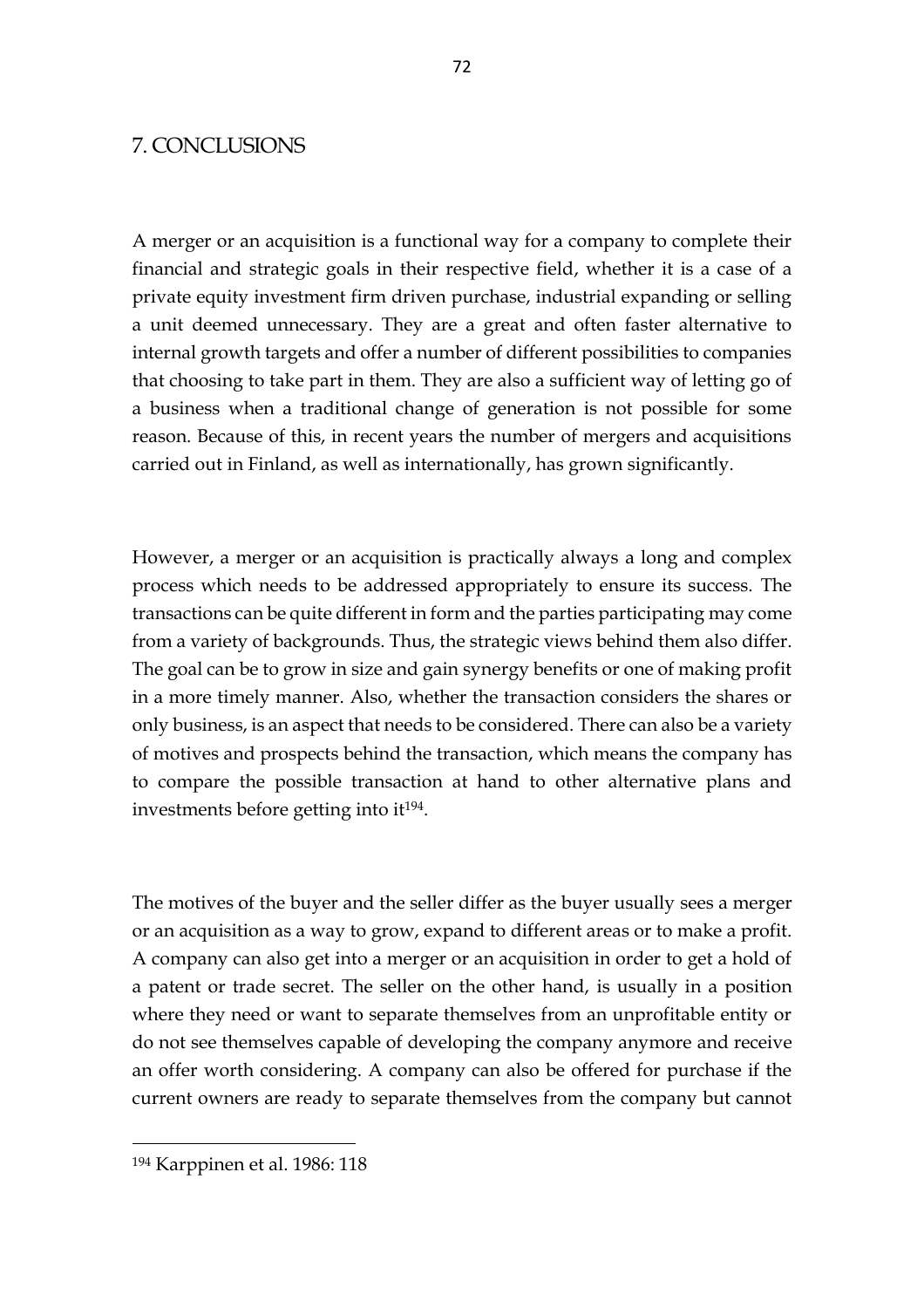# 7. CONCLUSIONS

A merger or an acquisition is a functional way for a company to complete their financial and strategic goals in their respective field, whether it is a case of a private equity investment firm driven purchase, industrial expanding or selling a unit deemed unnecessary. They are a great and often faster alternative to internal growth targets and offer a number of different possibilities to companies that choosing to take part in them. They are also a sufficient way of letting go of a business when a traditional change of generation is not possible for some reason. Because of this, in recent years the number of mergers and acquisitions carried out in Finland, as well as internationally, has grown significantly.

However, a merger or an acquisition is practically always a long and complex process which needs to be addressed appropriately to ensure its success. The transactions can be quite different in form and the parties participating may come from a variety of backgrounds. Thus, the strategic views behind them also differ. The goal can be to grow in size and gain synergy benefits or one of making profit in a more timely manner. Also, whether the transaction considers the shares or only business, is an aspect that needs to be considered. There can also be a variety of motives and prospects behind the transaction, which means the company has to compare the possible transaction at hand to other alternative plans and investments before getting into it[194].

The motives of the buyer and the seller differ as the buyer usually sees a merger or an acquisition as a way to grow, expand to different areas or to make a profit. A company can also get into a merger or an acquisition in order to get a hold of a patent or trade secret. The seller on the other hand, is usually in a position where they need or want to separate themselves from an unprofitable entity or do not see themselves capable of developing the company anymore and receive an offer worth considering. A company can also be offered for purchase if the current owners are ready to separate themselves from the company but cannot

---

[194] Karppinen et al. 1986: 118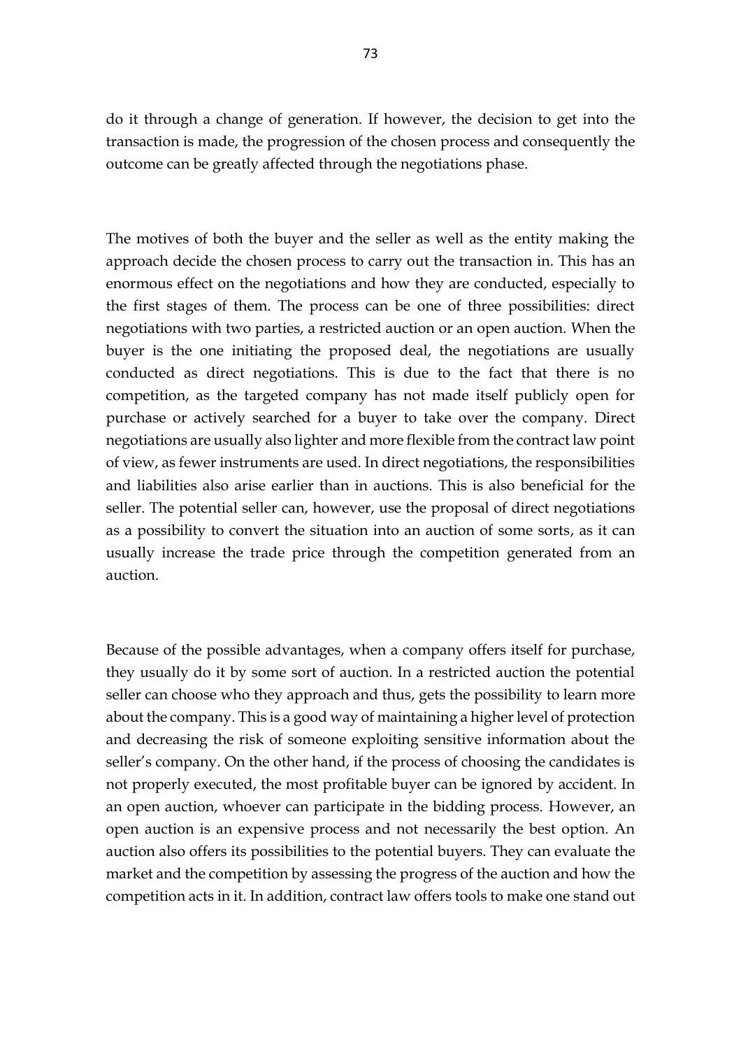do it through a change of generation. If however, the decision to get into the transaction is made, the progression of the chosen process and consequently the outcome can be greatly affected through the negotiations phase.

The motives of both the buyer and the seller as well as the entity making the approach decide the chosen process to carry out the transaction in. This has an enormous effect on the negotiations and how they are conducted, especially to the first stages of them. The process can be one of three possibilities: direct negotiations with two parties, a restricted auction or an open auction. When the buyer is the one initiating the proposed deal, the negotiations are usually conducted as direct negotiations. This is due to the fact that there is no competition, as the targeted company has not made itself publicly open for purchase or actively searched for a buyer to take over the company. Direct negotiations are usually also lighter and more flexible from the contract law point of view, as fewer instruments are used. In direct negotiations, the responsibilities and liabilities also arise earlier than in auctions. This is also beneficial for the seller. The potential seller can, however, use the proposal of direct negotiations as a possibility to convert the situation into an auction of some sorts, as it can usually increase the trade price through the competition generated from an auction.

Because of the possible advantages, when a company offers itself for purchase, they usually do it by some sort of auction. In a restricted auction the potential seller can choose who they approach and thus, gets the possibility to learn more about the company. This is a good way of maintaining a higher level of protection and decreasing the risk of someone exploiting sensitive information about the seller's company. On the other hand, if the process of choosing the candidates is not properly executed, the most profitable buyer can be ignored by accident. In an open auction, whoever can participate in the bidding process. However, an open auction is an expensive process and not necessarily the best option. An auction also offers its possibilities to the potential buyers. They can evaluate the market and the competition by assessing the progress of the auction and how the competition acts in it. In addition, contract law offers tools to make one stand out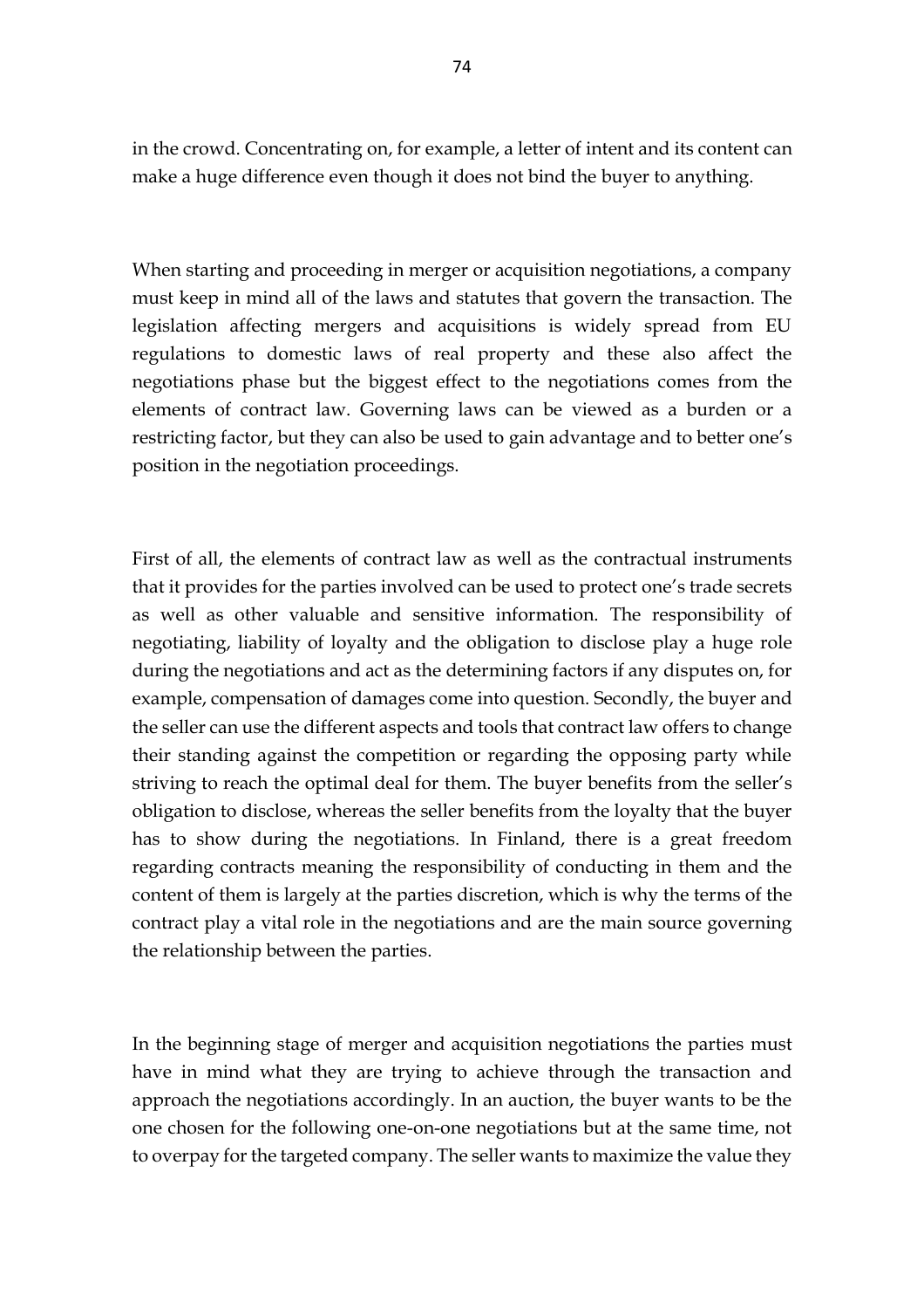in the crowd. Concentrating on, for example, a letter of intent and its content can make a huge difference even though it does not bind the buyer to anything.

When starting and proceeding in merger or acquisition negotiations, a company must keep in mind all of the laws and statutes that govern the transaction. The legislation affecting mergers and acquisitions is widely spread from EU regulations to domestic laws of real property and these also affect the negotiations phase but the biggest effect to the negotiations comes from the elements of contract law. Governing laws can be viewed as a burden or a restricting factor, but they can also be used to gain advantage and to better one's position in the negotiation proceedings.

First of all, the elements of contract law as well as the contractual instruments that it provides for the parties involved can be used to protect one's trade secrets as well as other valuable and sensitive information. The responsibility of negotiating, liability of loyalty and the obligation to disclose play a huge role during the negotiations and act as the determining factors if any disputes on, for example, compensation of damages come into question. Secondly, the buyer and the seller can use the different aspects and tools that contract law offers to change their standing against the competition or regarding the opposing party while striving to reach the optimal deal for them. The buyer benefits from the seller's obligation to disclose, whereas the seller benefits from the loyalty that the buyer has to show during the negotiations. In Finland, there is a great freedom regarding contracts meaning the responsibility of conducting in them and the content of them is largely at the parties discretion, which is why the terms of the contract play a vital role in the negotiations and are the main source governing the relationship between the parties.

In the beginning stage of merger and acquisition negotiations the parties must have in mind what they are trying to achieve through the transaction and approach the negotiations accordingly. In an auction, the buyer wants to be the one chosen for the following one-on-one negotiations but at the same time, not to overpay for the targeted company. The seller wants to maximize the value they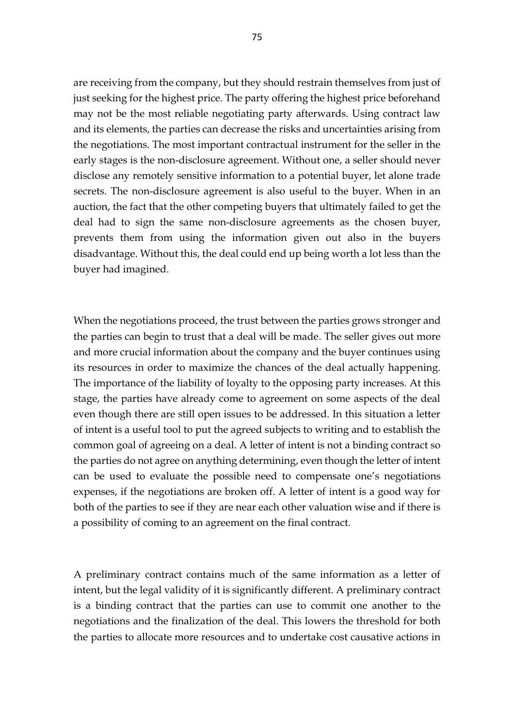are receiving from the company, but they should restrain themselves from just of just seeking for the highest price. The party offering the highest price beforehand may not be the most reliable negotiating party afterwards. Using contract law and its elements, the parties can decrease the risks and uncertainties arising from the negotiations. The most important contractual instrument for the seller in the early stages is the non-disclosure agreement. Without one, a seller should never disclose any remotely sensitive information to a potential buyer, let alone trade secrets. The non-disclosure agreement is also useful to the buyer. When in an auction, the fact that the other competing buyers that ultimately failed to get the deal had to sign the same non-disclosure agreements as the chosen buyer, prevents them from using the information given out also in the buyers disadvantage. Without this, the deal could end up being worth a lot less than the buyer had imagined.

When the negotiations proceed, the trust between the parties grows stronger and the parties can begin to trust that a deal will be made. The seller gives out more and more crucial information about the company and the buyer continues using its resources in order to maximize the chances of the deal actually happening. The importance of the liability of loyalty to the opposing party increases. At this stage, the parties have already come to agreement on some aspects of the deal even though there are still open issues to be addressed. In this situation a letter of intent is a useful tool to put the agreed subjects to writing and to establish the common goal of agreeing on a deal. A letter of intent is not a binding contract so the parties do not agree on anything determining, even though the letter of intent can be used to evaluate the possible need to compensate one's negotiations expenses, if the negotiations are broken off. A letter of intent is a good way for both of the parties to see if they are near each other valuation wise and if there is a possibility of coming to an agreement on the final contract.

A preliminary contract contains much of the same information as a letter of intent, but the legal validity of it is significantly different. A preliminary contract is a binding contract that the parties can use to commit one another to the negotiations and the finalization of the deal. This lowers the threshold for both the parties to allocate more resources and to undertake cost causative actions in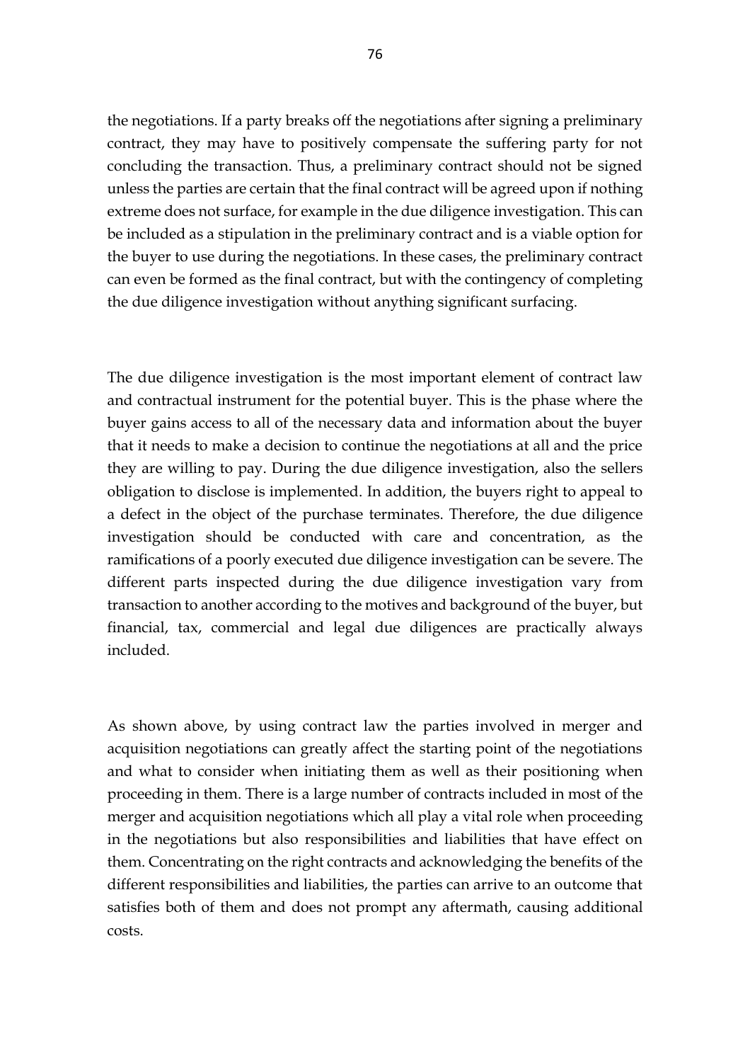the negotiations. If a party breaks off the negotiations after signing a preliminary contract, they may have to positively compensate the suffering party for not concluding the transaction. Thus, a preliminary contract should not be signed unless the parties are certain that the final contract will be agreed upon if nothing extreme does not surface, for example in the due diligence investigation. This can be included as a stipulation in the preliminary contract and is a viable option for the buyer to use during the negotiations. In these cases, the preliminary contract can even be formed as the final contract, but with the contingency of completing the due diligence investigation without anything significant surfacing.

The due diligence investigation is the most important element of contract law and contractual instrument for the potential buyer. This is the phase where the buyer gains access to all of the necessary data and information about the buyer that it needs to make a decision to continue the negotiations at all and the price they are willing to pay. During the due diligence investigation, also the sellers obligation to disclose is implemented. In addition, the buyers right to appeal to a defect in the object of the purchase terminates. Therefore, the due diligence investigation should be conducted with care and concentration, as the ramifications of a poorly executed due diligence investigation can be severe. The different parts inspected during the due diligence investigation vary from transaction to another according to the motives and background of the buyer, but financial, tax, commercial and legal due diligences are practically always included.

As shown above, by using contract law the parties involved in merger and acquisition negotiations can greatly affect the starting point of the negotiations and what to consider when initiating them as well as their positioning when proceeding in them. There is a large number of contracts included in most of the merger and acquisition negotiations which all play a vital role when proceeding in the negotiations but also responsibilities and liabilities that have effect on them. Concentrating on the right contracts and acknowledging the benefits of the different responsibilities and liabilities, the parties can arrive to an outcome that satisfies both of them and does not prompt any aftermath, causing additional costs.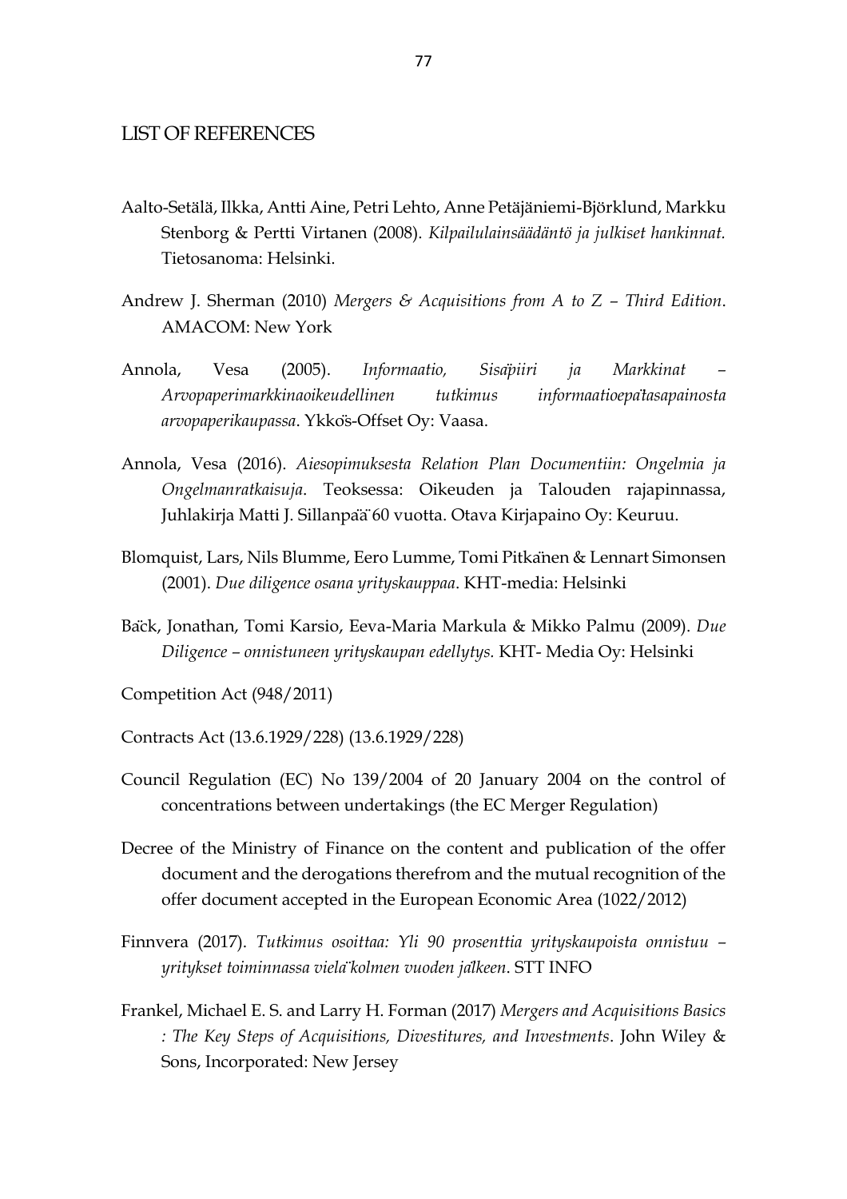## LIST OF REFERENCES

Aalto-Setälä, Ilkka, Antti Aine, Petri Lehto, Anne Petäjäniemi-Björklund, Markku Stenborg & Pertti Virtanen (2008). *Kilpailulainsäädäntö ja julkiset hankinnat.* Tietosanoma: Helsinki.

Andrew J. Sherman (2010) *Mergers & Acquisitions from A to Z – Third Edition*. AMACOM: New York

Annola, Vesa (2005). *Informaatio, Sisäpiiri ja Markkinat – Arvopaperimarkkinaoikeudellinen tutkimus informaatioepätasapainosta arvopaperikaupassa*. Ykkös-Offset Oy: Vaasa.

Annola, Vesa (2016). *Aiesopimuksesta Relation Plan Documentiin: Ongelmia ja Ongelmanratkaisuja*. Teoksessa: Oikeuden ja Talouden rajapinnassa, Juhlakirja Matti J. Sillanpää 60 vuotta. Otava Kirjapaino Oy: Keuruu.

Blomquist, Lars, Nils Blumme, Eero Lumme, Tomi Pitkänen & Lennart Simonsen (2001). *Due diligence osana yrityskauppaa*. KHT-media: Helsinki

Bäck, Jonathan, Tomi Karsio, Eeva-Maria Markula & Mikko Palmu (2009). *Due Diligence – onnistuneen yrityskaupan edellytys.* KHT- Media Oy: Helsinki

Competition Act (948/2011)

Contracts Act (13.6.1929/228) (13.6.1929/228)

Council Regulation (EC) No 139/2004 of 20 January 2004 on the control of concentrations between undertakings (the EC Merger Regulation)

Decree of the Ministry of Finance on the content and publication of the offer document and the derogations therefrom and the mutual recognition of the offer document accepted in the European Economic Area (1022/2012)

Finnvera (2017). *Tutkimus osoittaa: Yli 90 prosenttia yrityskaupoista onnistuu – yritykset toiminnassa vielä kolmen vuoden jälkeen*. STT INFO

Frankel, Michael E. S. and Larry H. Forman (2017) *Mergers and Acquisitions Basics : The Key Steps of Acquisitions, Divestitures, and Investments*. John Wiley & Sons, Incorporated: New Jersey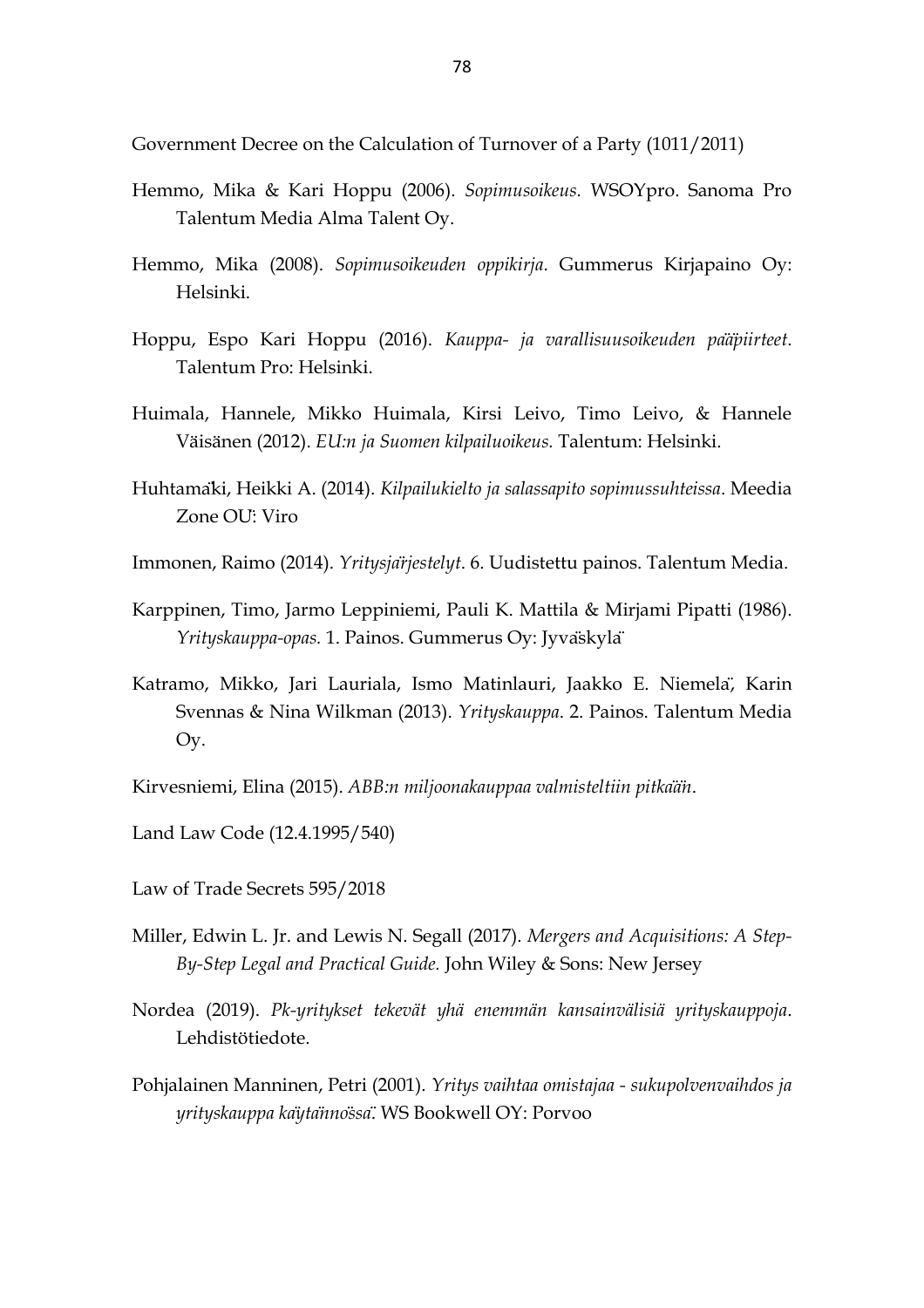Government Decree on the Calculation of Turnover of a Party (1011/2011)

Hemmo, Mika & Kari Hoppu (2006). *Sopimusoikeus.* WSOYpro. Sanoma Pro Talentum Media Alma Talent Oy.

Hemmo, Mika (2008). *Sopimusoikeuden oppikirja*. Gummerus Kirjapaino Oy: Helsinki.

Hoppu, Espo Kari Hoppu (2016). *Kauppa- ja varallisuusoikeuden pääpiirteet*. Talentum Pro: Helsinki.

Huimala, Hannele, Mikko Huimala, Kirsi Leivo, Timo Leivo, & Hannele Väisänen (2012). *EU:n ja Suomen kilpailuoikeus.* Talentum: Helsinki.

Huhtamäki, Heikki A. (2014). *Kilpailukielto ja salassapito sopimussuhteissa*. Meedia Zone OÜ: Viro

Immonen, Raimo (2014). *Yritysjärjestelyt*. 6. Uudistettu painos. Talentum Media.

Karppinen, Timo, Jarmo Leppiniemi, Pauli K. Mattila & Mirjami Pipatti (1986). *Yrityskauppa-opas.* 1. Painos. Gummerus Oy: Jyväskylä

Katramo, Mikko, Jari Lauriala, Ismo Matinlauri, Jaakko E. Niemelä, Karin Svennas & Nina Wilkman (2013). *Yrityskauppa*. 2. Painos. Talentum Media Oy.

Kirvesniemi, Elina (2015). *ABB:n miljoonakauppaa valmisteltiin pitkään*.

Land Law Code (12.4.1995/540)

Law of Trade Secrets 595/2018

Miller, Edwin L. Jr. and Lewis N. Segall (2017). *Mergers and Acquisitions: A Step-By-Step Legal and Practical Guide.* John Wiley & Sons: New Jersey

Nordea (2019). *Pk-yritykset tekevät yhä enemmän kansainvälisiä yrityskauppoja*. Lehdistötiedote.

Pohjalainen Manninen, Petri (2001). *Yritys vaihtaa omistajaa - sukupolvenvaihdos ja yrityskauppa käytännössä*. WS Bookwell OY: Porvoo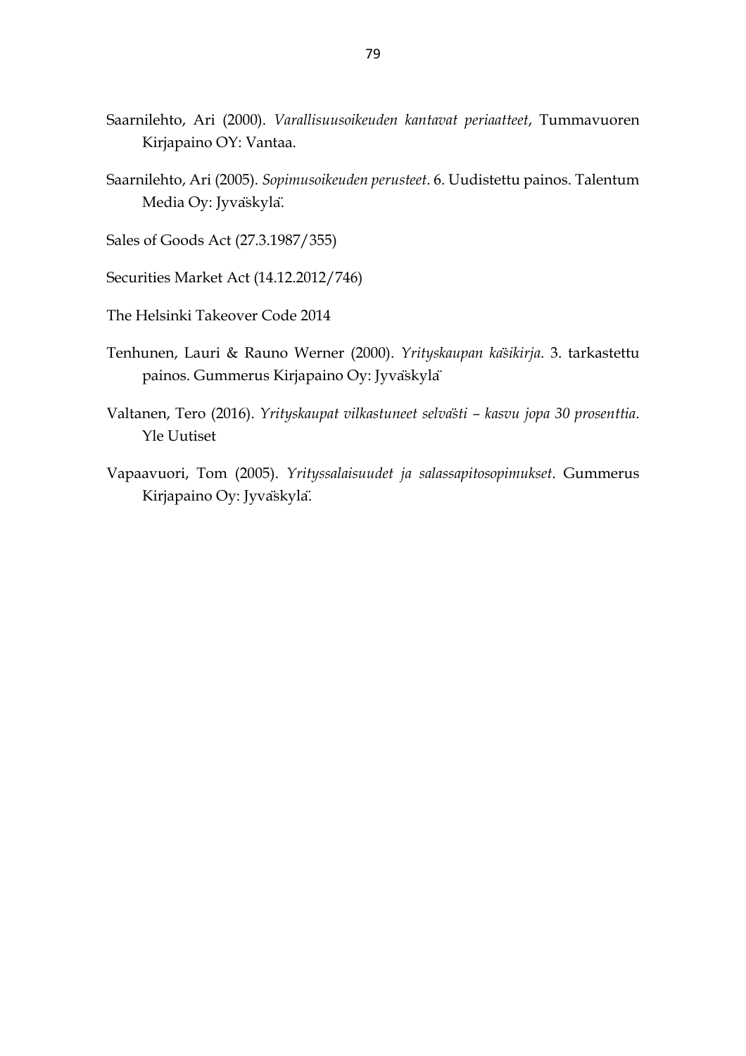Saarnilehto, Ari (2000). *Varallisuusoikeuden kantavat periaatteet*, Tummavuoren Kirjapaino OY: Vantaa.

Saarnilehto, Ari (2005). *Sopimusoikeuden perusteet*. 6. Uudistettu painos. Talentum Media Oy: Jyväskylä.

Sales of Goods Act (27.3.1987/355)

Securities Market Act (14.12.2012/746)

The Helsinki Takeover Code 2014

Tenhunen, Lauri & Rauno Werner (2000). *Yrityskaupan käsikirja*. 3. tarkastettu painos. Gummerus Kirjapaino Oy: Jyväskylä

Valtanen, Tero (2016). *Yrityskaupat vilkastuneet selvästi – kasvu jopa 30 prosenttia*. Yle Uutiset

Vapaavuori, Tom (2005). *Yrityssalaisuudet ja salassapitosopimukset*. Gummerus Kirjapaino Oy: Jyväskylä.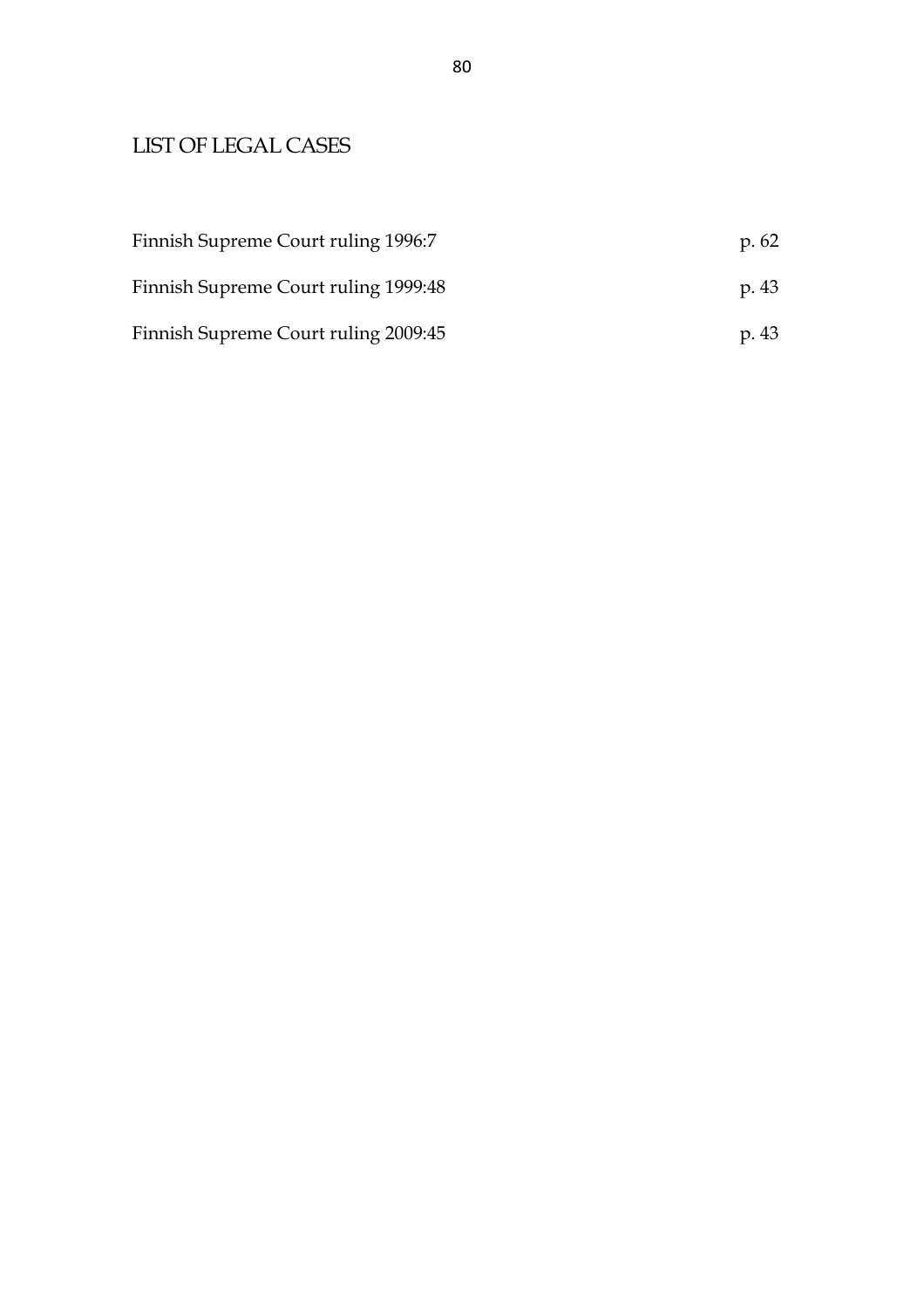# LIST OF LEGAL CASES

| | |
|---|---|
| Finnish Supreme Court ruling 1996:7 | p. 62 |
| Finnish Supreme Court ruling 1999:48 | p. 43 |
| Finnish Supreme Court ruling 2009:45 | p. 43 |